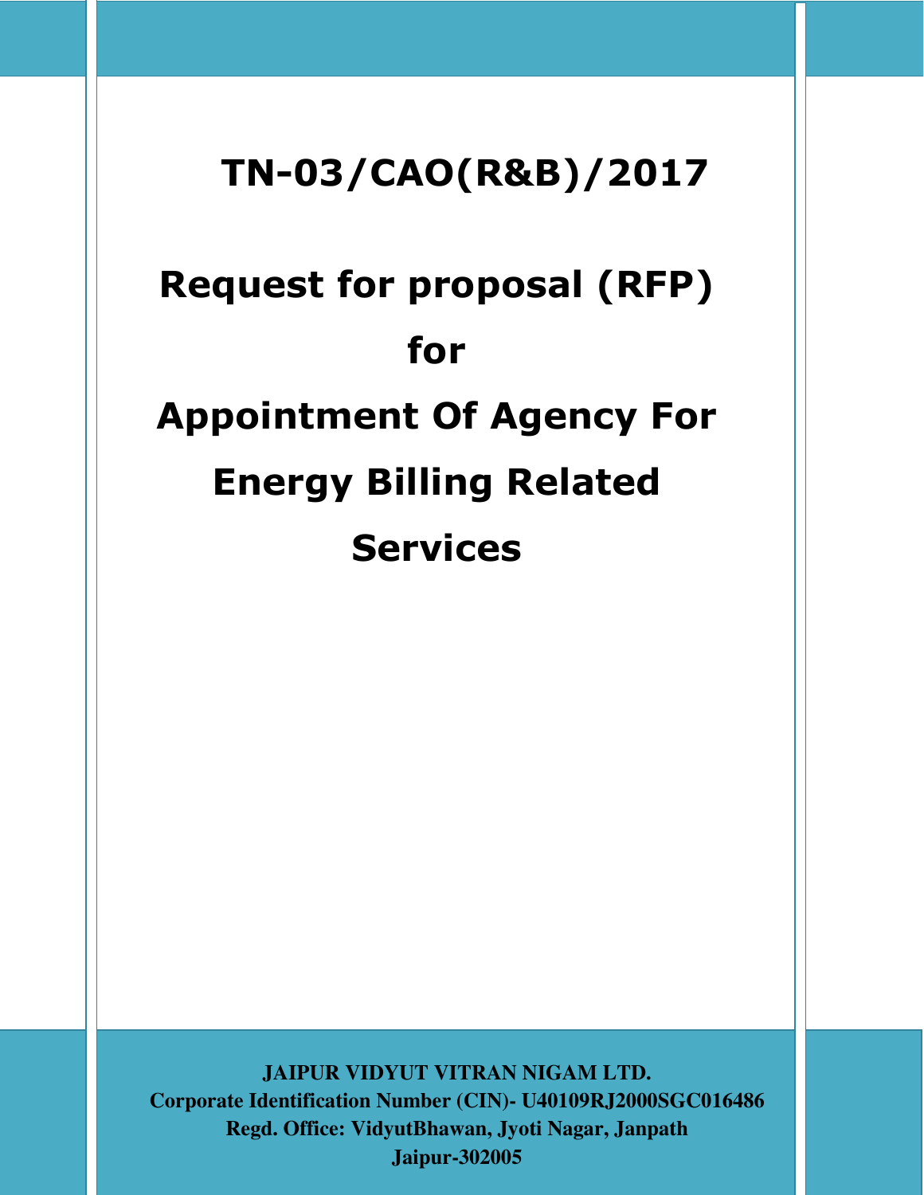# TN-03/CAO(R&B)/2017

# Request for proposal (RFP)

# for

# Appointment Of Agency For Energy Billing Related Services

**JAIPUR VIDYUT VITRAN NIGAM LTD.**
**Corporate Identification Number (CIN)- U40109RJ2000SGC016486**
**Regd. Office: VidyutBhawan, Jyoti Nagar, Janpath**
**Jaipur-302005**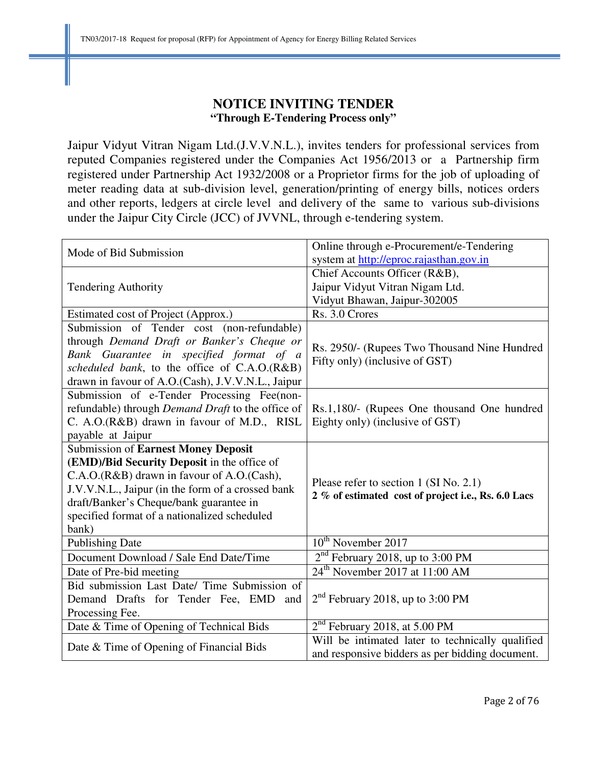# NOTICE INVITING TENDER

**"Through E-Tendering Process only"**

Jaipur Vidyut Vitran Nigam Ltd.(J.V.V.N.L.), invites tenders for professional services from reputed Companies registered under the Companies Act 1956/2013 or a Partnership firm registered under Partnership Act 1932/2008 or a Proprietor firms for the job of uploading of meter reading data at sub-division level, generation/printing of energy bills, notices orders and other reports, ledgers at circle level and delivery of the same to various sub-divisions under the Jaipur City Circle (JCC) of JVVNL, through e-tendering system.

| | |
|---|---|
| Mode of Bid Submission | Online through e-Procurement/e-Tendering system at http://eproc.rajasthan.gov.in |
| Tendering Authority | Chief Accounts Officer (R&B), Jaipur Vidyut Vitran Nigam Ltd. Vidyut Bhawan, Jaipur-302005 |
| Estimated cost of Project (Approx.) | Rs. 3.0 Crores |
| Submission of Tender cost (non-refundable) through *Demand Draft or Banker's Cheque or Bank Guarantee in specified format of a scheduled bank*, to the office of C.A.O.(R&B) drawn in favour of A.O.(Cash), J.V.V.N.L., Jaipur | Rs. 2950/- (Rupees Two Thousand Nine Hundred Fifty only) (inclusive of GST) |
| Submission of e-Tender Processing Fee(non-refundable) through *Demand Draft* to the office of C. A.O.(R&B) drawn in favour of M.D., RISL payable at Jaipur | Rs.1,180/- (Rupees One thousand One hundred Eighty only) (inclusive of GST) |
| Submission of **Earnest Money Deposit (EMD)/Bid Security Deposit** in the office of C.A.O.(R&B) drawn in favour of A.O.(Cash), J.V.V.N.L., Jaipur (in the form of a crossed bank draft/Banker's Cheque/bank guarantee in specified format of a nationalized scheduled bank) | Please refer to section 1 (Sl No. 2.1) **2 % of estimated cost of project i.e., Rs. 6.0 Lacs** |
| Publishing Date | 10th November 2017 |
| Document Download / Sale End Date/Time | 2nd February 2018, up to 3:00 PM |
| Date of Pre-bid meeting | 24th November 2017 at 11:00 AM |
| Bid submission Last Date/ Time Submission of Demand Drafts for Tender Fee, EMD and Processing Fee. | 2nd February 2018, up to 3:00 PM |
| Date & Time of Opening of Technical Bids | 2nd February 2018, at 5.00 PM |
| Date & Time of Opening of Financial Bids | Will be intimated later to technically qualified and responsive bidders as per bidding document. |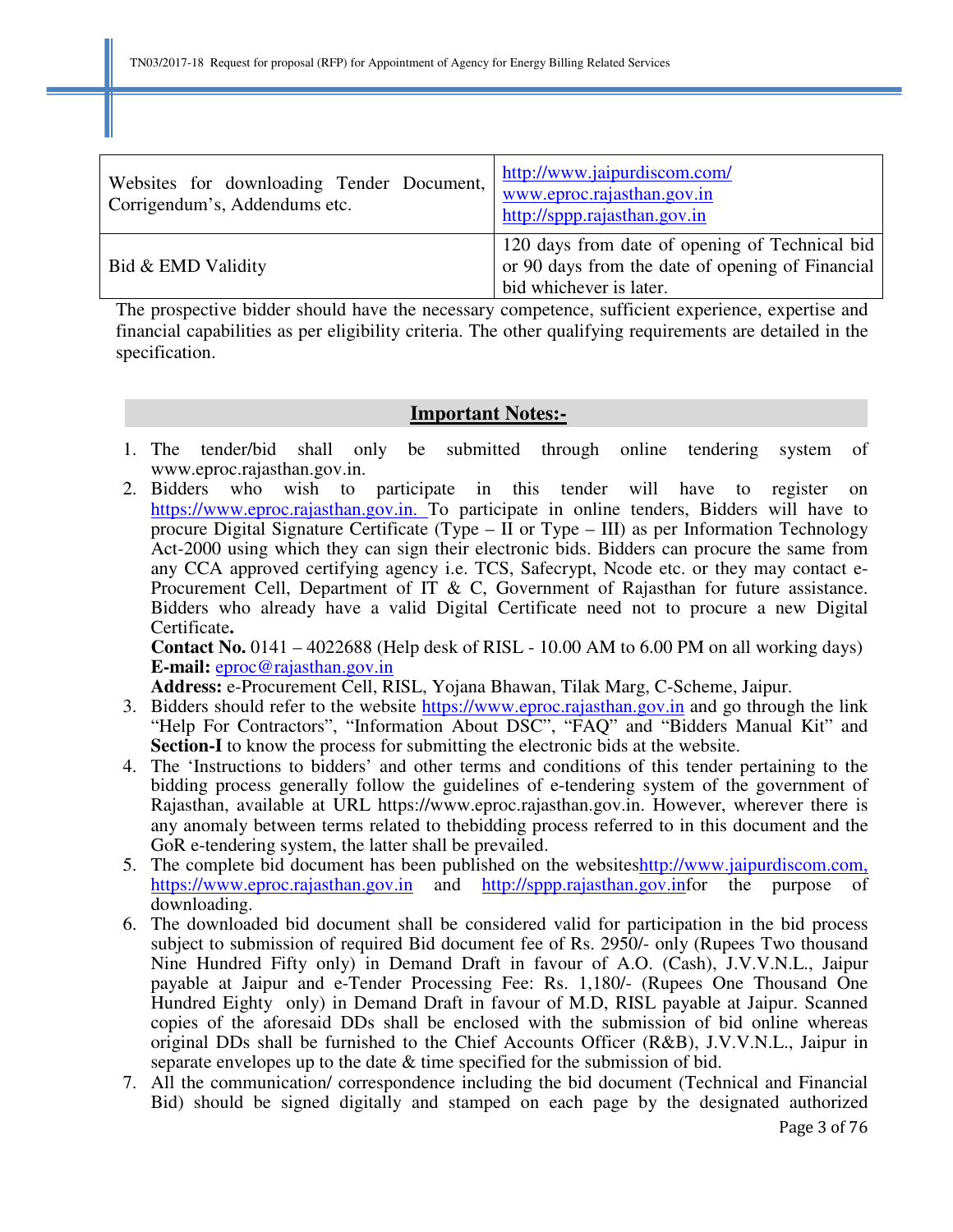| | |
|---|---|
| Websites for downloading Tender Document, Corrigendum's, Addendums etc. | http://www.jaipurdiscom.com/<br>www.eproc.rajasthan.gov.in<br>http://sppp.rajasthan.gov.in |
| Bid & EMD Validity | 120 days from date of opening of Technical bid or 90 days from the date of opening of Financial bid whichever is later. |

The prospective bidder should have the necessary competence, sufficient experience, expertise and financial capabilities as per eligibility criteria. The other qualifying requirements are detailed in the specification.

## Important Notes:-

1. The tender/bid shall only be submitted through online tendering system of www.eproc.rajasthan.gov.in.
2. Bidders who wish to participate in this tender will have to register on https://www.eproc.rajasthan.gov.in. To participate in online tenders, Bidders will have to procure Digital Signature Certificate (Type – II or Type – III) as per Information Technology Act-2000 using which they can sign their electronic bids. Bidders can procure the same from any CCA approved certifying agency i.e. TCS, Safecrypt, Ncode etc. or they may contact e-Procurement Cell, Department of IT & C, Government of Rajasthan for future assistance. Bidders who already have a valid Digital Certificate need not to procure a new Digital Certificate**.**
   **Contact No.** 0141 – 4022688 (Help desk of RISL - 10.00 AM to 6.00 PM on all working days)
   **E-mail:** eproc@rajasthan.gov.in
   **Address:** e-Procurement Cell, RISL, Yojana Bhawan, Tilak Marg, C-Scheme, Jaipur.
3. Bidders should refer to the website https://www.eproc.rajasthan.gov.in and go through the link "Help For Contractors", "Information About DSC", "FAQ" and "Bidders Manual Kit" and **Section-I** to know the process for submitting the electronic bids at the website.
4. The 'Instructions to bidders' and other terms and conditions of this tender pertaining to the bidding process generally follow the guidelines of e-tendering system of the government of Rajasthan, available at URL https://www.eproc.rajasthan.gov.in. However, wherever there is any anomaly between terms related to thebidding process referred to in this document and the GoR e-tendering system, the latter shall be prevailed.
5. The complete bid document has been published on the websiteshttp://www.jaipurdiscom.com, https://www.eproc.rajasthan.gov.in and http://sppp.rajasthan.gov.infor the purpose of downloading.
6. The downloaded bid document shall be considered valid for participation in the bid process subject to submission of required Bid document fee of Rs. 2950/- only (Rupees Two thousand Nine Hundred Fifty only) in Demand Draft in favour of A.O. (Cash), J.V.V.N.L., Jaipur payable at Jaipur and e-Tender Processing Fee: Rs. 1,180/- (Rupees One Thousand One Hundred Eighty only) in Demand Draft in favour of M.D, RISL payable at Jaipur. Scanned copies of the aforesaid DDs shall be enclosed with the submission of bid online whereas original DDs shall be furnished to the Chief Accounts Officer (R&B), J.V.V.N.L., Jaipur in separate envelopes up to the date & time specified for the submission of bid.
7. All the communication/ correspondence including the bid document (Technical and Financial Bid) should be signed digitally and stamped on each page by the designated authorized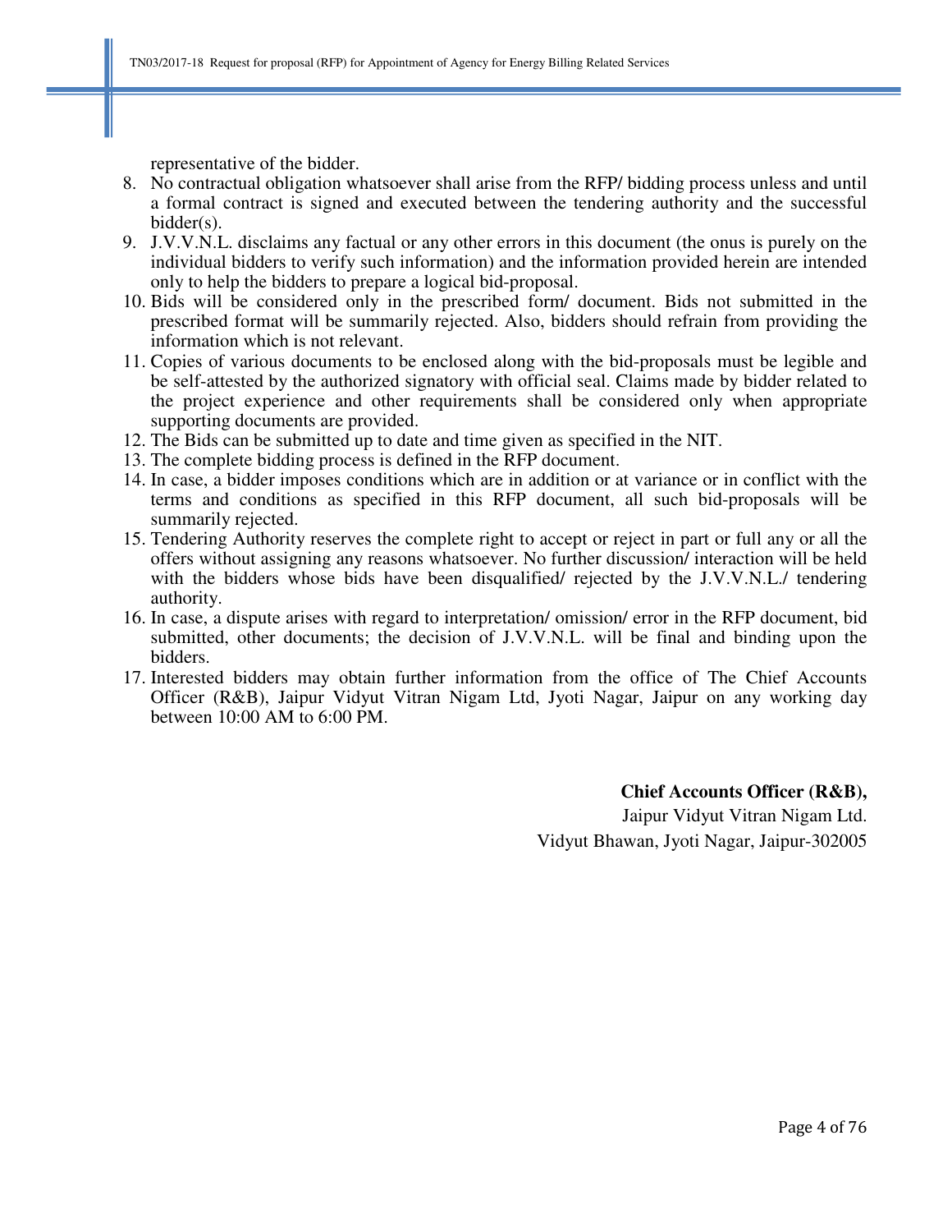representative of the bidder.

8. No contractual obligation whatsoever shall arise from the RFP/ bidding process unless and until a formal contract is signed and executed between the tendering authority and the successful bidder(s).
9. J.V.V.N.L. disclaims any factual or any other errors in this document (the onus is purely on the individual bidders to verify such information) and the information provided herein are intended only to help the bidders to prepare a logical bid-proposal.
10. Bids will be considered only in the prescribed form/ document. Bids not submitted in the prescribed format will be summarily rejected. Also, bidders should refrain from providing the information which is not relevant.
11. Copies of various documents to be enclosed along with the bid-proposals must be legible and be self-attested by the authorized signatory with official seal. Claims made by bidder related to the project experience and other requirements shall be considered only when appropriate supporting documents are provided.
12. The Bids can be submitted up to date and time given as specified in the NIT.
13. The complete bidding process is defined in the RFP document.
14. In case, a bidder imposes conditions which are in addition or at variance or in conflict with the terms and conditions as specified in this RFP document, all such bid-proposals will be summarily rejected.
15. Tendering Authority reserves the complete right to accept or reject in part or full any or all the offers without assigning any reasons whatsoever. No further discussion/ interaction will be held with the bidders whose bids have been disqualified/ rejected by the J.V.V.N.L./ tendering authority.
16. In case, a dispute arises with regard to interpretation/ omission/ error in the RFP document, bid submitted, other documents; the decision of J.V.V.N.L. will be final and binding upon the bidders.
17. Interested bidders may obtain further information from the office of The Chief Accounts Officer (R&B), Jaipur Vidyut Vitran Nigam Ltd, Jyoti Nagar, Jaipur on any working day between 10:00 AM to 6:00 PM.

**Chief Accounts Officer (R&B),**
Jaipur Vidyut Vitran Nigam Ltd.
Vidyut Bhawan, Jyoti Nagar, Jaipur-302005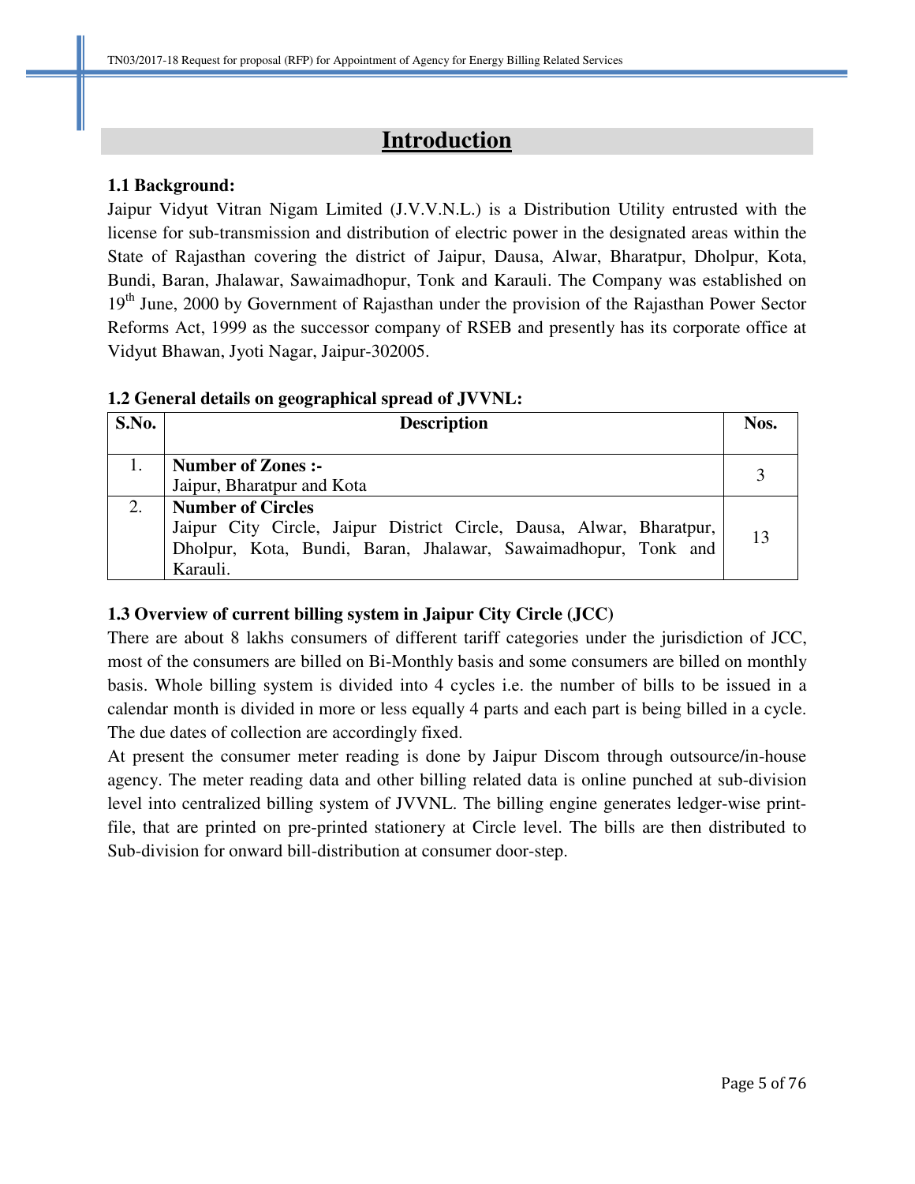# Introduction

**1.1 Background:**

Jaipur Vidyut Vitran Nigam Limited (J.V.V.N.L.) is a Distribution Utility entrusted with the license for sub-transmission and distribution of electric power in the designated areas within the State of Rajasthan covering the district of Jaipur, Dausa, Alwar, Bharatpur, Dholpur, Kota, Bundi, Baran, Jhalawar, Sawaimadhopur, Tonk and Karauli. The Company was established on 19th June, 2000 by Government of Rajasthan under the provision of the Rajasthan Power Sector Reforms Act, 1999 as the successor company of RSEB and presently has its corporate office at Vidyut Bhawan, Jyoti Nagar, Jaipur-302005.

**1.2 General details on geographical spread of JVVNL:**

| S.No. | Description | Nos. |
|---|---|---|
| 1. | **Number of Zones :-** Jaipur, Bharatpur and Kota | 3 |
| 2. | **Number of Circles** Jaipur City Circle, Jaipur District Circle, Dausa, Alwar, Bharatpur, Dholpur, Kota, Bundi, Baran, Jhalawar, Sawaimadhopur, Tonk and Karauli. | 13 |

**1.3 Overview of current billing system in Jaipur City Circle (JCC)**

There are about 8 lakhs consumers of different tariff categories under the jurisdiction of JCC, most of the consumers are billed on Bi-Monthly basis and some consumers are billed on monthly basis. Whole billing system is divided into 4 cycles i.e. the number of bills to be issued in a calendar month is divided in more or less equally 4 parts and each part is being billed in a cycle. The due dates of collection are accordingly fixed.

At present the consumer meter reading is done by Jaipur Discom through outsource/in-house agency. The meter reading data and other billing related data is online punched at sub-division level into centralized billing system of JVVNL. The billing engine generates ledger-wise print-file, that are printed on pre-printed stationery at Circle level. The bills are then distributed to Sub-division for onward bill-distribution at consumer door-step.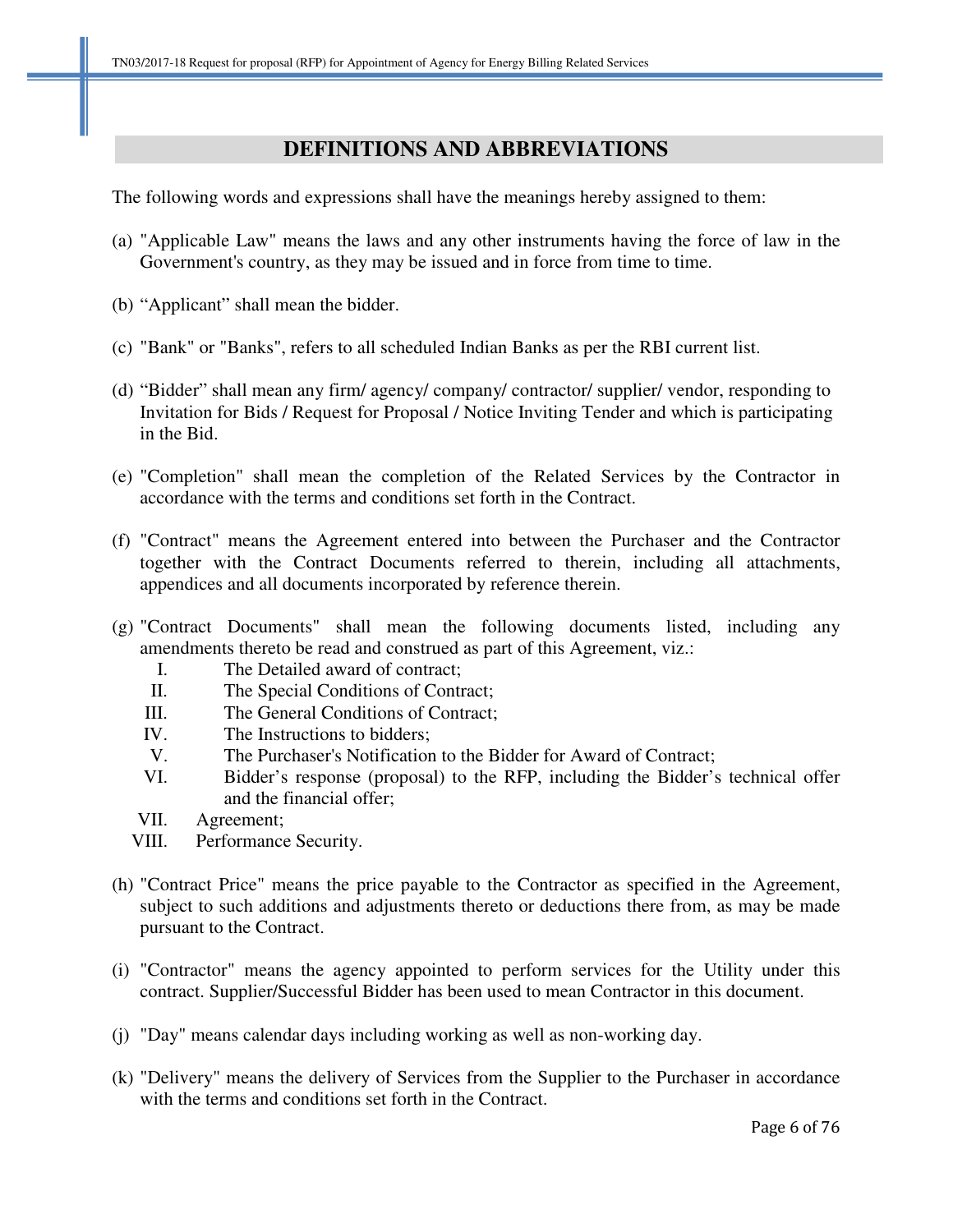## DEFINITIONS AND ABBREVIATIONS

The following words and expressions shall have the meanings hereby assigned to them:

(a) "Applicable Law" means the laws and any other instruments having the force of law in the Government's country, as they may be issued and in force from time to time.

(b) “Applicant” shall mean the bidder.

(c) "Bank" or "Banks", refers to all scheduled Indian Banks as per the RBI current list.

(d) “Bidder” shall mean any firm/ agency/ company/ contractor/ supplier/ vendor, responding to Invitation for Bids / Request for Proposal / Notice Inviting Tender and which is participating in the Bid.

(e) "Completion" shall mean the completion of the Related Services by the Contractor in accordance with the terms and conditions set forth in the Contract.

(f) "Contract" means the Agreement entered into between the Purchaser and the Contractor together with the Contract Documents referred to therein, including all attachments, appendices and all documents incorporated by reference therein.

(g) "Contract Documents" shall mean the following documents listed, including any amendments thereto be read and construed as part of this Agreement, viz.:

   I. The Detailed award of contract;
   II. The Special Conditions of Contract;
   III. The General Conditions of Contract;
   IV. The Instructions to bidders;
   V. The Purchaser's Notification to the Bidder for Award of Contract;
   VI. Bidder’s response (proposal) to the RFP, including the Bidder’s technical offer and the financial offer;
   VII. Agreement;
   VIII. Performance Security.

(h) "Contract Price" means the price payable to the Contractor as specified in the Agreement, subject to such additions and adjustments thereto or deductions there from, as may be made pursuant to the Contract.

(i) "Contractor" means the agency appointed to perform services for the Utility under this contract. Supplier/Successful Bidder has been used to mean Contractor in this document.

(j) "Day" means calendar days including working as well as non-working day.

(k) "Delivery" means the delivery of Services from the Supplier to the Purchaser in accordance with the terms and conditions set forth in the Contract.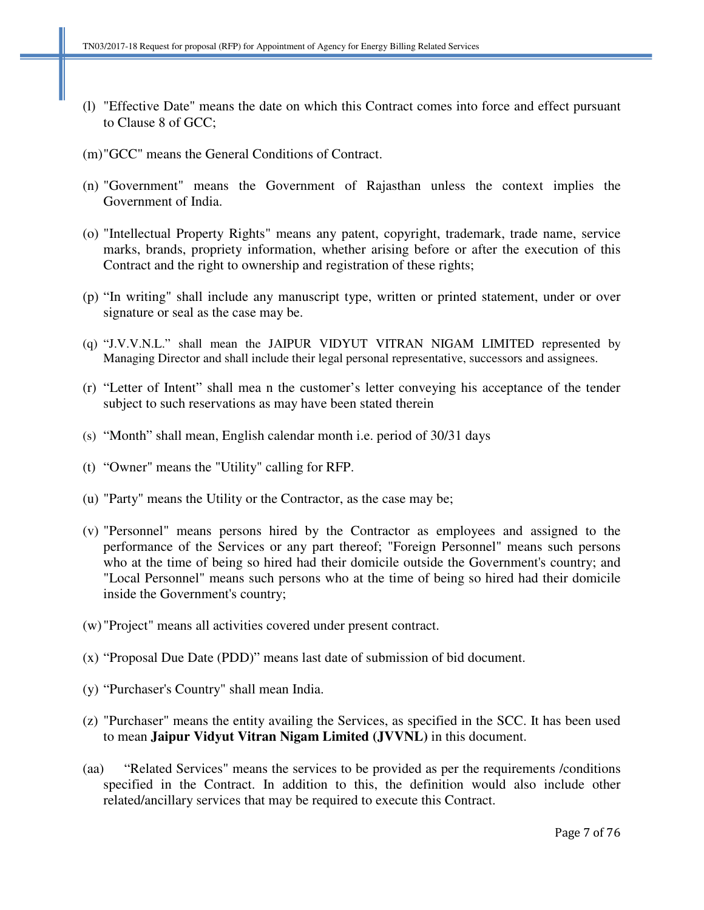(l) "Effective Date" means the date on which this Contract comes into force and effect pursuant to Clause 8 of GCC;

(m) "GCC" means the General Conditions of Contract.

(n) "Government" means the Government of Rajasthan unless the context implies the Government of India.

(o) "Intellectual Property Rights" means any patent, copyright, trademark, trade name, service marks, brands, propriety information, whether arising before or after the execution of this Contract and the right to ownership and registration of these rights;

(p) "In writing" shall include any manuscript type, written or printed statement, under or over signature or seal as the case may be.

(q) "J.V.V.N.L." shall mean the JAIPUR VIDYUT VITRAN NIGAM LIMITED represented by Managing Director and shall include their legal personal representative, successors and assignees.

(r) "Letter of Intent" shall mea n the customer's letter conveying his acceptance of the tender subject to such reservations as may have been stated therein

(s) "Month" shall mean, English calendar month i.e. period of 30/31 days

(t) "Owner" means the "Utility" calling for RFP.

(u) "Party" means the Utility or the Contractor, as the case may be;

(v) "Personnel" means persons hired by the Contractor as employees and assigned to the performance of the Services or any part thereof; "Foreign Personnel" means such persons who at the time of being so hired had their domicile outside the Government's country; and "Local Personnel" means such persons who at the time of being so hired had their domicile inside the Government's country;

(w) "Project" means all activities covered under present contract.

(x) "Proposal Due Date (PDD)" means last date of submission of bid document.

(y) "Purchaser's Country" shall mean India.

(z) "Purchaser" means the entity availing the Services, as specified in the SCC. It has been used to mean **Jaipur Vidyut Vitran Nigam Limited (JVVNL)** in this document.

(aa) "Related Services" means the services to be provided as per the requirements /conditions specified in the Contract. In addition to this, the definition would also include other related/ancillary services that may be required to execute this Contract.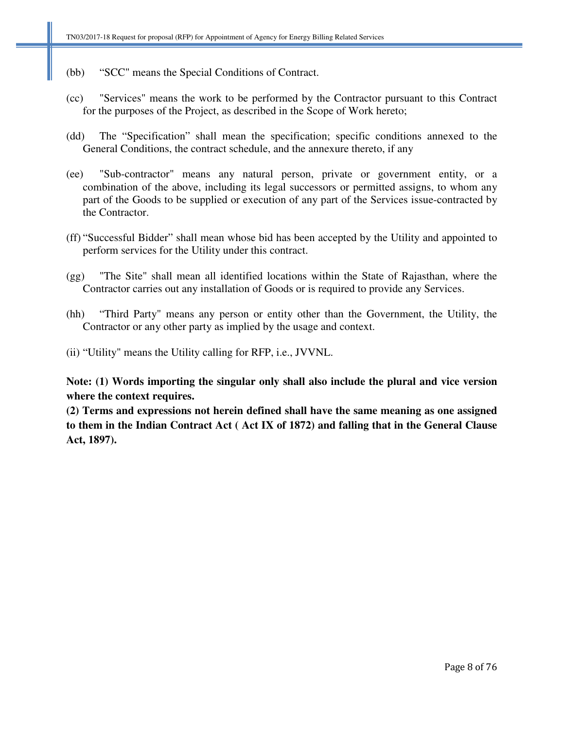(bb) “SCC" means the Special Conditions of Contract.

(cc) "Services" means the work to be performed by the Contractor pursuant to this Contract for the purposes of the Project, as described in the Scope of Work hereto;

(dd) The “Specification” shall mean the specification; specific conditions annexed to the General Conditions, the contract schedule, and the annexure thereto, if any

(ee) "Sub-contractor" means any natural person, private or government entity, or a combination of the above, including its legal successors or permitted assigns, to whom any part of the Goods to be supplied or execution of any part of the Services issue-contracted by the Contractor.

(ff) “Successful Bidder” shall mean whose bid has been accepted by the Utility and appointed to perform services for the Utility under this contract.

(gg) "The Site" shall mean all identified locations within the State of Rajasthan, where the Contractor carries out any installation of Goods or is required to provide any Services.

(hh) “Third Party" means any person or entity other than the Government, the Utility, the Contractor or any other party as implied by the usage and context.

(ii) “Utility" means the Utility calling for RFP, i.e., JVVNL.

**Note: (1) Words importing the singular only shall also include the plural and vice version where the context requires.**

**(2) Terms and expressions not herein defined shall have the same meaning as one assigned to them in the Indian Contract Act ( Act IX of 1872) and falling that in the General Clause Act, 1897).**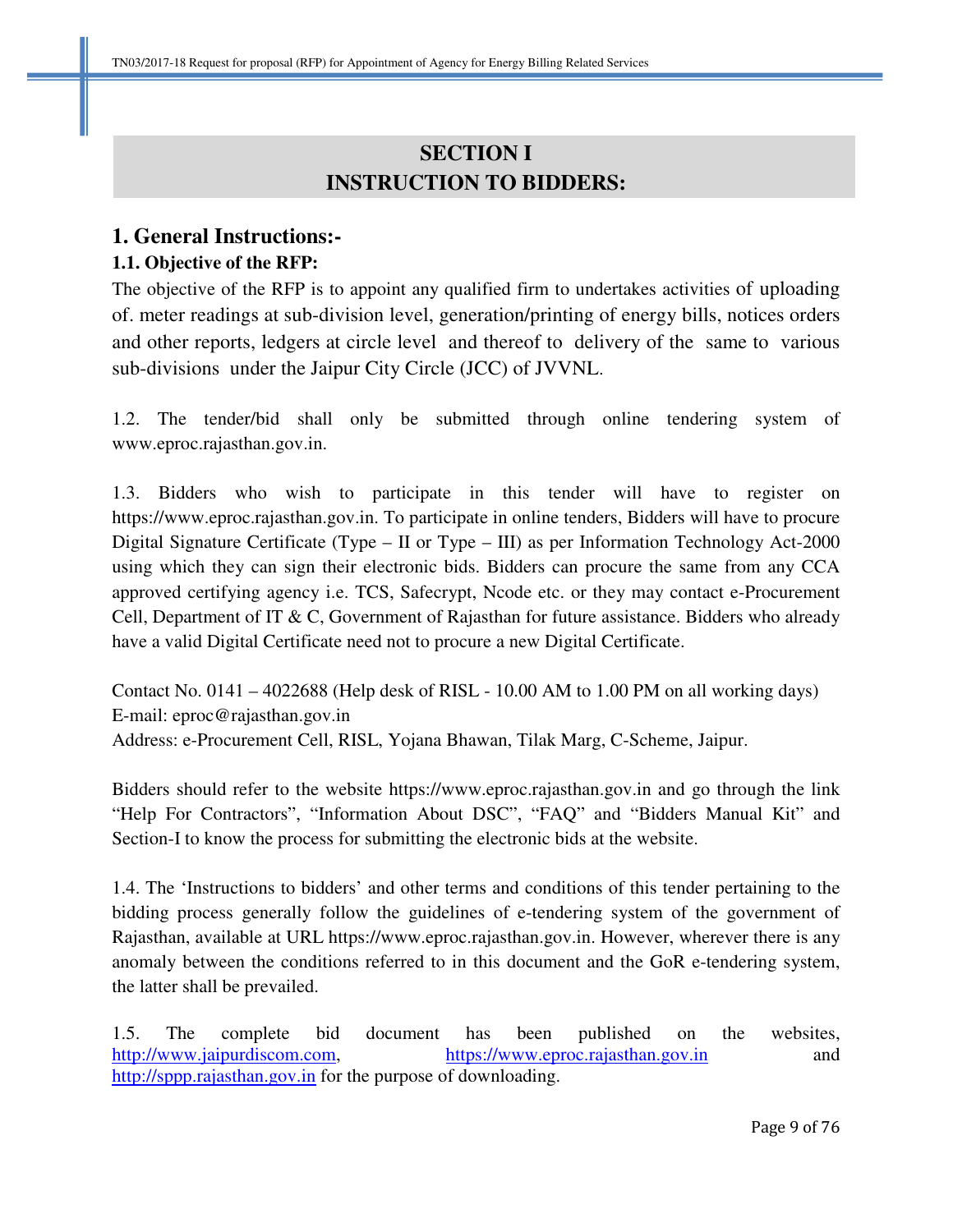# SECTION I
# INSTRUCTION TO BIDDERS:

## 1. General Instructions:-

### 1.1. Objective of the RFP:

The objective of the RFP is to appoint any qualified firm to undertakes activities of uploading of. meter readings at sub-division level, generation/printing of energy bills, notices orders and other reports, ledgers at circle level and thereof to delivery of the same to various sub-divisions under the Jaipur City Circle (JCC) of JVVNL.

1.2. The tender/bid shall only be submitted through online tendering system of www.eproc.rajasthan.gov.in.

1.3. Bidders who wish to participate in this tender will have to register on https://www.eproc.rajasthan.gov.in. To participate in online tenders, Bidders will have to procure Digital Signature Certificate (Type – II or Type – III) as per Information Technology Act-2000 using which they can sign their electronic bids. Bidders can procure the same from any CCA approved certifying agency i.e. TCS, Safecrypt, Ncode etc. or they may contact e-Procurement Cell, Department of IT & C, Government of Rajasthan for future assistance. Bidders who already have a valid Digital Certificate need not to procure a new Digital Certificate.

Contact No. 0141 – 4022688 (Help desk of RISL - 10.00 AM to 1.00 PM on all working days)
E-mail: eproc@rajasthan.gov.in
Address: e-Procurement Cell, RISL, Yojana Bhawan, Tilak Marg, C-Scheme, Jaipur.

Bidders should refer to the website https://www.eproc.rajasthan.gov.in and go through the link "Help For Contractors", "Information About DSC", "FAQ" and "Bidders Manual Kit" and Section-I to know the process for submitting the electronic bids at the website.

1.4. The 'Instructions to bidders' and other terms and conditions of this tender pertaining to the bidding process generally follow the guidelines of e-tendering system of the government of Rajasthan, available at URL https://www.eproc.rajasthan.gov.in. However, wherever there is any anomaly between the conditions referred to in this document and the GoR e-tendering system, the latter shall be prevailed.

1.5. The complete bid document has been published on the websites, http://www.jaipurdiscom.com, https://www.eproc.rajasthan.gov.in and http://sppp.rajasthan.gov.in for the purpose of downloading.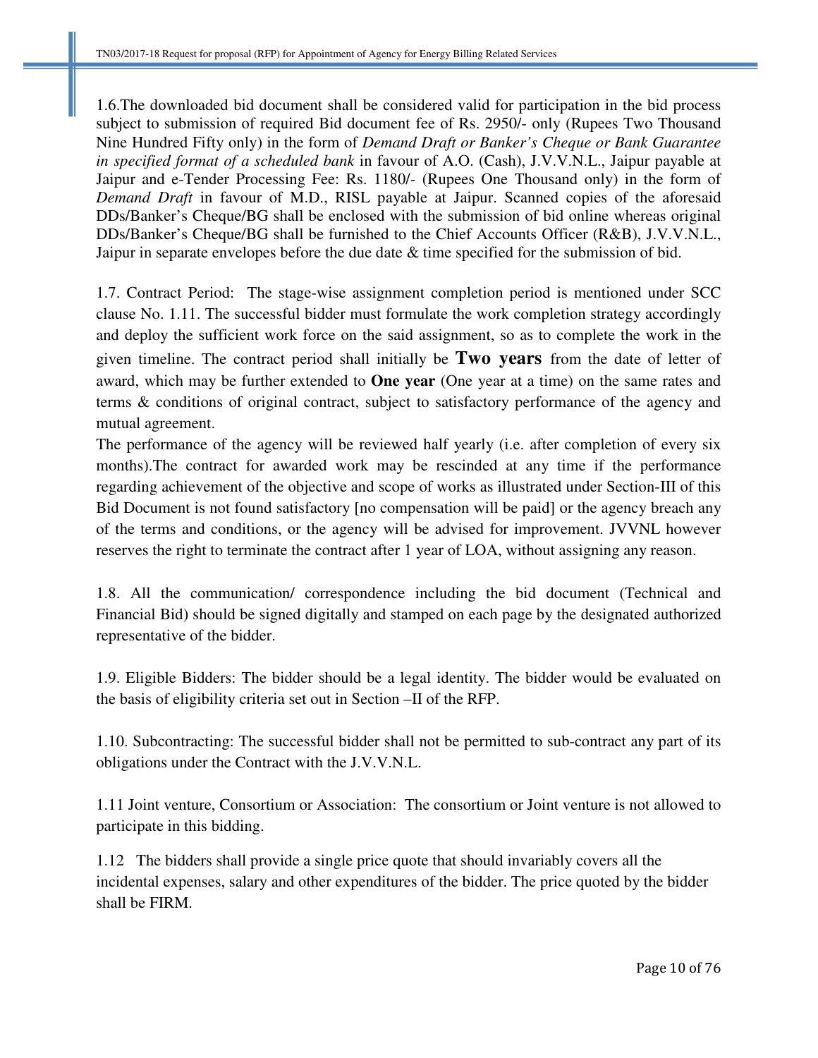1.6.The downloaded bid document shall be considered valid for participation in the bid process subject to submission of required Bid document fee of Rs. 2950/- only (Rupees Two Thousand Nine Hundred Fifty only) in the form of *Demand Draft or Banker's Cheque or Bank Guarantee in specified format of a scheduled bank* in favour of A.O. (Cash), J.V.V.N.L., Jaipur payable at Jaipur and e-Tender Processing Fee: Rs. 1180/- (Rupees One Thousand only) in the form of *Demand Draft* in favour of M.D., RISL payable at Jaipur. Scanned copies of the aforesaid DDs/Banker's Cheque/BG shall be enclosed with the submission of bid online whereas original DDs/Banker's Cheque/BG shall be furnished to the Chief Accounts Officer (R&B), J.V.V.N.L., Jaipur in separate envelopes before the due date & time specified for the submission of bid.

1.7. Contract Period: The stage-wise assignment completion period is mentioned under SCC clause No. 1.11. The successful bidder must formulate the work completion strategy accordingly and deploy the sufficient work force on the said assignment, so as to complete the work in the given timeline. The contract period shall initially be **Two years** from the date of letter of award, which may be further extended to **One year** (One year at a time) on the same rates and terms & conditions of original contract, subject to satisfactory performance of the agency and mutual agreement.
The performance of the agency will be reviewed half yearly (i.e. after completion of every six months).The contract for awarded work may be rescinded at any time if the performance regarding achievement of the objective and scope of works as illustrated under Section-III of this Bid Document is not found satisfactory [no compensation will be paid] or the agency breach any of the terms and conditions, or the agency will be advised for improvement. JVVNL however reserves the right to terminate the contract after 1 year of LOA, without assigning any reason.

1.8. All the communication/ correspondence including the bid document (Technical and Financial Bid) should be signed digitally and stamped on each page by the designated authorized representative of the bidder.

1.9. Eligible Bidders: The bidder should be a legal identity. The bidder would be evaluated on the basis of eligibility criteria set out in Section –II of the RFP.

1.10. Subcontracting: The successful bidder shall not be permitted to sub-contract any part of its obligations under the Contract with the J.V.V.N.L.

1.11 Joint venture, Consortium or Association: The consortium or Joint venture is not allowed to participate in this bidding.

1.12 The bidders shall provide a single price quote that should invariably covers all the incidental expenses, salary and other expenditures of the bidder. The price quoted by the bidder shall be FIRM.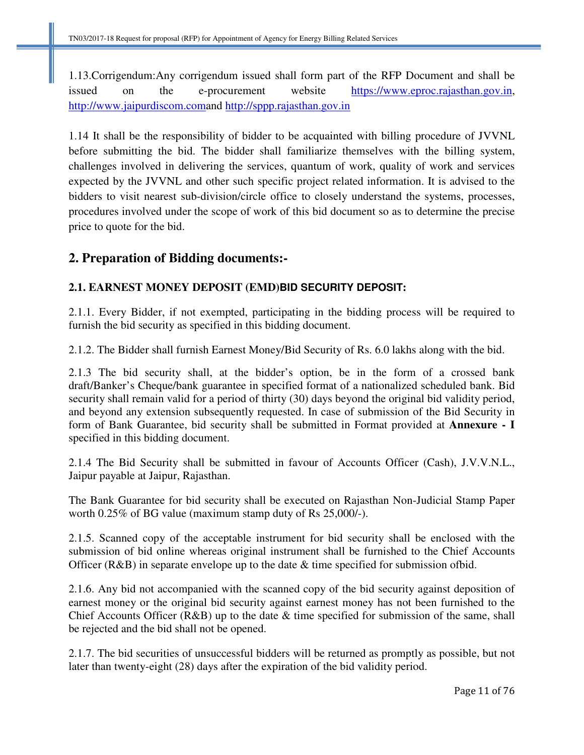1.13.Corrigendum:Any corrigendum issued shall form part of the RFP Document and shall be issued on the e-procurement website https://www.eproc.rajasthan.gov.in, http://www.jaipurdiscom.comand http://sppp.rajasthan.gov.in

1.14 It shall be the responsibility of bidder to be acquainted with billing procedure of JVVNL before submitting the bid. The bidder shall familiarize themselves with the billing system, challenges involved in delivering the services, quantum of work, quality of work and services expected by the JVVNL and other such specific project related information. It is advised to the bidders to visit nearest sub-division/circle office to closely understand the systems, processes, procedures involved under the scope of work of this bid document so as to determine the precise price to quote for the bid.

## 2. Preparation of Bidding documents:-

### 2.1. EARNEST MONEY DEPOSIT (EMD)BID SECURITY DEPOSIT:

2.1.1. Every Bidder, if not exempted, participating in the bidding process will be required to furnish the bid security as specified in this bidding document.

2.1.2. The Bidder shall furnish Earnest Money/Bid Security of Rs. 6.0 lakhs along with the bid.

2.1.3 The bid security shall, at the bidder's option, be in the form of a crossed bank draft/Banker's Cheque/bank guarantee in specified format of a nationalized scheduled bank. Bid security shall remain valid for a period of thirty (30) days beyond the original bid validity period, and beyond any extension subsequently requested. In case of submission of the Bid Security in form of Bank Guarantee, bid security shall be submitted in Format provided at **Annexure - I** specified in this bidding document.

2.1.4 The Bid Security shall be submitted in favour of Accounts Officer (Cash), J.V.V.N.L., Jaipur payable at Jaipur, Rajasthan.

The Bank Guarantee for bid security shall be executed on Rajasthan Non-Judicial Stamp Paper worth 0.25% of BG value (maximum stamp duty of Rs 25,000/-).

2.1.5. Scanned copy of the acceptable instrument for bid security shall be enclosed with the submission of bid online whereas original instrument shall be furnished to the Chief Accounts Officer (R&B) in separate envelope up to the date & time specified for submission ofbid.

2.1.6. Any bid not accompanied with the scanned copy of the bid security against deposition of earnest money or the original bid security against earnest money has not been furnished to the Chief Accounts Officer (R&B) up to the date & time specified for submission of the same, shall be rejected and the bid shall not be opened.

2.1.7. The bid securities of unsuccessful bidders will be returned as promptly as possible, but not later than twenty-eight (28) days after the expiration of the bid validity period.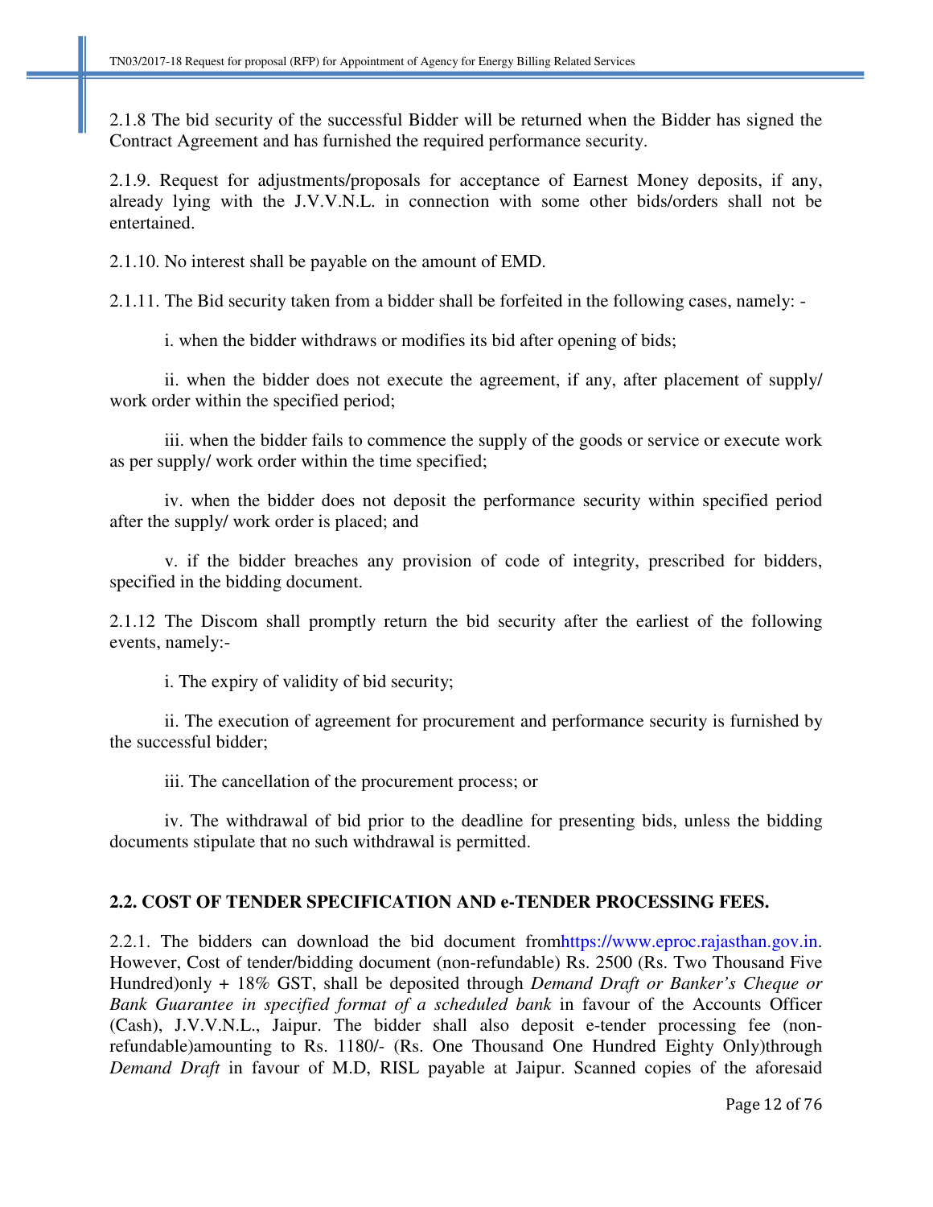2.1.8 The bid security of the successful Bidder will be returned when the Bidder has signed the Contract Agreement and has furnished the required performance security.

2.1.9. Request for adjustments/proposals for acceptance of Earnest Money deposits, if any, already lying with the J.V.V.N.L. in connection with some other bids/orders shall not be entertained.

2.1.10. No interest shall be payable on the amount of EMD.

2.1.11. The Bid security taken from a bidder shall be forfeited in the following cases, namely: -

i. when the bidder withdraws or modifies its bid after opening of bids;

ii. when the bidder does not execute the agreement, if any, after placement of supply/ work order within the specified period;

iii. when the bidder fails to commence the supply of the goods or service or execute work as per supply/ work order within the time specified;

iv. when the bidder does not deposit the performance security within specified period after the supply/ work order is placed; and

v. if the bidder breaches any provision of code of integrity, prescribed for bidders, specified in the bidding document.

2.1.12 The Discom shall promptly return the bid security after the earliest of the following events, namely:-

i. The expiry of validity of bid security;

ii. The execution of agreement for procurement and performance security is furnished by the successful bidder;

iii. The cancellation of the procurement process; or

iv. The withdrawal of bid prior to the deadline for presenting bids, unless the bidding documents stipulate that no such withdrawal is permitted.

## 2.2. COST OF TENDER SPECIFICATION AND e-TENDER PROCESSING FEES.

2.2.1. The bidders can download the bid document fromhttps://www.eproc.rajasthan.gov.in. However, Cost of tender/bidding document (non-refundable) Rs. 2500 (Rs. Two Thousand Five Hundred)only + 18% GST, shall be deposited through *Demand Draft or Banker's Cheque or Bank Guarantee in specified format of a scheduled bank* in favour of the Accounts Officer (Cash), J.V.V.N.L., Jaipur. The bidder shall also deposit e-tender processing fee (non-refundable)amounting to Rs. 1180/- (Rs. One Thousand One Hundred Eighty Only)through *Demand Draft* in favour of M.D, RISL payable at Jaipur. Scanned copies of the aforesaid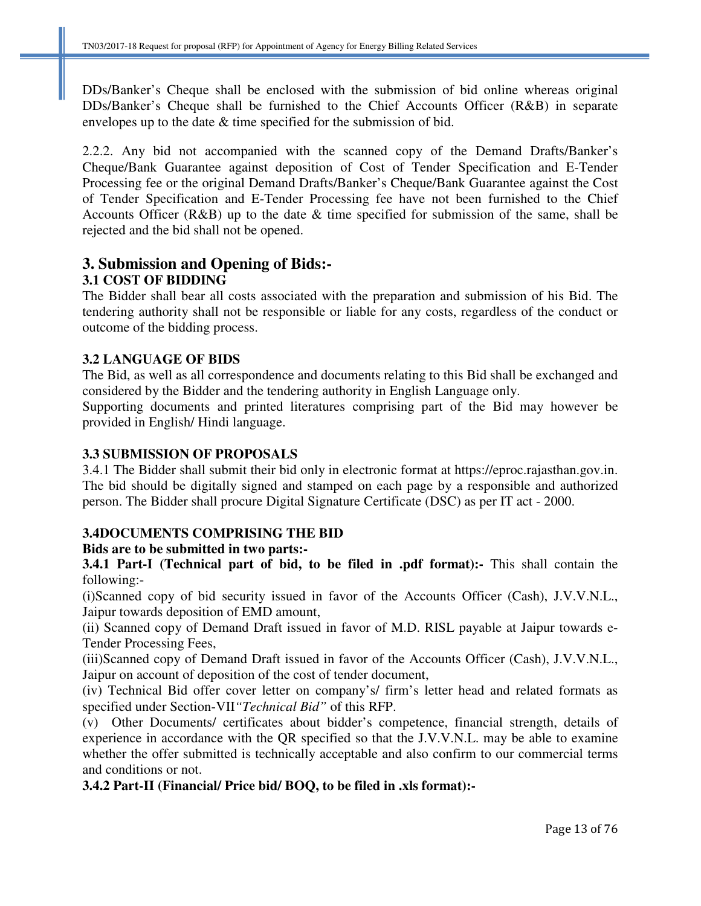DDs/Banker's Cheque shall be enclosed with the submission of bid online whereas original DDs/Banker's Cheque shall be furnished to the Chief Accounts Officer (R&B) in separate envelopes up to the date & time specified for the submission of bid.

2.2.2. Any bid not accompanied with the scanned copy of the Demand Drafts/Banker's Cheque/Bank Guarantee against deposition of Cost of Tender Specification and E-Tender Processing fee or the original Demand Drafts/Banker's Cheque/Bank Guarantee against the Cost of Tender Specification and E-Tender Processing fee have not been furnished to the Chief Accounts Officer (R&B) up to the date & time specified for submission of the same, shall be rejected and the bid shall not be opened.

## 3. Submission and Opening of Bids:-

### 3.1 COST OF BIDDING

The Bidder shall bear all costs associated with the preparation and submission of his Bid. The tendering authority shall not be responsible or liable for any costs, regardless of the conduct or outcome of the bidding process.

### 3.2 LANGUAGE OF BIDS

The Bid, as well as all correspondence and documents relating to this Bid shall be exchanged and considered by the Bidder and the tendering authority in English Language only.

Supporting documents and printed literatures comprising part of the Bid may however be provided in English/ Hindi language.

### 3.3 SUBMISSION OF PROPOSALS

3.4.1 The Bidder shall submit their bid only in electronic format at https://eproc.rajasthan.gov.in. The bid should be digitally signed and stamped on each page by a responsible and authorized person. The Bidder shall procure Digital Signature Certificate (DSC) as per IT act - 2000.

### 3.4DOCUMENTS COMPRISING THE BID

**Bids are to be submitted in two parts:-**

**3.4.1 Part-I (Technical part of bid, to be filed in .pdf format):-** This shall contain the following:-

(i)Scanned copy of bid security issued in favor of the Accounts Officer (Cash), J.V.V.N.L., Jaipur towards deposition of EMD amount,

(ii) Scanned copy of Demand Draft issued in favor of M.D. RISL payable at Jaipur towards e-Tender Processing Fees,

(iii)Scanned copy of Demand Draft issued in favor of the Accounts Officer (Cash), J.V.V.N.L., Jaipur on account of deposition of the cost of tender document,

(iv) Technical Bid offer cover letter on company's/ firm's letter head and related formats as specified under Section-VII*"Technical Bid"* of this RFP.

(v) Other Documents/ certificates about bidder's competence, financial strength, details of experience in accordance with the QR specified so that the J.V.V.N.L. may be able to examine whether the offer submitted is technically acceptable and also confirm to our commercial terms and conditions or not.

**3.4.2 Part-II (Financial/ Price bid/ BOQ, to be filed in .xls format):-**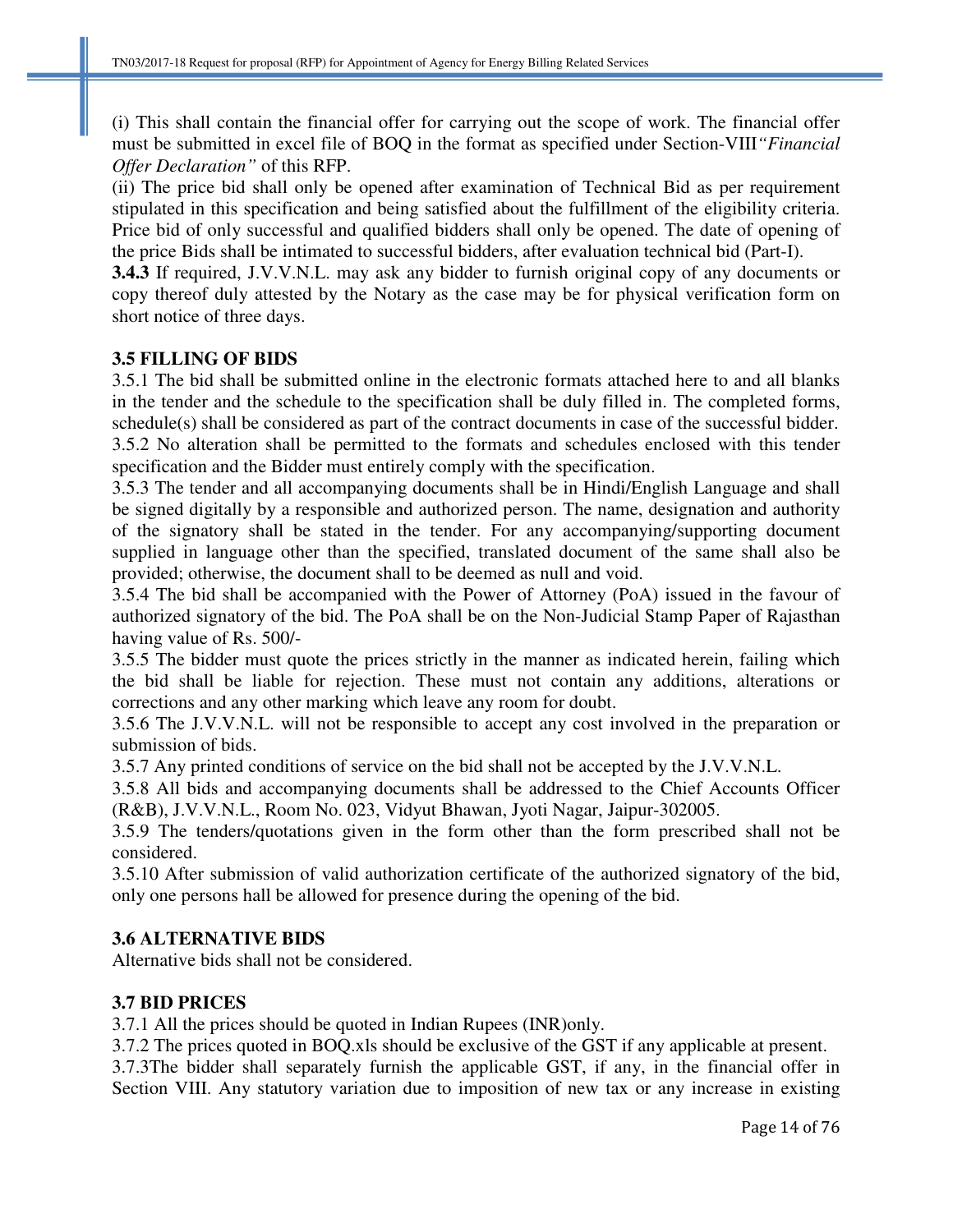(i) This shall contain the financial offer for carrying out the scope of work. The financial offer must be submitted in excel file of BOQ in the format as specified under Section-VIII*"Financial Offer Declaration"* of this RFP.

(ii) The price bid shall only be opened after examination of Technical Bid as per requirement stipulated in this specification and being satisfied about the fulfillment of the eligibility criteria. Price bid of only successful and qualified bidders shall only be opened. The date of opening of the price Bids shall be intimated to successful bidders, after evaluation technical bid (Part-I).

**3.4.3** If required, J.V.V.N.L. may ask any bidder to furnish original copy of any documents or copy thereof duly attested by the Notary as the case may be for physical verification form on short notice of three days.

### 3.5 FILLING OF BIDS

3.5.1 The bid shall be submitted online in the electronic formats attached here to and all blanks in the tender and the schedule to the specification shall be duly filled in. The completed forms, schedule(s) shall be considered as part of the contract documents in case of the successful bidder.

3.5.2 No alteration shall be permitted to the formats and schedules enclosed with this tender specification and the Bidder must entirely comply with the specification.

3.5.3 The tender and all accompanying documents shall be in Hindi/English Language and shall be signed digitally by a responsible and authorized person. The name, designation and authority of the signatory shall be stated in the tender. For any accompanying/supporting document supplied in language other than the specified, translated document of the same shall also be provided; otherwise, the document shall to be deemed as null and void.

3.5.4 The bid shall be accompanied with the Power of Attorney (PoA) issued in the favour of authorized signatory of the bid. The PoA shall be on the Non-Judicial Stamp Paper of Rajasthan having value of Rs. 500/-

3.5.5 The bidder must quote the prices strictly in the manner as indicated herein, failing which the bid shall be liable for rejection. These must not contain any additions, alterations or corrections and any other marking which leave any room for doubt.

3.5.6 The J.V.V.N.L. will not be responsible to accept any cost involved in the preparation or submission of bids.

3.5.7 Any printed conditions of service on the bid shall not be accepted by the J.V.V.N.L.

3.5.8 All bids and accompanying documents shall be addressed to the Chief Accounts Officer (R&B), J.V.V.N.L., Room No. 023, Vidyut Bhawan, Jyoti Nagar, Jaipur-302005.

3.5.9 The tenders/quotations given in the form other than the form prescribed shall not be considered.

3.5.10 After submission of valid authorization certificate of the authorized signatory of the bid, only one persons hall be allowed for presence during the opening of the bid.

### 3.6 ALTERNATIVE BIDS

Alternative bids shall not be considered.

### 3.7 BID PRICES

3.7.1 All the prices should be quoted in Indian Rupees (INR)only.

3.7.2 The prices quoted in BOQ.xls should be exclusive of the GST if any applicable at present.

3.7.3The bidder shall separately furnish the applicable GST, if any, in the financial offer in Section VIII. Any statutory variation due to imposition of new tax or any increase in existing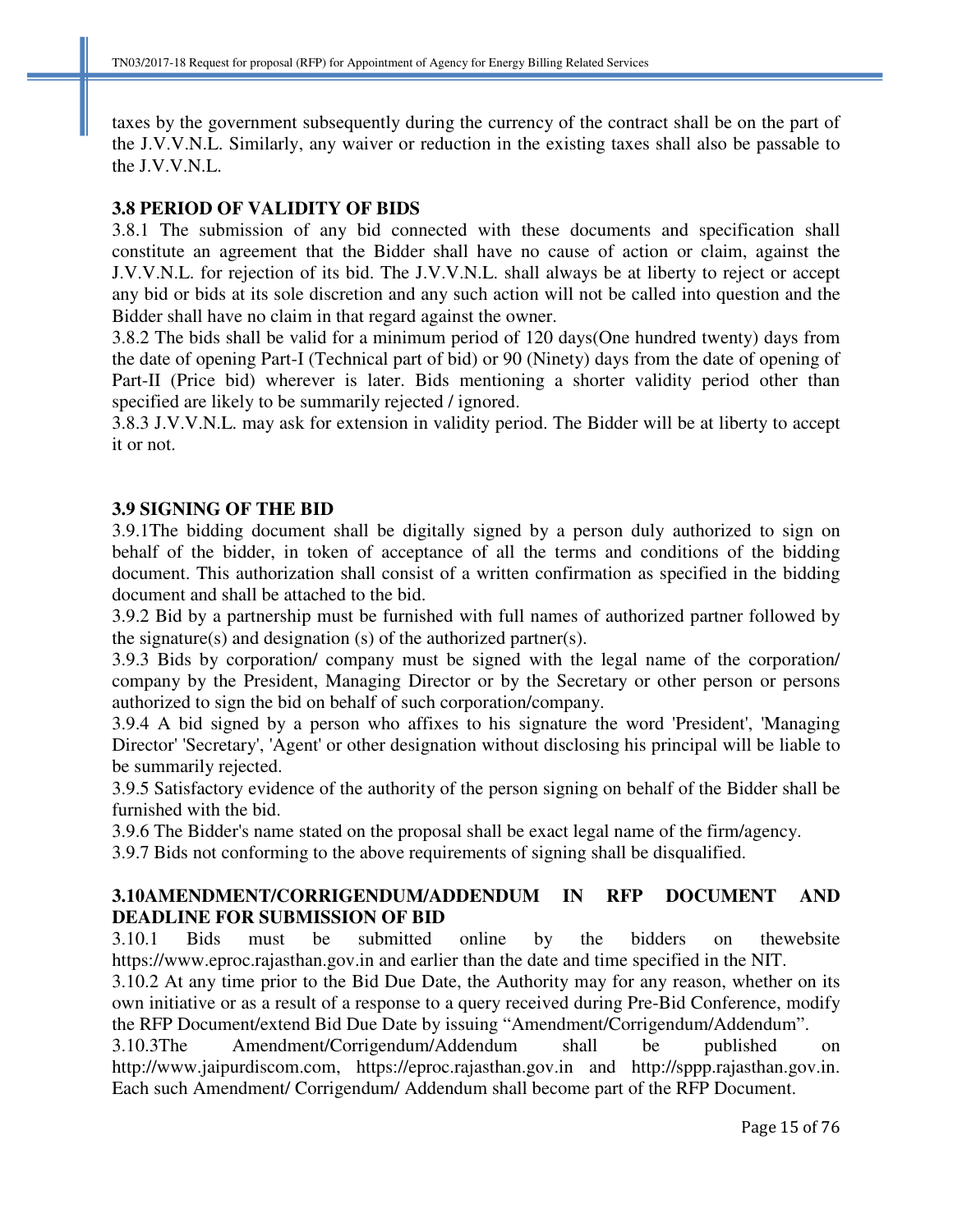taxes by the government subsequently during the currency of the contract shall be on the part of the J.V.V.N.L. Similarly, any waiver or reduction in the existing taxes shall also be passable to the J.V.V.N.L.

### 3.8 PERIOD OF VALIDITY OF BIDS

3.8.1 The submission of any bid connected with these documents and specification shall constitute an agreement that the Bidder shall have no cause of action or claim, against the J.V.V.N.L. for rejection of its bid. The J.V.V.N.L. shall always be at liberty to reject or accept any bid or bids at its sole discretion and any such action will not be called into question and the Bidder shall have no claim in that regard against the owner.

3.8.2 The bids shall be valid for a minimum period of 120 days(One hundred twenty) days from the date of opening Part-I (Technical part of bid) or 90 (Ninety) days from the date of opening of Part-II (Price bid) wherever is later. Bids mentioning a shorter validity period other than specified are likely to be summarily rejected / ignored.

3.8.3 J.V.V.N.L. may ask for extension in validity period. The Bidder will be at liberty to accept it or not.

### 3.9 SIGNING OF THE BID

3.9.1The bidding document shall be digitally signed by a person duly authorized to sign on behalf of the bidder, in token of acceptance of all the terms and conditions of the bidding document. This authorization shall consist of a written confirmation as specified in the bidding document and shall be attached to the bid.

3.9.2 Bid by a partnership must be furnished with full names of authorized partner followed by the signature(s) and designation (s) of the authorized partner(s).

3.9.3 Bids by corporation/ company must be signed with the legal name of the corporation/ company by the President, Managing Director or by the Secretary or other person or persons authorized to sign the bid on behalf of such corporation/company.

3.9.4 A bid signed by a person who affixes to his signature the word 'President', 'Managing Director' 'Secretary', 'Agent' or other designation without disclosing his principal will be liable to be summarily rejected.

3.9.5 Satisfactory evidence of the authority of the person signing on behalf of the Bidder shall be furnished with the bid.

3.9.6 The Bidder's name stated on the proposal shall be exact legal name of the firm/agency.

3.9.7 Bids not conforming to the above requirements of signing shall be disqualified.

### 3.10AMENDMENT/CORRIGENDUM/ADDENDUM IN RFP DOCUMENT AND DEADLINE FOR SUBMISSION OF BID

3.10.1 Bids must be submitted online by the bidders on thewebsite https://www.eproc.rajasthan.gov.in and earlier than the date and time specified in the NIT.

3.10.2 At any time prior to the Bid Due Date, the Authority may for any reason, whether on its own initiative or as a result of a response to a query received during Pre-Bid Conference, modify the RFP Document/extend Bid Due Date by issuing "Amendment/Corrigendum/Addendum".

3.10.3The Amendment/Corrigendum/Addendum shall be published on http://www.jaipurdiscom.com, https://eproc.rajasthan.gov.in and http://sppp.rajasthan.gov.in. Each such Amendment/ Corrigendum/ Addendum shall become part of the RFP Document.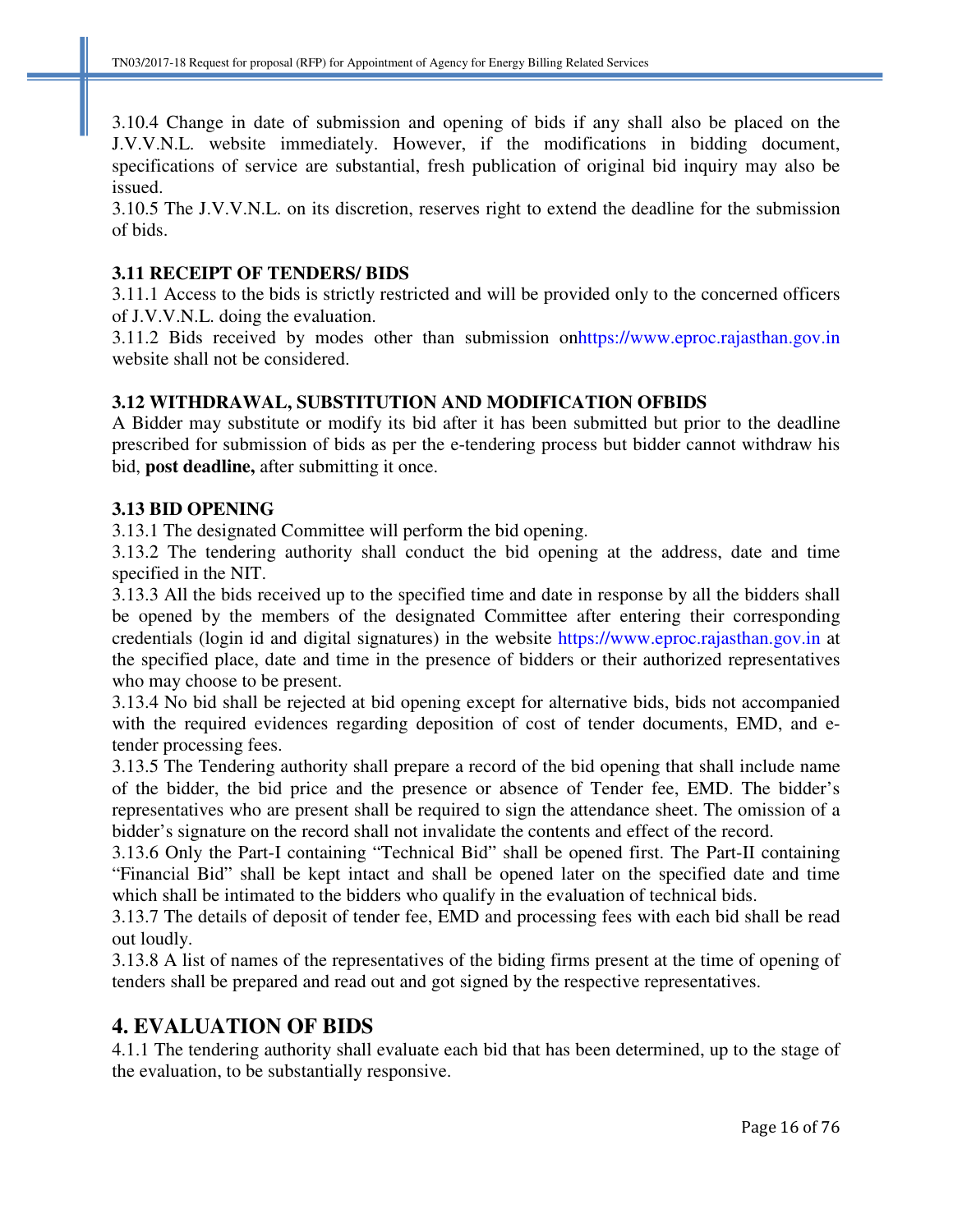3.10.4 Change in date of submission and opening of bids if any shall also be placed on the J.V.V.N.L. website immediately. However, if the modifications in bidding document, specifications of service are substantial, fresh publication of original bid inquiry may also be issued.

3.10.5 The J.V.V.N.L. on its discretion, reserves right to extend the deadline for the submission of bids.

### 3.11 RECEIPT OF TENDERS/ BIDS

3.11.1 Access to the bids is strictly restricted and will be provided only to the concerned officers of J.V.V.N.L. doing the evaluation.

3.11.2 Bids received by modes other than submission onhttps://www.eproc.rajasthan.gov.in website shall not be considered.

### 3.12 WITHDRAWAL, SUBSTITUTION AND MODIFICATION OFBIDS

A Bidder may substitute or modify its bid after it has been submitted but prior to the deadline prescribed for submission of bids as per the e-tendering process but bidder cannot withdraw his bid, **post deadline,** after submitting it once.

### 3.13 BID OPENING

3.13.1 The designated Committee will perform the bid opening.

3.13.2 The tendering authority shall conduct the bid opening at the address, date and time specified in the NIT.

3.13.3 All the bids received up to the specified time and date in response by all the bidders shall be opened by the members of the designated Committee after entering their corresponding credentials (login id and digital signatures) in the website https://www.eproc.rajasthan.gov.in at the specified place, date and time in the presence of bidders or their authorized representatives who may choose to be present.

3.13.4 No bid shall be rejected at bid opening except for alternative bids, bids not accompanied with the required evidences regarding deposition of cost of tender documents, EMD, and e-tender processing fees.

3.13.5 The Tendering authority shall prepare a record of the bid opening that shall include name of the bidder, the bid price and the presence or absence of Tender fee, EMD. The bidder's representatives who are present shall be required to sign the attendance sheet. The omission of a bidder's signature on the record shall not invalidate the contents and effect of the record.

3.13.6 Only the Part-I containing "Technical Bid" shall be opened first. The Part-II containing "Financial Bid" shall be kept intact and shall be opened later on the specified date and time which shall be intimated to the bidders who qualify in the evaluation of technical bids.

3.13.7 The details of deposit of tender fee, EMD and processing fees with each bid shall be read out loudly.

3.13.8 A list of names of the representatives of the biding firms present at the time of opening of tenders shall be prepared and read out and got signed by the respective representatives.

## 4. EVALUATION OF BIDS

4.1.1 The tendering authority shall evaluate each bid that has been determined, up to the stage of the evaluation, to be substantially responsive.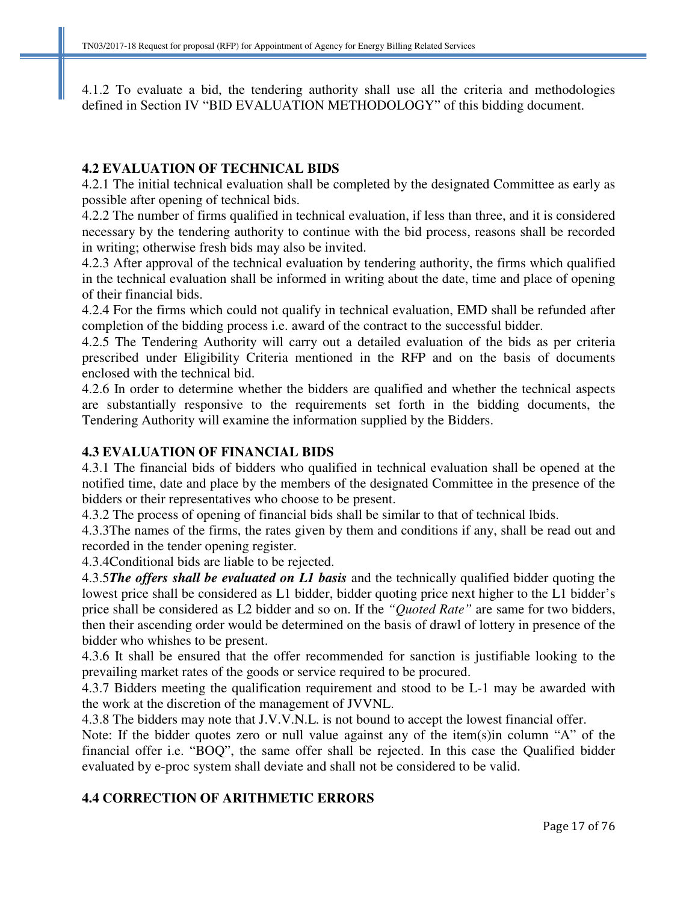4.1.2 To evaluate a bid, the tendering authority shall use all the criteria and methodologies defined in Section IV "BID EVALUATION METHODOLOGY" of this bidding document.

## 4.2 EVALUATION OF TECHNICAL BIDS

4.2.1 The initial technical evaluation shall be completed by the designated Committee as early as possible after opening of technical bids.

4.2.2 The number of firms qualified in technical evaluation, if less than three, and it is considered necessary by the tendering authority to continue with the bid process, reasons shall be recorded in writing; otherwise fresh bids may also be invited.

4.2.3 After approval of the technical evaluation by tendering authority, the firms which qualified in the technical evaluation shall be informed in writing about the date, time and place of opening of their financial bids.

4.2.4 For the firms which could not qualify in technical evaluation, EMD shall be refunded after completion of the bidding process i.e. award of the contract to the successful bidder.

4.2.5 The Tendering Authority will carry out a detailed evaluation of the bids as per criteria prescribed under Eligibility Criteria mentioned in the RFP and on the basis of documents enclosed with the technical bid.

4.2.6 In order to determine whether the bidders are qualified and whether the technical aspects are substantially responsive to the requirements set forth in the bidding documents, the Tendering Authority will examine the information supplied by the Bidders.

## 4.3 EVALUATION OF FINANCIAL BIDS

4.3.1 The financial bids of bidders who qualified in technical evaluation shall be opened at the notified time, date and place by the members of the designated Committee in the presence of the bidders or their representatives who choose to be present.

4.3.2 The process of opening of financial bids shall be similar to that of technical lbids.

4.3.3The names of the firms, the rates given by them and conditions if any, shall be read out and recorded in the tender opening register.

4.3.4Conditional bids are liable to be rejected.

4.3.5***The offers shall be evaluated on L1 basis*** and the technically qualified bidder quoting the lowest price shall be considered as L1 bidder, bidder quoting price next higher to the L1 bidder's price shall be considered as L2 bidder and so on. If the *"Quoted Rate"* are same for two bidders, then their ascending order would be determined on the basis of drawl of lottery in presence of the bidder who whishes to be present.

4.3.6 It shall be ensured that the offer recommended for sanction is justifiable looking to the prevailing market rates of the goods or service required to be procured.

4.3.7 Bidders meeting the qualification requirement and stood to be L-1 may be awarded with the work at the discretion of the management of JVVNL.

4.3.8 The bidders may note that J.V.V.N.L. is not bound to accept the lowest financial offer.

Note: If the bidder quotes zero or null value against any of the item(s)in column "A" of the financial offer i.e. "BOQ", the same offer shall be rejected. In this case the Qualified bidder evaluated by e-proc system shall deviate and shall not be considered to be valid.

## 4.4 CORRECTION OF ARITHMETIC ERRORS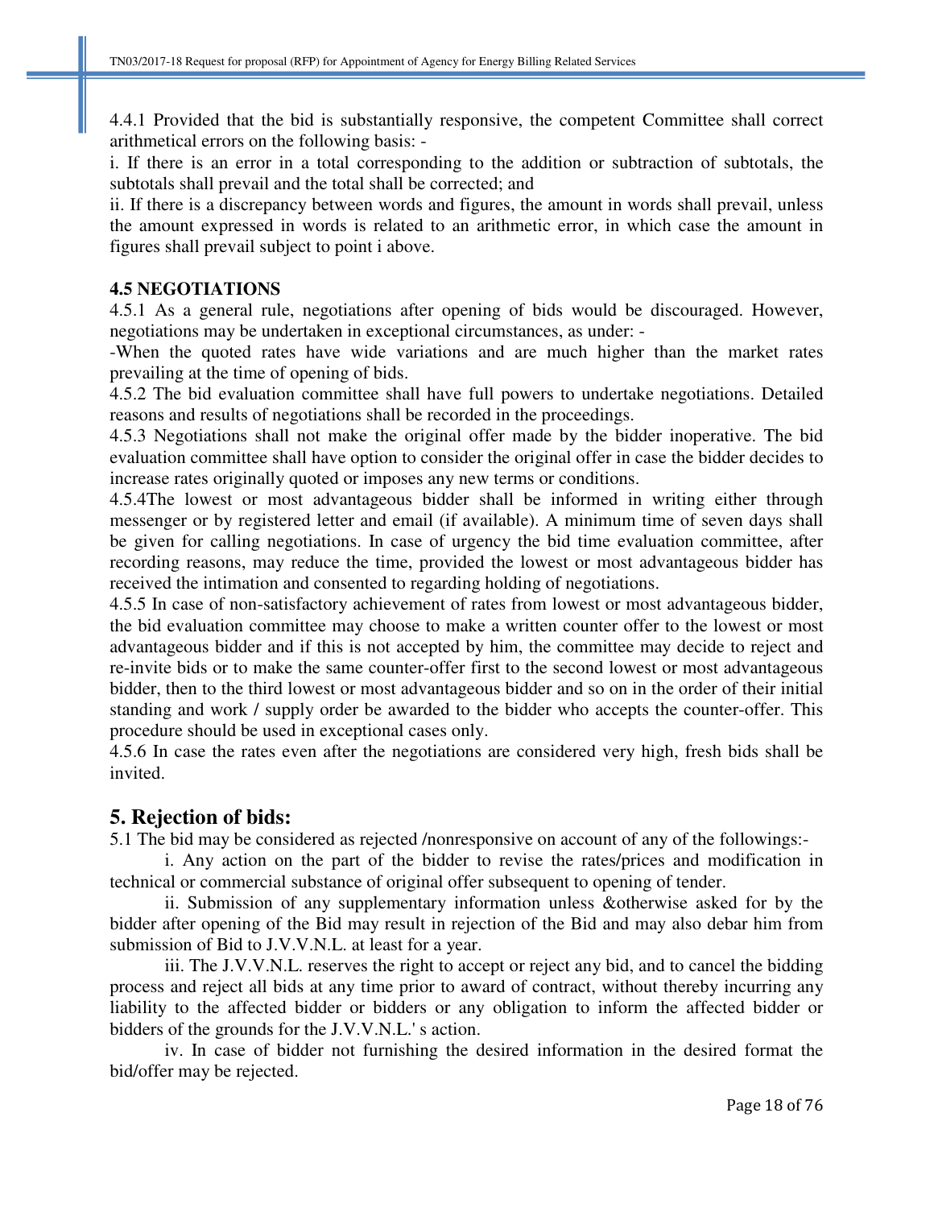4.4.1 Provided that the bid is substantially responsive, the competent Committee shall correct arithmetical errors on the following basis: -

i. If there is an error in a total corresponding to the addition or subtraction of subtotals, the subtotals shall prevail and the total shall be corrected; and

ii. If there is a discrepancy between words and figures, the amount in words shall prevail, unless the amount expressed in words is related to an arithmetic error, in which case the amount in figures shall prevail subject to point i above.

**4.5 NEGOTIATIONS**

4.5.1 As a general rule, negotiations after opening of bids would be discouraged. However, negotiations may be undertaken in exceptional circumstances, as under: -

-When the quoted rates have wide variations and are much higher than the market rates prevailing at the time of opening of bids.

4.5.2 The bid evaluation committee shall have full powers to undertake negotiations. Detailed reasons and results of negotiations shall be recorded in the proceedings.

4.5.3 Negotiations shall not make the original offer made by the bidder inoperative. The bid evaluation committee shall have option to consider the original offer in case the bidder decides to increase rates originally quoted or imposes any new terms or conditions.

4.5.4The lowest or most advantageous bidder shall be informed in writing either through messenger or by registered letter and email (if available). A minimum time of seven days shall be given for calling negotiations. In case of urgency the bid time evaluation committee, after recording reasons, may reduce the time, provided the lowest or most advantageous bidder has received the intimation and consented to regarding holding of negotiations.

4.5.5 In case of non-satisfactory achievement of rates from lowest or most advantageous bidder, the bid evaluation committee may choose to make a written counter offer to the lowest or most advantageous bidder and if this is not accepted by him, the committee may decide to reject and re-invite bids or to make the same counter-offer first to the second lowest or most advantageous bidder, then to the third lowest or most advantageous bidder and so on in the order of their initial standing and work / supply order be awarded to the bidder who accepts the counter-offer. This procedure should be used in exceptional cases only.

4.5.6 In case the rates even after the negotiations are considered very high, fresh bids shall be invited.

## 5. Rejection of bids:

5.1 The bid may be considered as rejected /nonresponsive on account of any of the followings:-

i. Any action on the part of the bidder to revise the rates/prices and modification in technical or commercial substance of original offer subsequent to opening of tender.

ii. Submission of any supplementary information unless &otherwise asked for by the bidder after opening of the Bid may result in rejection of the Bid and may also debar him from submission of Bid to J.V.V.N.L. at least for a year.

iii. The J.V.V.N.L. reserves the right to accept or reject any bid, and to cancel the bidding process and reject all bids at any time prior to award of contract, without thereby incurring any liability to the affected bidder or bidders or any obligation to inform the affected bidder or bidders of the grounds for the J.V.V.N.L.' s action.

iv. In case of bidder not furnishing the desired information in the desired format the bid/offer may be rejected.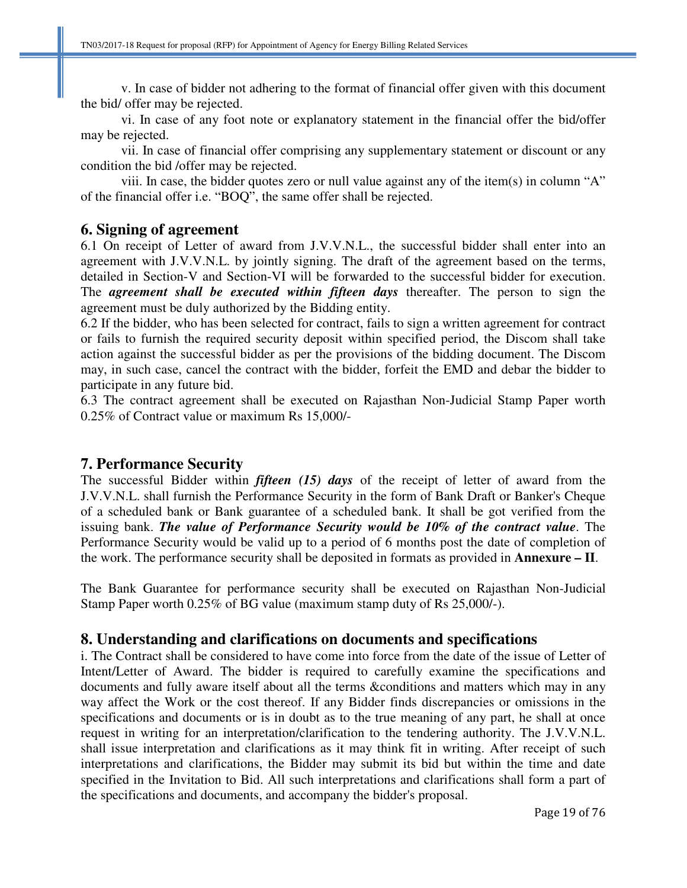v. In case of bidder not adhering to the format of financial offer given with this document the bid/ offer may be rejected.

vi. In case of any foot note or explanatory statement in the financial offer the bid/offer may be rejected.

vii. In case of financial offer comprising any supplementary statement or discount or any condition the bid /offer may be rejected.

viii. In case, the bidder quotes zero or null value against any of the item(s) in column "A" of the financial offer i.e. "BOQ", the same offer shall be rejected.

## 6. Signing of agreement

6.1 On receipt of Letter of award from J.V.V.N.L., the successful bidder shall enter into an agreement with J.V.V.N.L. by jointly signing. The draft of the agreement based on the terms, detailed in Section-V and Section-VI will be forwarded to the successful bidder for execution. The ***agreement shall be executed within fifteen days*** thereafter. The person to sign the agreement must be duly authorized by the Bidding entity.

6.2 If the bidder, who has been selected for contract, fails to sign a written agreement for contract or fails to furnish the required security deposit within specified period, the Discom shall take action against the successful bidder as per the provisions of the bidding document. The Discom may, in such case, cancel the contract with the bidder, forfeit the EMD and debar the bidder to participate in any future bid.

6.3 The contract agreement shall be executed on Rajasthan Non-Judicial Stamp Paper worth 0.25% of Contract value or maximum Rs 15,000/-

## 7. Performance Security

The successful Bidder within ***fifteen (15) days*** of the receipt of letter of award from the J.V.V.N.L. shall furnish the Performance Security in the form of Bank Draft or Banker's Cheque of a scheduled bank or Bank guarantee of a scheduled bank. It shall be got verified from the issuing bank. ***The value of Performance Security would be 10% of the contract value***. The Performance Security would be valid up to a period of 6 months post the date of completion of the work. The performance security shall be deposited in formats as provided in **Annexure – II**.

The Bank Guarantee for performance security shall be executed on Rajasthan Non-Judicial Stamp Paper worth 0.25% of BG value (maximum stamp duty of Rs 25,000/-).

## 8. Understanding and clarifications on documents and specifications

i. The Contract shall be considered to have come into force from the date of the issue of Letter of Intent/Letter of Award. The bidder is required to carefully examine the specifications and documents and fully aware itself about all the terms &conditions and matters which may in any way affect the Work or the cost thereof. If any Bidder finds discrepancies or omissions in the specifications and documents or is in doubt as to the true meaning of any part, he shall at once request in writing for an interpretation/clarification to the tendering authority. The J.V.V.N.L. shall issue interpretation and clarifications as it may think fit in writing. After receipt of such interpretations and clarifications, the Bidder may submit its bid but within the time and date specified in the Invitation to Bid. All such interpretations and clarifications shall form a part of the specifications and documents, and accompany the bidder's proposal.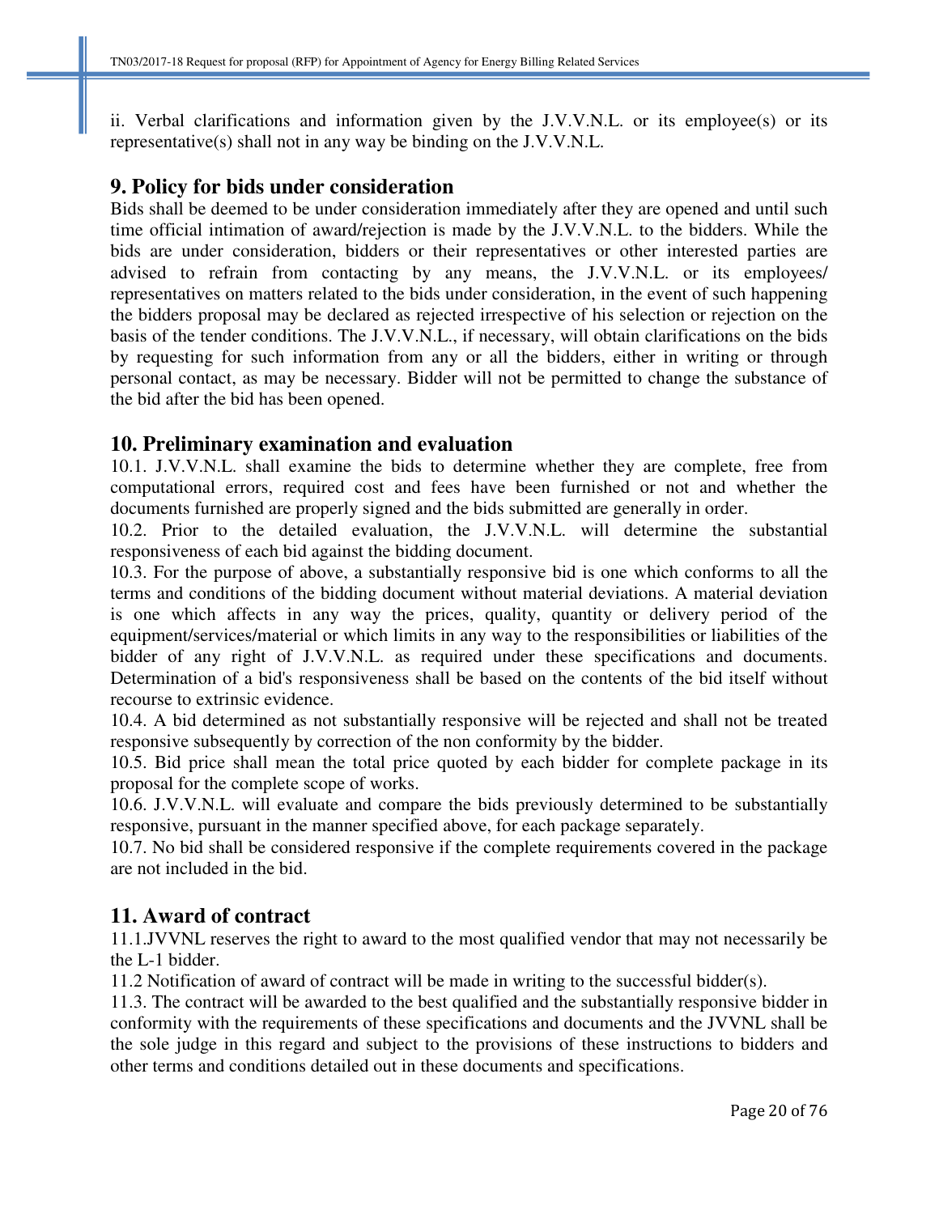ii. Verbal clarifications and information given by the J.V.V.N.L. or its employee(s) or its representative(s) shall not in any way be binding on the J.V.V.N.L.

## 9. Policy for bids under consideration

Bids shall be deemed to be under consideration immediately after they are opened and until such time official intimation of award/rejection is made by the J.V.V.N.L. to the bidders. While the bids are under consideration, bidders or their representatives or other interested parties are advised to refrain from contacting by any means, the J.V.V.N.L. or its employees/ representatives on matters related to the bids under consideration, in the event of such happening the bidders proposal may be declared as rejected irrespective of his selection or rejection on the basis of the tender conditions. The J.V.V.N.L., if necessary, will obtain clarifications on the bids by requesting for such information from any or all the bidders, either in writing or through personal contact, as may be necessary. Bidder will not be permitted to change the substance of the bid after the bid has been opened.

## 10. Preliminary examination and evaluation

10.1. J.V.V.N.L. shall examine the bids to determine whether they are complete, free from computational errors, required cost and fees have been furnished or not and whether the documents furnished are properly signed and the bids submitted are generally in order.

10.2. Prior to the detailed evaluation, the J.V.V.N.L. will determine the substantial responsiveness of each bid against the bidding document.

10.3. For the purpose of above, a substantially responsive bid is one which conforms to all the terms and conditions of the bidding document without material deviations. A material deviation is one which affects in any way the prices, quality, quantity or delivery period of the equipment/services/material or which limits in any way to the responsibilities or liabilities of the bidder of any right of J.V.V.N.L. as required under these specifications and documents. Determination of a bid's responsiveness shall be based on the contents of the bid itself without recourse to extrinsic evidence.

10.4. A bid determined as not substantially responsive will be rejected and shall not be treated responsive subsequently by correction of the non conformity by the bidder.

10.5. Bid price shall mean the total price quoted by each bidder for complete package in its proposal for the complete scope of works.

10.6. J.V.V.N.L. will evaluate and compare the bids previously determined to be substantially responsive, pursuant in the manner specified above, for each package separately.

10.7. No bid shall be considered responsive if the complete requirements covered in the package are not included in the bid.

## 11. Award of contract

11.1.JVVNL reserves the right to award to the most qualified vendor that may not necessarily be the L-1 bidder.

11.2 Notification of award of contract will be made in writing to the successful bidder(s).

11.3. The contract will be awarded to the best qualified and the substantially responsive bidder in conformity with the requirements of these specifications and documents and the JVVNL shall be the sole judge in this regard and subject to the provisions of these instructions to bidders and other terms and conditions detailed out in these documents and specifications.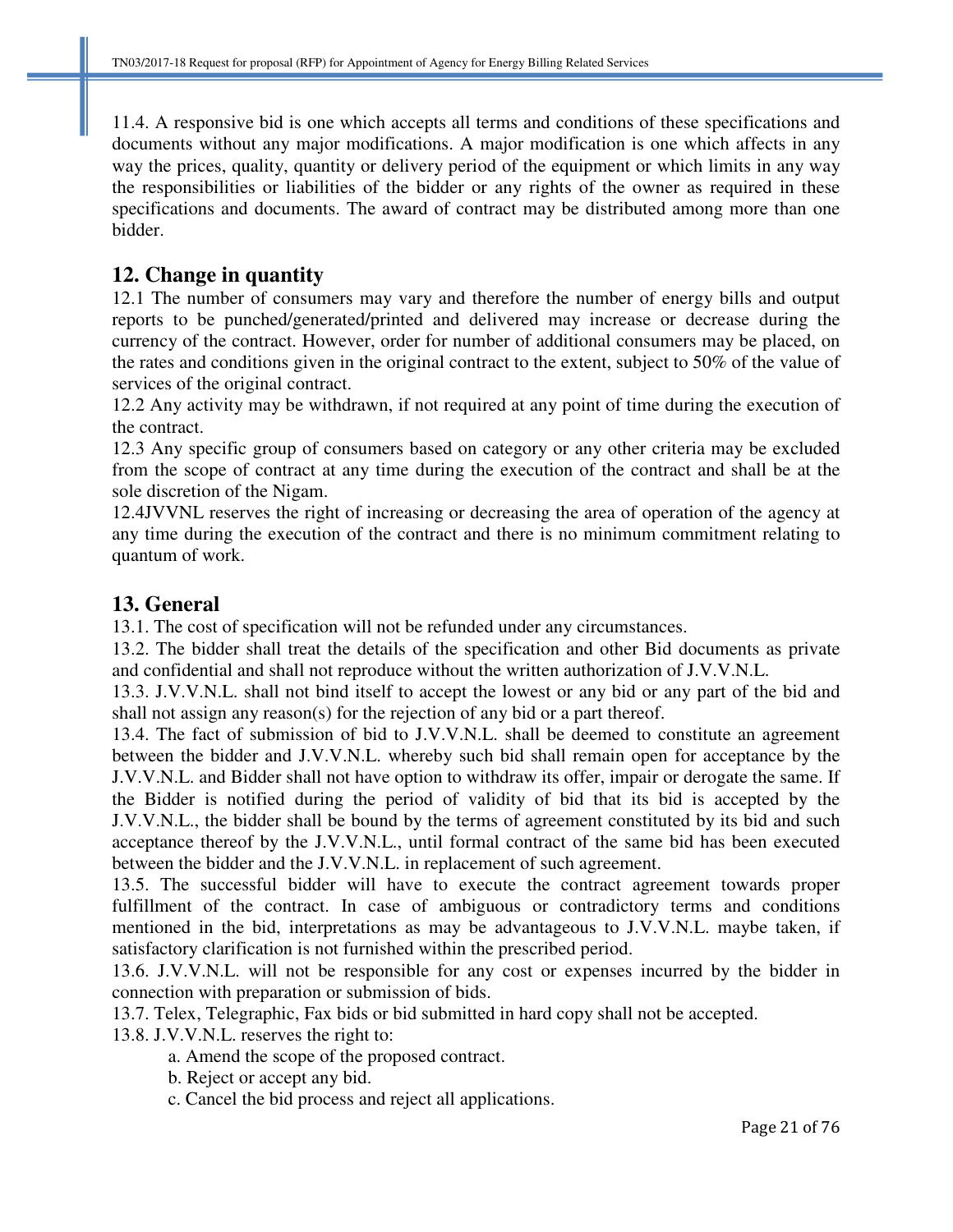11.4. A responsive bid is one which accepts all terms and conditions of these specifications and documents without any major modifications. A major modification is one which affects in any way the prices, quality, quantity or delivery period of the equipment or which limits in any way the responsibilities or liabilities of the bidder or any rights of the owner as required in these specifications and documents. The award of contract may be distributed among more than one bidder.

## 12. Change in quantity

12.1 The number of consumers may vary and therefore the number of energy bills and output reports to be punched/generated/printed and delivered may increase or decrease during the currency of the contract. However, order for number of additional consumers may be placed, on the rates and conditions given in the original contract to the extent, subject to 50% of the value of services of the original contract.

12.2 Any activity may be withdrawn, if not required at any point of time during the execution of the contract.

12.3 Any specific group of consumers based on category or any other criteria may be excluded from the scope of contract at any time during the execution of the contract and shall be at the sole discretion of the Nigam.

12.4JVVNL reserves the right of increasing or decreasing the area of operation of the agency at any time during the execution of the contract and there is no minimum commitment relating to quantum of work.

## 13. General

13.1. The cost of specification will not be refunded under any circumstances.

13.2. The bidder shall treat the details of the specification and other Bid documents as private and confidential and shall not reproduce without the written authorization of J.V.V.N.L.

13.3. J.V.V.N.L. shall not bind itself to accept the lowest or any bid or any part of the bid and shall not assign any reason(s) for the rejection of any bid or a part thereof.

13.4. The fact of submission of bid to J.V.V.N.L. shall be deemed to constitute an agreement between the bidder and J.V.V.N.L. whereby such bid shall remain open for acceptance by the J.V.V.N.L. and Bidder shall not have option to withdraw its offer, impair or derogate the same. If the Bidder is notified during the period of validity of bid that its bid is accepted by the J.V.V.N.L., the bidder shall be bound by the terms of agreement constituted by its bid and such acceptance thereof by the J.V.V.N.L., until formal contract of the same bid has been executed between the bidder and the J.V.V.N.L. in replacement of such agreement.

13.5. The successful bidder will have to execute the contract agreement towards proper fulfillment of the contract. In case of ambiguous or contradictory terms and conditions mentioned in the bid, interpretations as may be advantageous to J.V.V.N.L. maybe taken, if satisfactory clarification is not furnished within the prescribed period.

13.6. J.V.V.N.L. will not be responsible for any cost or expenses incurred by the bidder in connection with preparation or submission of bids.

13.7. Telex, Telegraphic, Fax bids or bid submitted in hard copy shall not be accepted.

13.8. J.V.V.N.L. reserves the right to:

a. Amend the scope of the proposed contract.

b. Reject or accept any bid.

c. Cancel the bid process and reject all applications.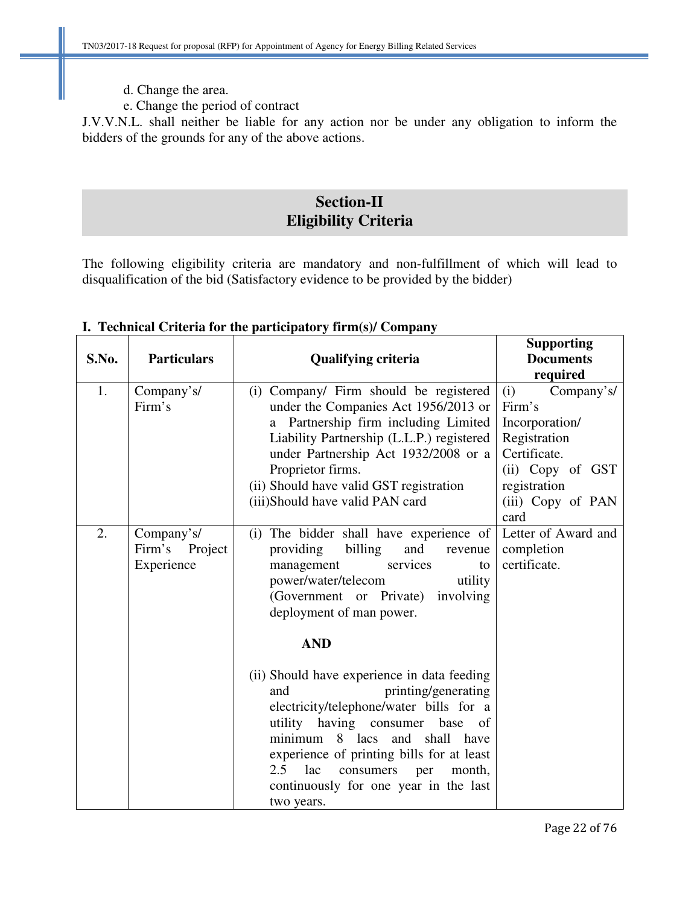d. Change the area.

e. Change the period of contract

J.V.V.N.L. shall neither be liable for any action nor be under any obligation to inform the bidders of the grounds for any of the above actions.

## Section-II
## Eligibility Criteria

The following eligibility criteria are mandatory and non-fulfillment of which will lead to disqualification of the bid (Satisfactory evidence to be provided by the bidder)

**I. Technical Criteria for the participatory firm(s)/ Company**

| S.No. | Particulars | Qualifying criteria | Supporting Documents required |
|---|---|---|---|
| 1. | Company's/ Firm's | (i) Company/ Firm should be registered under the Companies Act 1956/2013 or a Partnership firm including Limited Liability Partnership (L.L.P.) registered under Partnership Act 1932/2008 or a Proprietor firms.<br>(ii) Should have valid GST registration<br>(iii)Should have valid PAN card | (i) Company's/ Firm's Incorporation/ Registration Certificate.<br>(ii) Copy of GST registration<br>(iii) Copy of PAN card |
| 2. | Company's/ Firm's Project Experience | (i) The bidder shall have experience of providing billing and revenue management services to power/water/telecom utility (Government or Private) involving deployment of man power.<br><br>**AND**<br><br>(ii) Should have experience in data feeding and printing/generating electricity/telephone/water bills for a utility having consumer base of minimum 8 lacs and shall have experience of printing bills for at least 2.5 lac consumers per month, continuously for one year in the last two years. | Letter of Award and completion certificate. |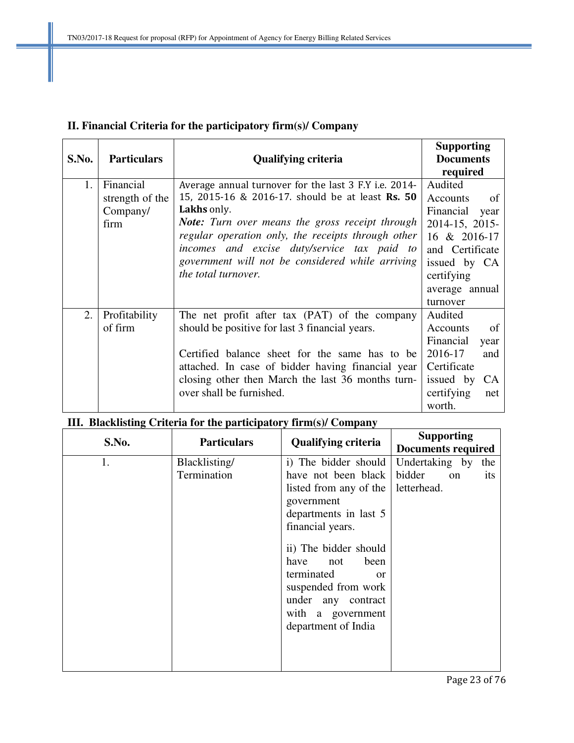### II. Financial Criteria for the participatory firm(s)/ Company

| S.No. | Particulars | Qualifying criteria | Supporting Documents required |
|---|---|---|---|
| 1. | Financial strength of the Company/ firm | Average annual turnover for the last 3 F.Y i.e. 2014-15, 2015-16 & 2016-17. should be at least **Rs. 50 Lakhs** only.<br>***Note:*** *Turn over means the gross receipt through regular operation only, the receipts through other incomes and excise duty/service tax paid to government will not be considered while arriving the total turnover.* | Audited Accounts of Financial year 2014-15, 2015-16 & 2016-17 and Certificate issued by CA certifying average annual turnover |
| 2. | Profitability of firm | The net profit after tax (PAT) of the company should be positive for last 3 financial years.<br><br>Certified balance sheet for the same has to be attached. In case of bidder having financial year closing other then March the last 36 months turn-over shall be furnished. | Audited Accounts of Financial year 2016-17 and Certificate issued by CA certifying net worth. |

### III. Blacklisting Criteria for the participatory firm(s)/ Company

| S.No. | Particulars | Qualifying criteria | Supporting Documents required |
|---|---|---|---|
| 1. | Blacklisting/ Termination | i) The bidder should have not been black listed from any of the government departments in last 5 financial years.<br><br>ii) The bidder should have not been terminated or suspended from work under any contract with a government department of India | Undertaking by the bidder on its letterhead. |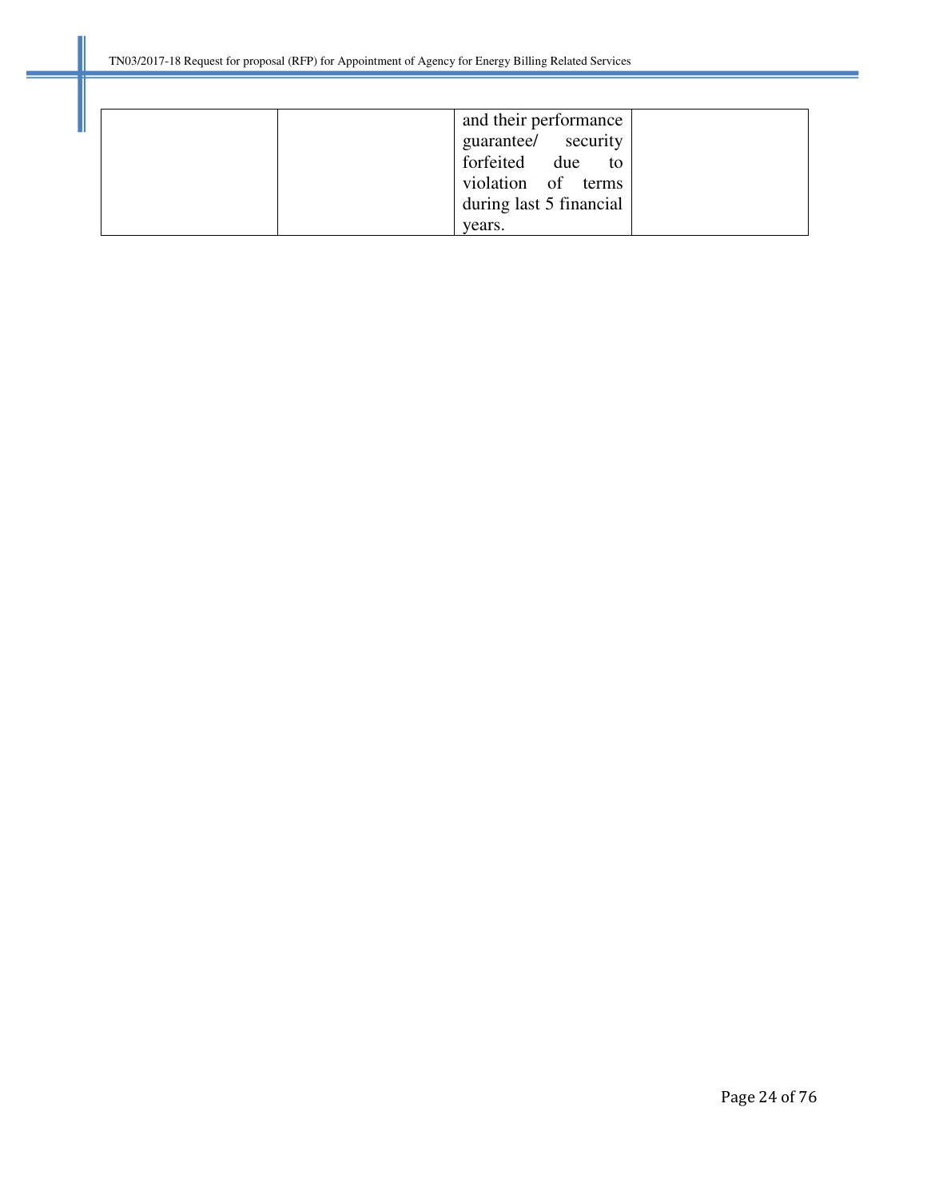|  |  | and their performance guarantee/ security forfeited due to violation of terms during last 5 financial years. |  |
|---|---|---|---|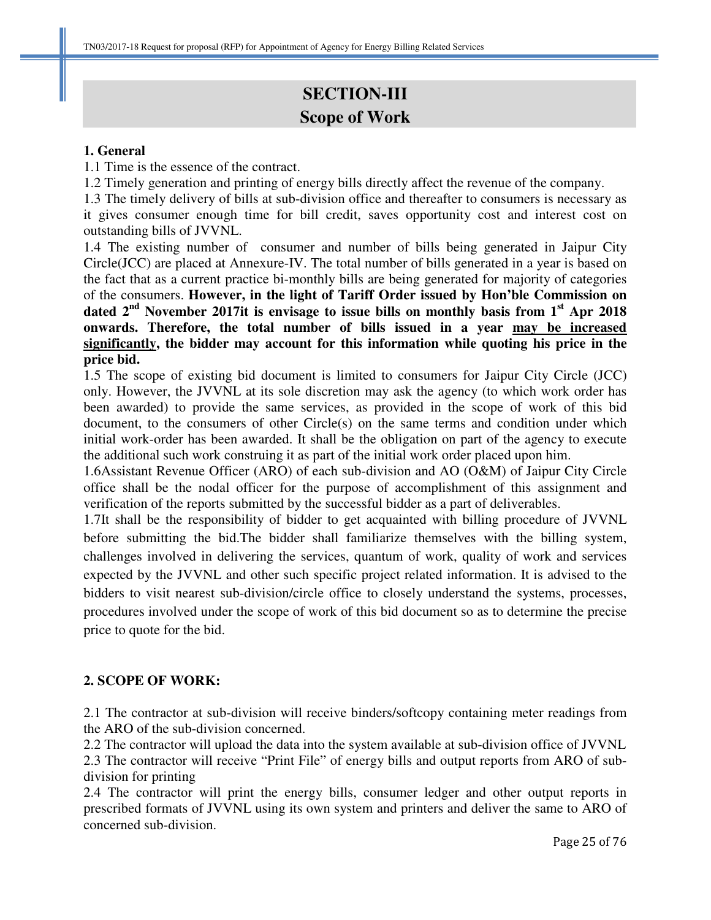# SECTION-III
## Scope of Work

**1. General**

1.1 Time is the essence of the contract.

1.2 Timely generation and printing of energy bills directly affect the revenue of the company.

1.3 The timely delivery of bills at sub-division office and thereafter to consumers is necessary as it gives consumer enough time for bill credit, saves opportunity cost and interest cost on outstanding bills of JVVNL.

1.4 The existing number of consumer and number of bills being generated in Jaipur City Circle(JCC) are placed at Annexure-IV. The total number of bills generated in a year is based on the fact that as a current practice bi-monthly bills are being generated for majority of categories of the consumers. **However, in the light of Tariff Order issued by Hon'ble Commission on dated 2nd November 2017it is envisage to issue bills on monthly basis from 1st Apr 2018 onwards. Therefore, the total number of bills issued in a year <u>may be increased significantly</u>, the bidder may account for this information while quoting his price in the price bid.**

1.5 The scope of existing bid document is limited to consumers for Jaipur City Circle (JCC) only. However, the JVVNL at its sole discretion may ask the agency (to which work order has been awarded) to provide the same services, as provided in the scope of work of this bid document, to the consumers of other Circle(s) on the same terms and condition under which initial work-order has been awarded. It shall be the obligation on part of the agency to execute the additional such work construing it as part of the initial work order placed upon him.

1.6Assistant Revenue Officer (ARO) of each sub-division and AO (O&M) of Jaipur City Circle office shall be the nodal officer for the purpose of accomplishment of this assignment and verification of the reports submitted by the successful bidder as a part of deliverables.

1.7It shall be the responsibility of bidder to get acquainted with billing procedure of JVVNL before submitting the bid.The bidder shall familiarize themselves with the billing system, challenges involved in delivering the services, quantum of work, quality of work and services expected by the JVVNL and other such specific project related information. It is advised to the bidders to visit nearest sub-division/circle office to closely understand the systems, processes, procedures involved under the scope of work of this bid document so as to determine the precise price to quote for the bid.

**2. SCOPE OF WORK:**

2.1 The contractor at sub-division will receive binders/softcopy containing meter readings from the ARO of the sub-division concerned.

2.2 The contractor will upload the data into the system available at sub-division office of JVVNL

2.3 The contractor will receive "Print File" of energy bills and output reports from ARO of sub-division for printing

2.4 The contractor will print the energy bills, consumer ledger and other output reports in prescribed formats of JVVNL using its own system and printers and deliver the same to ARO of concerned sub-division.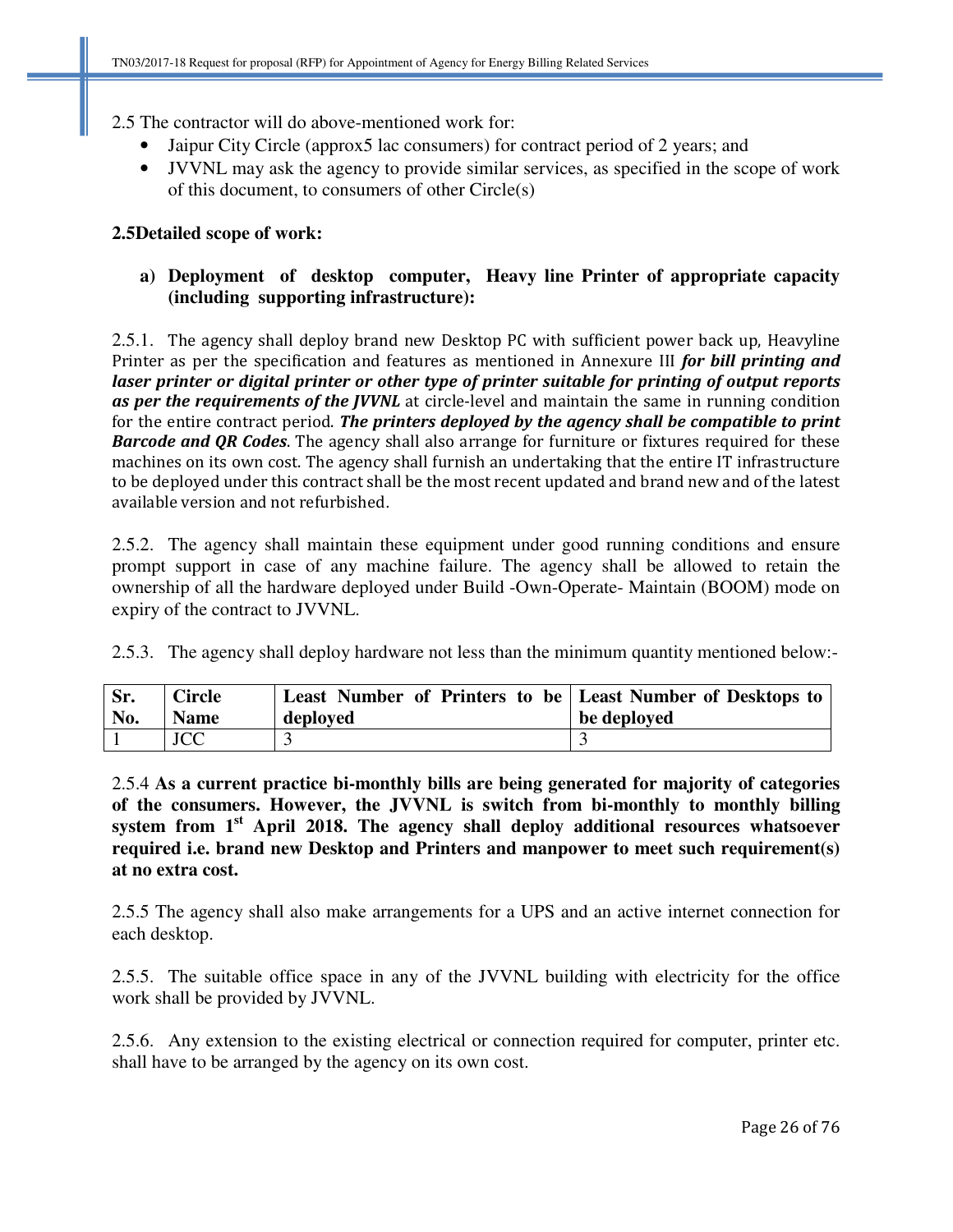2.5 The contractor will do above-mentioned work for:

- Jaipur City Circle (approx5 lac consumers) for contract period of 2 years; and
- JVVNL may ask the agency to provide similar services, as specified in the scope of work of this document, to consumers of other Circle(s)

**2.5Detailed scope of work:**

**a) Deployment of desktop computer, Heavy line Printer of appropriate capacity (including supporting infrastructure):**

2.5.1. The agency shall deploy brand new Desktop PC with sufficient power back up, Heavyline Printer as per the specification and features as mentioned in Annexure III ***for bill printing and laser printer or digital printer or other type of printer suitable for printing of output reports as per the requirements of the JVVNL*** at circle-level and maintain the same in running condition for the entire contract period. ***The printers deployed by the agency shall be compatible to print Barcode and QR Codes***. The agency shall also arrange for furniture or fixtures required for these machines on its own cost. The agency shall furnish an undertaking that the entire IT infrastructure to be deployed under this contract shall be the most recent updated and brand new and of the latest available version and not refurbished.

2.5.2. The agency shall maintain these equipment under good running conditions and ensure prompt support in case of any machine failure. The agency shall be allowed to retain the ownership of all the hardware deployed under Build -Own-Operate- Maintain (BOOM) mode on expiry of the contract to JVVNL.

2.5.3. The agency shall deploy hardware not less than the minimum quantity mentioned below:-

| Sr. No. | Circle Name | Least Number of Printers to be deployed | Least Number of Desktops to be deployed |
|---|---|---|---|
| 1 | JCC | 3 | 3 |

2.5.4 **As a current practice bi-monthly bills are being generated for majority of categories of the consumers. However, the JVVNL is switch from bi-monthly to monthly billing system from 1st April 2018. The agency shall deploy additional resources whatsoever required i.e. brand new Desktop and Printers and manpower to meet such requirement(s) at no extra cost.**

2.5.5 The agency shall also make arrangements for a UPS and an active internet connection for each desktop.

2.5.5. The suitable office space in any of the JVVNL building with electricity for the office work shall be provided by JVVNL.

2.5.6. Any extension to the existing electrical or connection required for computer, printer etc. shall have to be arranged by the agency on its own cost.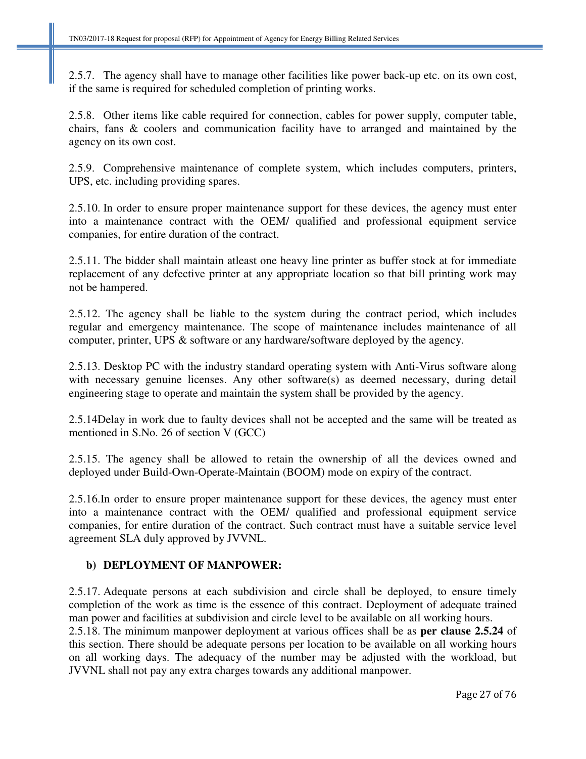2.5.7. The agency shall have to manage other facilities like power back-up etc. on its own cost, if the same is required for scheduled completion of printing works.

2.5.8. Other items like cable required for connection, cables for power supply, computer table, chairs, fans & coolers and communication facility have to arranged and maintained by the agency on its own cost.

2.5.9. Comprehensive maintenance of complete system, which includes computers, printers, UPS, etc. including providing spares.

2.5.10. In order to ensure proper maintenance support for these devices, the agency must enter into a maintenance contract with the OEM/ qualified and professional equipment service companies, for entire duration of the contract.

2.5.11. The bidder shall maintain atleast one heavy line printer as buffer stock at for immediate replacement of any defective printer at any appropriate location so that bill printing work may not be hampered.

2.5.12. The agency shall be liable to the system during the contract period, which includes regular and emergency maintenance. The scope of maintenance includes maintenance of all computer, printer, UPS & software or any hardware/software deployed by the agency.

2.5.13. Desktop PC with the industry standard operating system with Anti-Virus software along with necessary genuine licenses. Any other software(s) as deemed necessary, during detail engineering stage to operate and maintain the system shall be provided by the agency.

2.5.14Delay in work due to faulty devices shall not be accepted and the same will be treated as mentioned in S.No. 26 of section V (GCC)

2.5.15. The agency shall be allowed to retain the ownership of all the devices owned and deployed under Build-Own-Operate-Maintain (BOOM) mode on expiry of the contract.

2.5.16.In order to ensure proper maintenance support for these devices, the agency must enter into a maintenance contract with the OEM/ qualified and professional equipment service companies, for entire duration of the contract. Such contract must have a suitable service level agreement SLA duly approved by JVVNL.

**b) DEPLOYMENT OF MANPOWER:**

2.5.17. Adequate persons at each subdivision and circle shall be deployed, to ensure timely completion of the work as time is the essence of this contract. Deployment of adequate trained man power and facilities at subdivision and circle level to be available on all working hours.

2.5.18. The minimum manpower deployment at various offices shall be as **per clause 2.5.24** of this section. There should be adequate persons per location to be available on all working hours on all working days. The adequacy of the number may be adjusted with the workload, but JVVNL shall not pay any extra charges towards any additional manpower.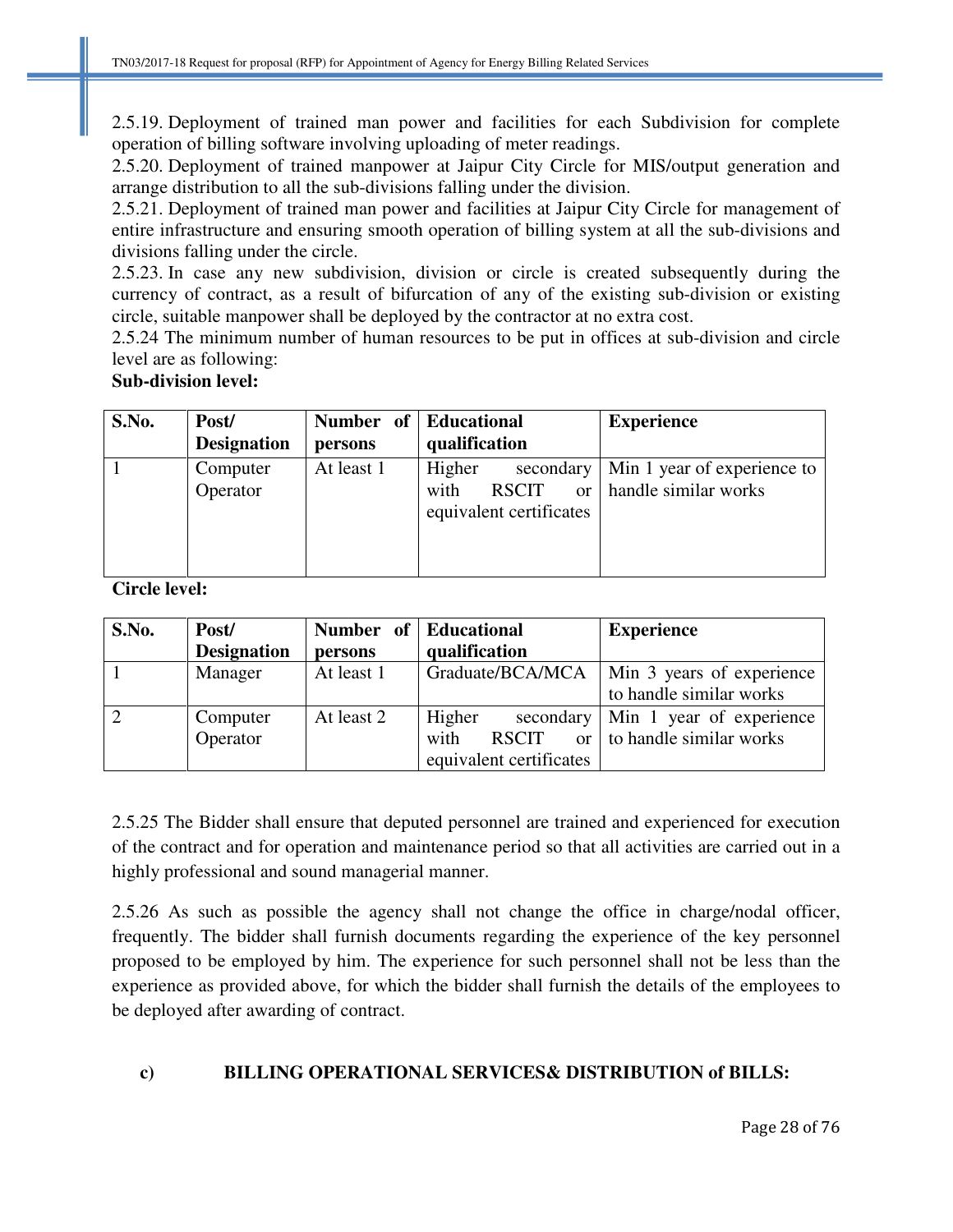2.5.19. Deployment of trained man power and facilities for each Subdivision for complete operation of billing software involving uploading of meter readings.

2.5.20. Deployment of trained manpower at Jaipur City Circle for MIS/output generation and arrange distribution to all the sub-divisions falling under the division.

2.5.21. Deployment of trained man power and facilities at Jaipur City Circle for management of entire infrastructure and ensuring smooth operation of billing system at all the sub-divisions and divisions falling under the circle.

2.5.23. In case any new subdivision, division or circle is created subsequently during the currency of contract, as a result of bifurcation of any of the existing sub-division or existing circle, suitable manpower shall be deployed by the contractor at no extra cost.

2.5.24 The minimum number of human resources to be put in offices at sub-division and circle level are as following:

**Sub-division level:**

| S.No. | Post/ Designation | Number of persons | Educational qualification | Experience |
|---|---|---|---|---|
| 1 | Computer Operator | At least 1 | Higher secondary with RSCIT or equivalent certificates | Min 1 year of experience to handle similar works |

**Circle level:**

| S.No. | Post/ Designation | Number of persons | Educational qualification | Experience |
|---|---|---|---|---|
| 1 | Manager | At least 1 | Graduate/BCA/MCA | Min 3 years of experience to handle similar works |
| 2 | Computer Operator | At least 2 | Higher secondary with RSCIT or equivalent certificates | Min 1 year of experience to handle similar works |

2.5.25 The Bidder shall ensure that deputed personnel are trained and experienced for execution of the contract and for operation and maintenance period so that all activities are carried out in a highly professional and sound managerial manner.

2.5.26 As such as possible the agency shall not change the office in charge/nodal officer, frequently. The bidder shall furnish documents regarding the experience of the key personnel proposed to be employed by him. The experience for such personnel shall not be less than the experience as provided above, for which the bidder shall furnish the details of the employees to be deployed after awarding of contract.

**c) BILLING OPERATIONAL SERVICES& DISTRIBUTION of BILLS:**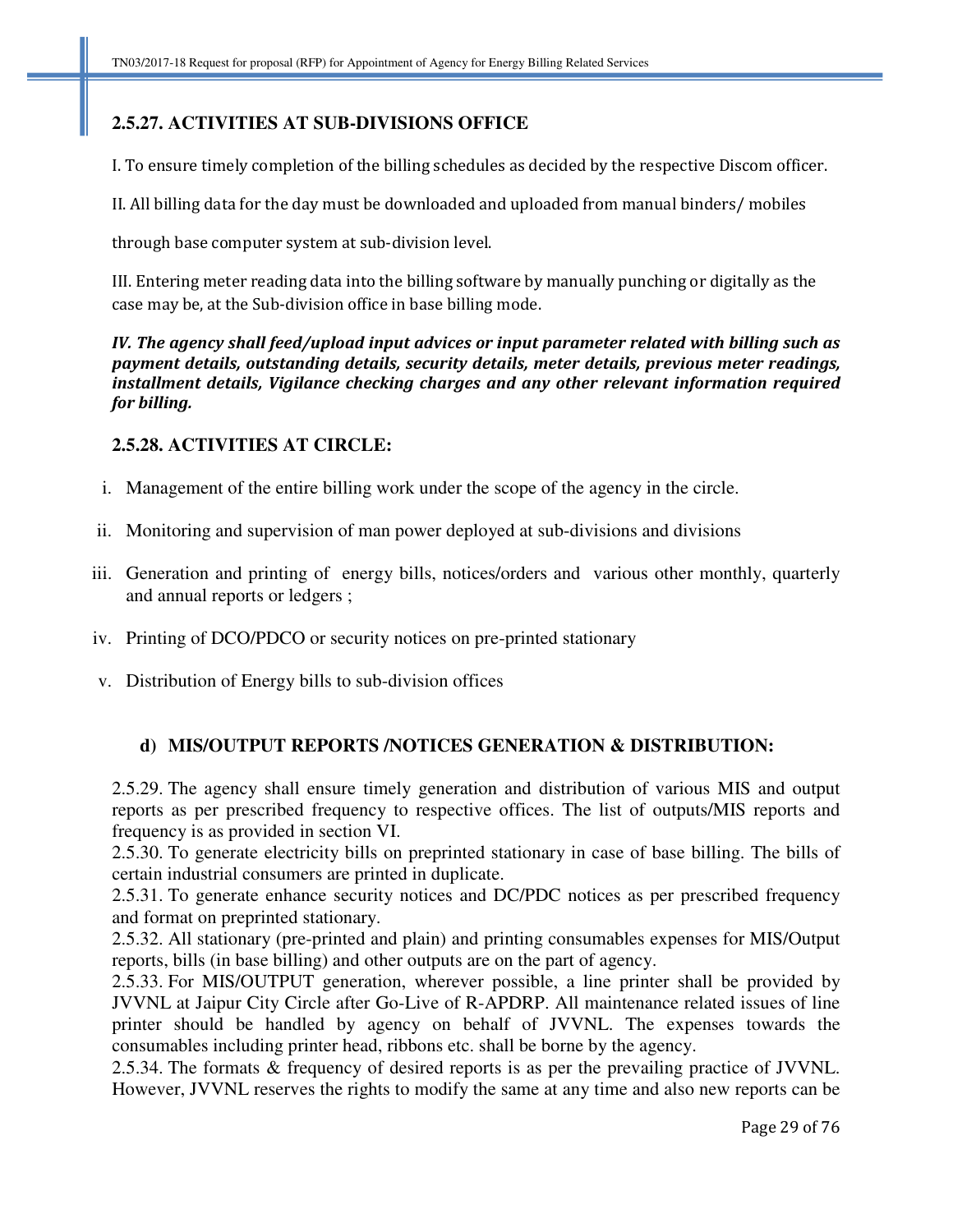### 2.5.27. ACTIVITIES AT SUB-DIVISIONS OFFICE

I. To ensure timely completion of the billing schedules as decided by the respective Discom officer.

II. All billing data for the day must be downloaded and uploaded from manual binders/ mobiles through base computer system at sub-division level.

III. Entering meter reading data into the billing software by manually punching or digitally as the case may be, at the Sub-division office in base billing mode.

***IV. The agency shall feed/upload input advices or input parameter related with billing such as payment details, outstanding details, security details, meter details, previous meter readings, installment details, Vigilance checking charges and any other relevant information required for billing.***

### 2.5.28. ACTIVITIES AT CIRCLE:

i. Management of the entire billing work under the scope of the agency in the circle.

ii. Monitoring and supervision of man power deployed at sub-divisions and divisions

iii. Generation and printing of energy bills, notices/orders and various other monthly, quarterly and annual reports or ledgers ;

iv. Printing of DCO/PDCO or security notices on pre-printed stationary

v. Distribution of Energy bills to sub-division offices

#### d) MIS/OUTPUT REPORTS /NOTICES GENERATION & DISTRIBUTION:

2.5.29. The agency shall ensure timely generation and distribution of various MIS and output reports as per prescribed frequency to respective offices. The list of outputs/MIS reports and frequency is as provided in section VI.

2.5.30. To generate electricity bills on preprinted stationary in case of base billing. The bills of certain industrial consumers are printed in duplicate.

2.5.31. To generate enhance security notices and DC/PDC notices as per prescribed frequency and format on preprinted stationary.

2.5.32. All stationary (pre-printed and plain) and printing consumables expenses for MIS/Output reports, bills (in base billing) and other outputs are on the part of agency.

2.5.33. For MIS/OUTPUT generation, wherever possible, a line printer shall be provided by JVVNL at Jaipur City Circle after Go-Live of R-APDRP. All maintenance related issues of line printer should be handled by agency on behalf of JVVNL. The expenses towards the consumables including printer head, ribbons etc. shall be borne by the agency.

2.5.34. The formats & frequency of desired reports is as per the prevailing practice of JVVNL. However, JVVNL reserves the rights to modify the same at any time and also new reports can be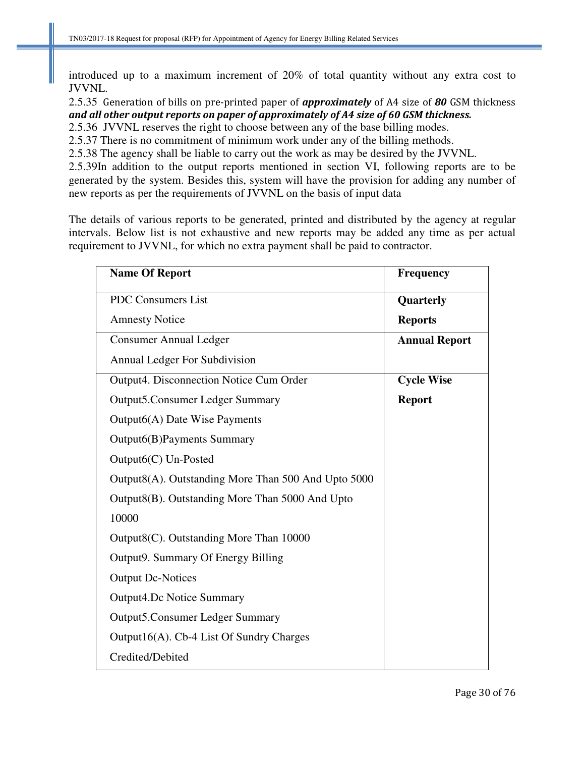introduced up to a maximum increment of 20% of total quantity without any extra cost to JVVNL.

2.5.35 Generation of bills on pre-printed paper of ***approximately*** of A4 size of ***80*** GSM thickness ***and all other output reports on paper of approximately of A4 size of 60 GSM thickness.***

2.5.36 JVVNL reserves the right to choose between any of the base billing modes.

2.5.37 There is no commitment of minimum work under any of the billing methods.

2.5.38 The agency shall be liable to carry out the work as may be desired by the JVVNL.

2.5.39In addition to the output reports mentioned in section VI, following reports are to be generated by the system. Besides this, system will have the provision for adding any number of new reports as per the requirements of JVVNL on the basis of input data

The details of various reports to be generated, printed and distributed by the agency at regular intervals. Below list is not exhaustive and new reports may be added any time as per actual requirement to JVVNL, for which no extra payment shall be paid to contractor.

| Name Of Report | Frequency |
| --- | --- |
| PDC Consumers List<br>Amnesty Notice | **Quarterly Reports** |
| Consumer Annual Ledger<br>Annual Ledger For Subdivision | **Annual Report** |
| Output4. Disconnection Notice Cum Order<br>Output5.Consumer Ledger Summary<br>Output6(A) Date Wise Payments<br>Output6(B)Payments Summary<br>Output6(C) Un-Posted<br>Output8(A). Outstanding More Than 500 And Upto 5000<br>Output8(B). Outstanding More Than 5000 And Upto 10000<br>Output8(C). Outstanding More Than 10000<br>Output9. Summary Of Energy Billing<br>Output Dc-Notices<br>Output4.Dc Notice Summary<br>Output5.Consumer Ledger Summary<br>Output16(A). Cb-4 List Of Sundry Charges Credited/Debited | **Cycle Wise Report** |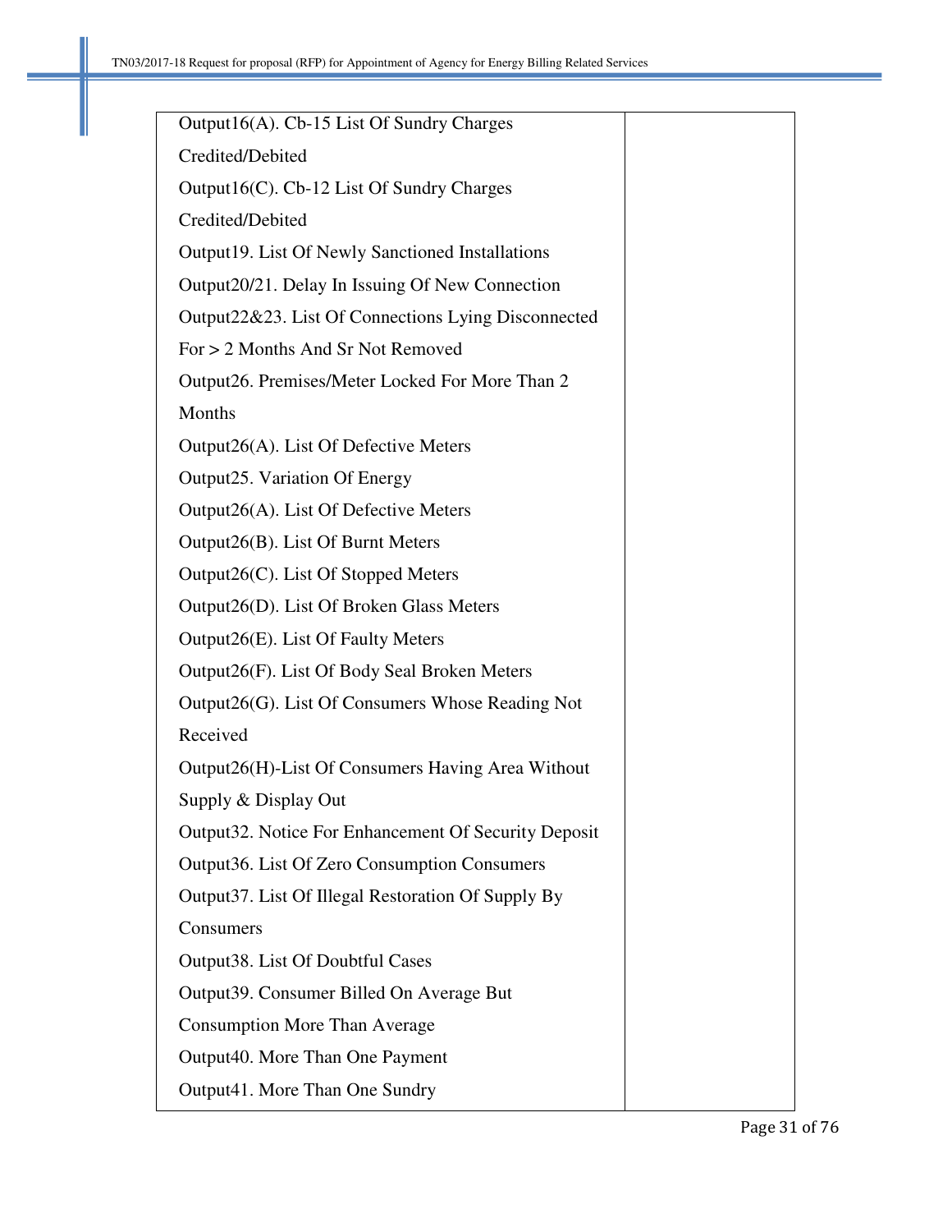| | |
|---|---|
| Output16(A). Cb-15 List Of Sundry Charges Credited/Debited<br>Output16(C). Cb-12 List Of Sundry Charges Credited/Debited<br>Output19. List Of Newly Sanctioned Installations<br>Output20/21. Delay In Issuing Of New Connection<br>Output22&23. List Of Connections Lying Disconnected For > 2 Months And Sr Not Removed<br>Output26. Premises/Meter Locked For More Than 2 Months<br>Output26(A). List Of Defective Meters<br>Output25. Variation Of Energy<br>Output26(A). List Of Defective Meters<br>Output26(B). List Of Burnt Meters<br>Output26(C). List Of Stopped Meters<br>Output26(D). List Of Broken Glass Meters<br>Output26(E). List Of Faulty Meters<br>Output26(F). List Of Body Seal Broken Meters<br>Output26(G). List Of Consumers Whose Reading Not Received<br>Output26(H)-List Of Consumers Having Area Without Supply & Display Out<br>Output32. Notice For Enhancement Of Security Deposit<br>Output36. List Of Zero Consumption Consumers<br>Output37. List Of Illegal Restoration Of Supply By Consumers<br>Output38. List Of Doubtful Cases<br>Output39. Consumer Billed On Average But Consumption More Than Average<br>Output40. More Than One Payment<br>Output41. More Than One Sundry | |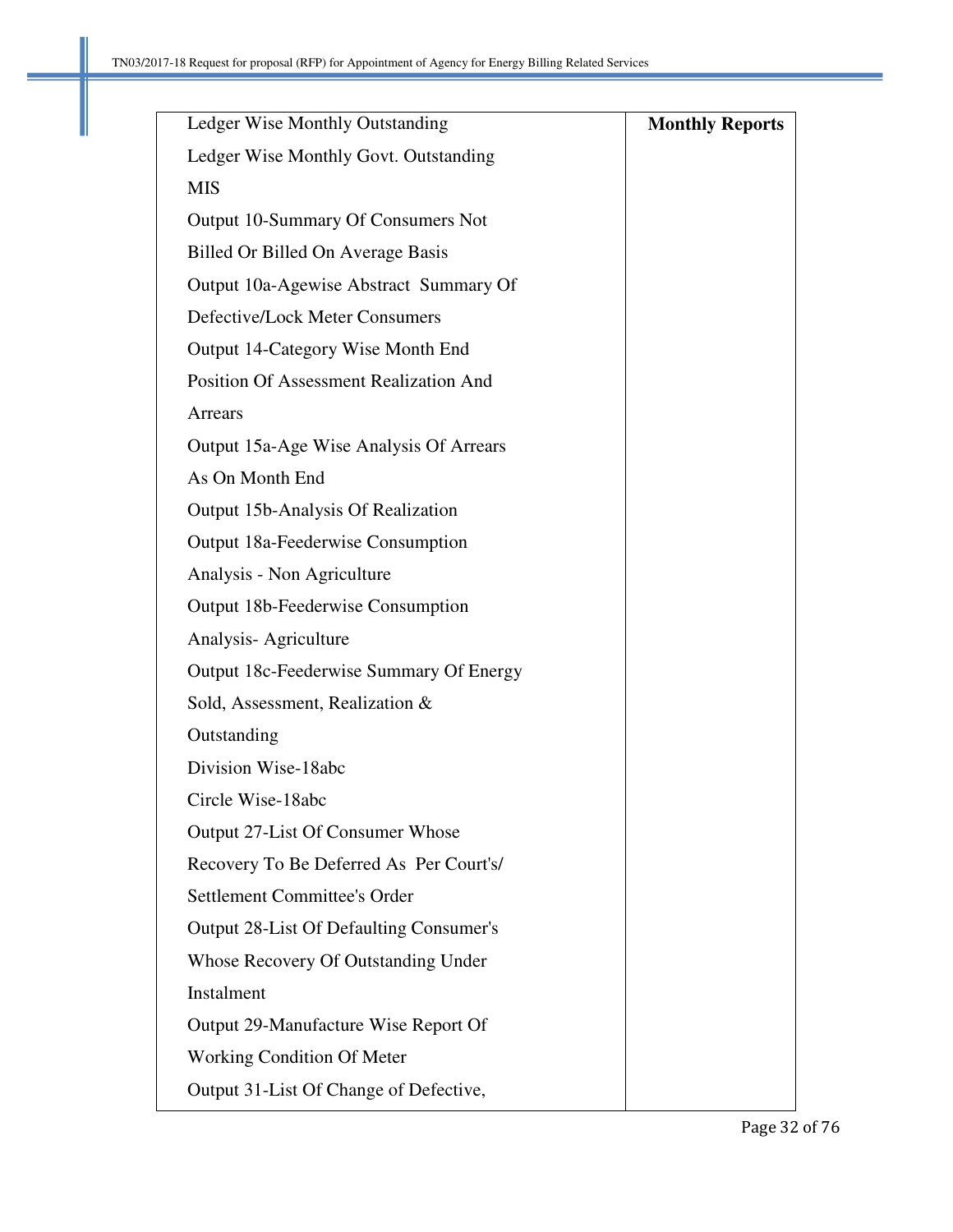| | |
|---|---|
| Ledger Wise Monthly Outstanding<br>Ledger Wise Monthly Govt. Outstanding<br>MIS<br>Output 10-Summary Of Consumers Not Billed Or Billed On Average Basis<br>Output 10a-Agewise Abstract Summary Of Defective/Lock Meter Consumers<br>Output 14-Category Wise Month End Position Of Assessment Realization And Arrears<br>Output 15a-Age Wise Analysis Of Arrears As On Month End<br>Output 15b-Analysis Of Realization<br>Output 18a-Feederwise Consumption Analysis - Non Agriculture<br>Output 18b-Feederwise Consumption Analysis- Agriculture<br>Output 18c-Feederwise Summary Of Energy Sold, Assessment, Realization & Outstanding<br>Division Wise-18abc<br>Circle Wise-18abc<br>Output 27-List Of Consumer Whose Recovery To Be Deferred As Per Court's/ Settlement Committee's Order<br>Output 28-List Of Defaulting Consumer's Whose Recovery Of Outstanding Under Instalment<br>Output 29-Manufacture Wise Report Of Working Condition Of Meter<br>Output 31-List Of Change of Defective, | **Monthly Reports** |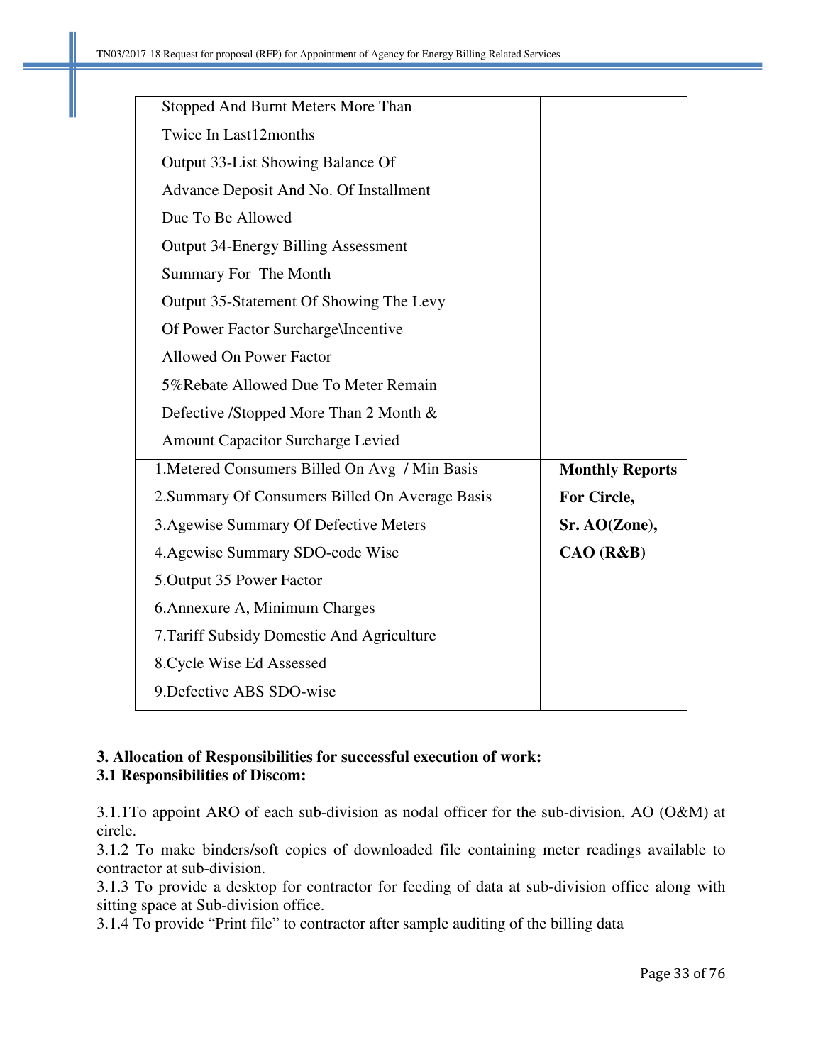| | |
|---|---|
| Stopped And Burnt Meters More Than Twice In Last12months<br>Output 33-List Showing Balance Of Advance Deposit And No. Of Installment Due To Be Allowed<br>Output 34-Energy Billing Assessment Summary For The Month<br>Output 35-Statement Of Showing The Levy Of Power Factor Surcharge\Incentive Allowed On Power Factor<br>5%Rebate Allowed Due To Meter Remain Defective /Stopped More Than 2 Month & Amount Capacitor Surcharge Levied | |
| 1.Metered Consumers Billed On Avg / Min Basis<br>2.Summary Of Consumers Billed On Average Basis<br>3.Agewise Summary Of Defective Meters<br>4.Agewise Summary SDO-code Wise<br>5.Output 35 Power Factor<br>6.Annexure A, Minimum Charges<br>7.Tariff Subsidy Domestic And Agriculture<br>8.Cycle Wise Ed Assessed<br>9.Defective ABS SDO-wise | **Monthly Reports For Circle, Sr. AO(Zone), CAO (R&B)** |

**3. Allocation of Responsibilities for successful execution of work:**

**3.1 Responsibilities of Discom:**

3.1.1To appoint ARO of each sub-division as nodal officer for the sub-division, AO (O&M) at circle.

3.1.2 To make binders/soft copies of downloaded file containing meter readings available to contractor at sub-division.

3.1.3 To provide a desktop for contractor for feeding of data at sub-division office along with sitting space at Sub-division office.

3.1.4 To provide "Print file" to contractor after sample auditing of the billing data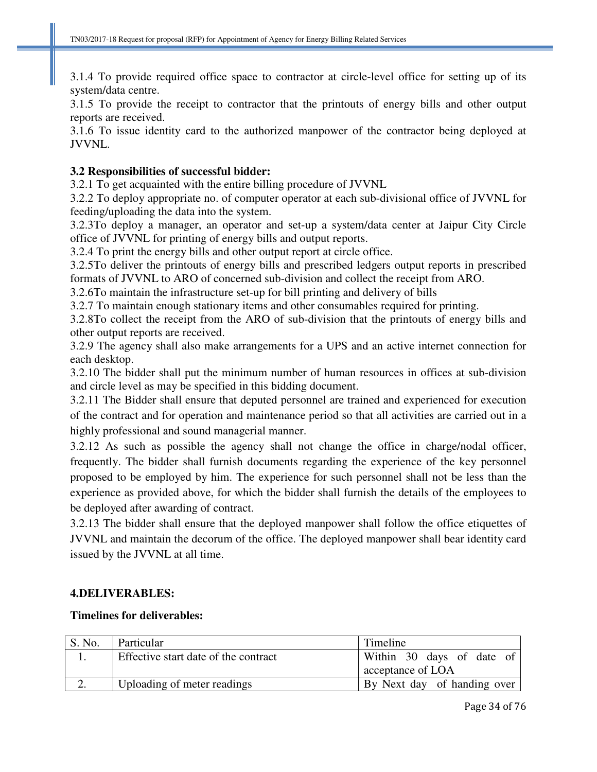3.1.4 To provide required office space to contractor at circle-level office for setting up of its system/data centre.

3.1.5 To provide the receipt to contractor that the printouts of energy bills and other output reports are received.

3.1.6 To issue identity card to the authorized manpower of the contractor being deployed at JVVNL.

**3.2 Responsibilities of successful bidder:**

3.2.1 To get acquainted with the entire billing procedure of JVVNL

3.2.2 To deploy appropriate no. of computer operator at each sub-divisional office of JVVNL for feeding/uploading the data into the system.

3.2.3To deploy a manager, an operator and set-up a system/data center at Jaipur City Circle office of JVVNL for printing of energy bills and output reports.

3.2.4 To print the energy bills and other output report at circle office.

3.2.5To deliver the printouts of energy bills and prescribed ledgers output reports in prescribed formats of JVVNL to ARO of concerned sub-division and collect the receipt from ARO.

3.2.6To maintain the infrastructure set-up for bill printing and delivery of bills

3.2.7 To maintain enough stationary items and other consumables required for printing.

3.2.8To collect the receipt from the ARO of sub-division that the printouts of energy bills and other output reports are received.

3.2.9 The agency shall also make arrangements for a UPS and an active internet connection for each desktop.

3.2.10 The bidder shall put the minimum number of human resources in offices at sub-division and circle level as may be specified in this bidding document.

3.2.11 The Bidder shall ensure that deputed personnel are trained and experienced for execution of the contract and for operation and maintenance period so that all activities are carried out in a highly professional and sound managerial manner.

3.2.12 As such as possible the agency shall not change the office in charge/nodal officer, frequently. The bidder shall furnish documents regarding the experience of the key personnel proposed to be employed by him. The experience for such personnel shall not be less than the experience as provided above, for which the bidder shall furnish the details of the employees to be deployed after awarding of contract.

3.2.13 The bidder shall ensure that the deployed manpower shall follow the office etiquettes of JVVNL and maintain the decorum of the office. The deployed manpower shall bear identity card issued by the JVVNL at all time.

## 4.DELIVERABLES:

**Timelines for deliverables:**

| S. No. | Particular | Timeline |
|---|---|---|
| 1. | Effective start date of the contract | Within 30 days of date of acceptance of LOA |
| 2. | Uploading of meter readings | By Next day of handing over |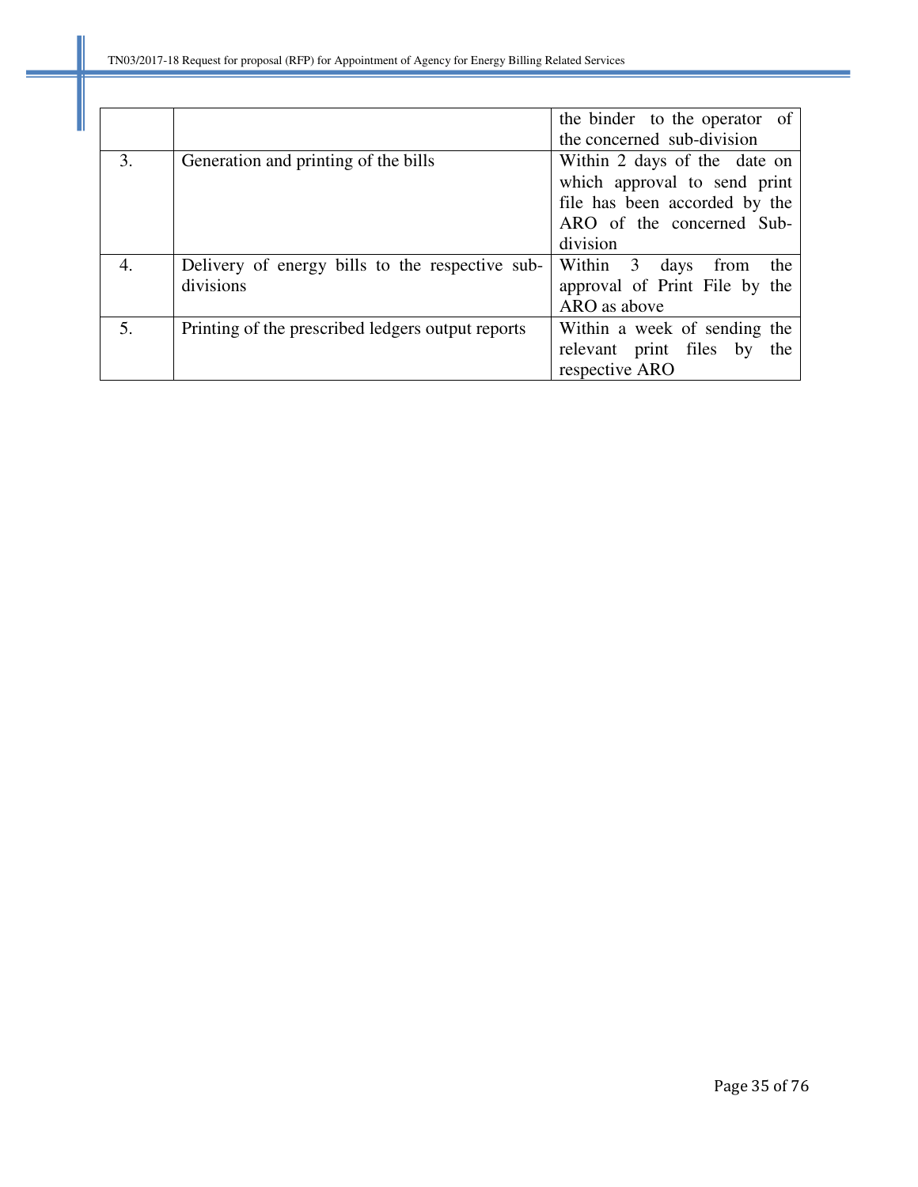|  |  |  |
|---|---|---|
|  |  | the binder to the operator of the concerned sub-division |
| 3. | Generation and printing of the bills | Within 2 days of the date on which approval to send print file has been accorded by the ARO of the concerned Sub-division |
| 4. | Delivery of energy bills to the respective sub-divisions | Within 3 days from the approval of Print File by the ARO as above |
| 5. | Printing of the prescribed ledgers output reports | Within a week of sending the relevant print files by the respective ARO |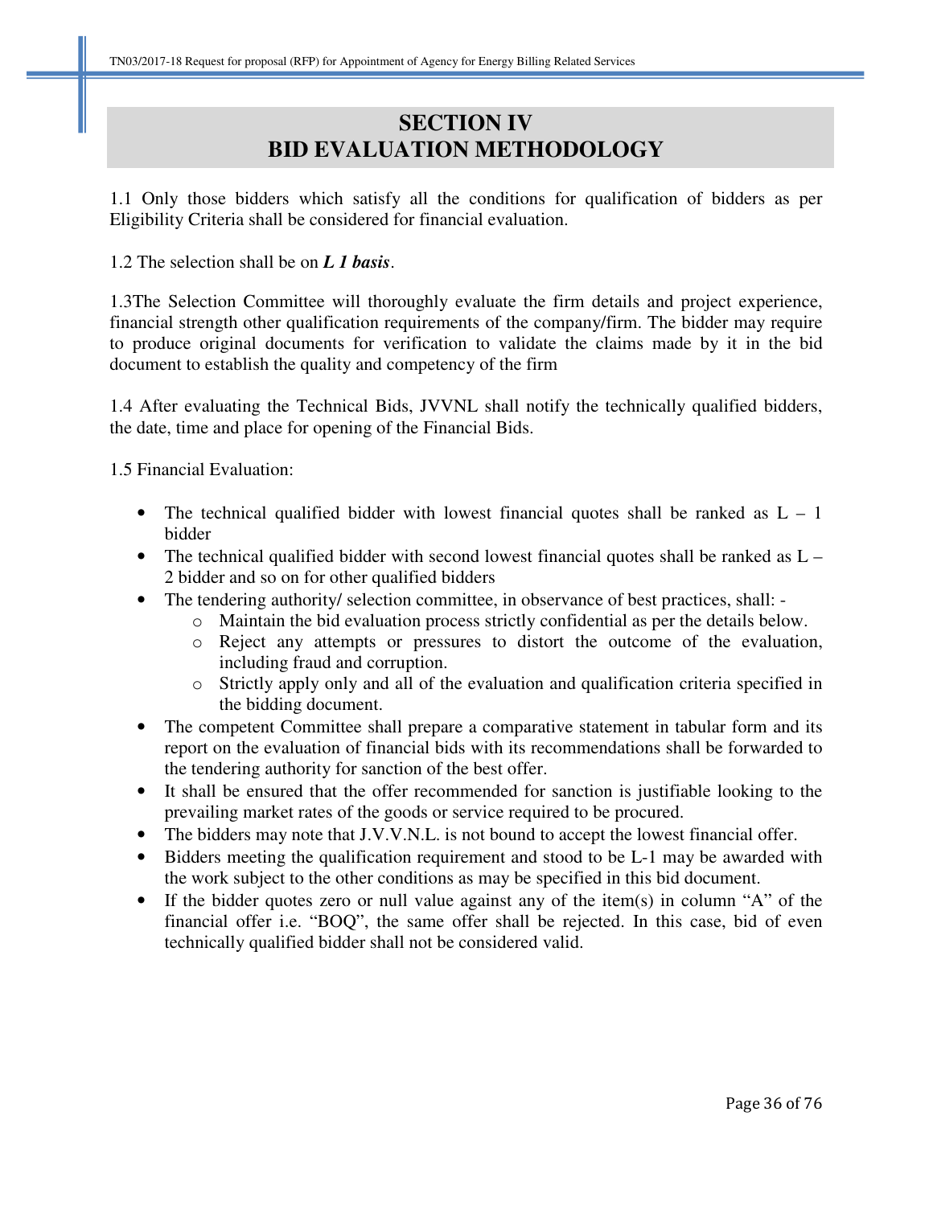# SECTION IV
# BID EVALUATION METHODOLOGY

1.1 Only those bidders which satisfy all the conditions for qualification of bidders as per Eligibility Criteria shall be considered for financial evaluation.

1.2 The selection shall be on ***L 1 basis***.

1.3The Selection Committee will thoroughly evaluate the firm details and project experience, financial strength other qualification requirements of the company/firm. The bidder may require to produce original documents for verification to validate the claims made by it in the bid document to establish the quality and competency of the firm

1.4 After evaluating the Technical Bids, JVVNL shall notify the technically qualified bidders, the date, time and place for opening of the Financial Bids.

1.5 Financial Evaluation:

- The technical qualified bidder with lowest financial quotes shall be ranked as L – 1 bidder
- The technical qualified bidder with second lowest financial quotes shall be ranked as L – 2 bidder and so on for other qualified bidders
- The tendering authority/ selection committee, in observance of best practices, shall: -
  - Maintain the bid evaluation process strictly confidential as per the details below.
  - Reject any attempts or pressures to distort the outcome of the evaluation, including fraud and corruption.
  - Strictly apply only and all of the evaluation and qualification criteria specified in the bidding document.
- The competent Committee shall prepare a comparative statement in tabular form and its report on the evaluation of financial bids with its recommendations shall be forwarded to the tendering authority for sanction of the best offer.
- It shall be ensured that the offer recommended for sanction is justifiable looking to the prevailing market rates of the goods or service required to be procured.
- The bidders may note that J.V.V.N.L. is not bound to accept the lowest financial offer.
- Bidders meeting the qualification requirement and stood to be L-1 may be awarded with the work subject to the other conditions as may be specified in this bid document.
- If the bidder quotes zero or null value against any of the item(s) in column "A" of the financial offer i.e. "BOQ", the same offer shall be rejected. In this case, bid of even technically qualified bidder shall not be considered valid.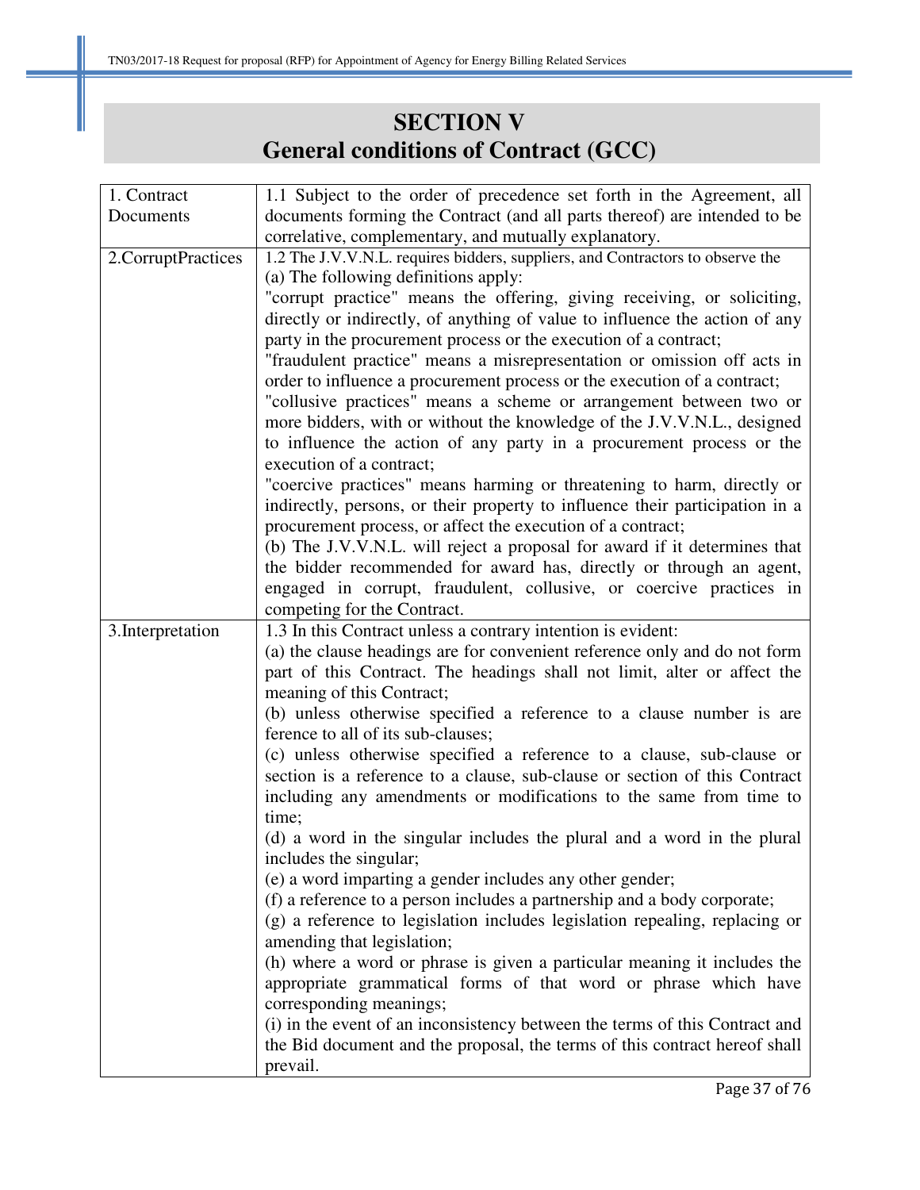# SECTION V
# General conditions of Contract (GCC)

| | |
|---|---|
| 1. Contract Documents | 1.1 Subject to the order of precedence set forth in the Agreement, all documents forming the Contract (and all parts thereof) are intended to be correlative, complementary, and mutually explanatory. |
| 2.CorruptPractices | 1.2 The J.V.V.N.L. requires bidders, suppliers, and Contractors to observe the<br>(a) The following definitions apply:<br>"corrupt practice" means the offering, giving receiving, or soliciting, directly or indirectly, of anything of value to influence the action of any party in the procurement process or the execution of a contract;<br>"fraudulent practice" means a misrepresentation or omission off acts in order to influence a procurement process or the execution of a contract;<br>"collusive practices" means a scheme or arrangement between two or more bidders, with or without the knowledge of the J.V.V.N.L., designed to influence the action of any party in a procurement process or the execution of a contract;<br>"coercive practices" means harming or threatening to harm, directly or indirectly, persons, or their property to influence their participation in a procurement process, or affect the execution of a contract;<br>(b) The J.V.V.N.L. will reject a proposal for award if it determines that the bidder recommended for award has, directly or through an agent, engaged in corrupt, fraudulent, collusive, or coercive practices in competing for the Contract. |
| 3.Interpretation | 1.3 In this Contract unless a contrary intention is evident:<br>(a) the clause headings are for convenient reference only and do not form part of this Contract. The headings shall not limit, alter or affect the meaning of this Contract;<br>(b) unless otherwise specified a reference to a clause number is are ference to all of its sub-clauses;<br>(c) unless otherwise specified a reference to a clause, sub-clause or section is a reference to a clause, sub-clause or section of this Contract including any amendments or modifications to the same from time to time;<br>(d) a word in the singular includes the plural and a word in the plural includes the singular;<br>(e) a word imparting a gender includes any other gender;<br>(f) a reference to a person includes a partnership and a body corporate;<br>(g) a reference to legislation includes legislation repealing, replacing or amending that legislation;<br>(h) where a word or phrase is given a particular meaning it includes the appropriate grammatical forms of that word or phrase which have corresponding meanings;<br>(i) in the event of an inconsistency between the terms of this Contract and the Bid document and the proposal, the terms of this contract hereof shall prevail. |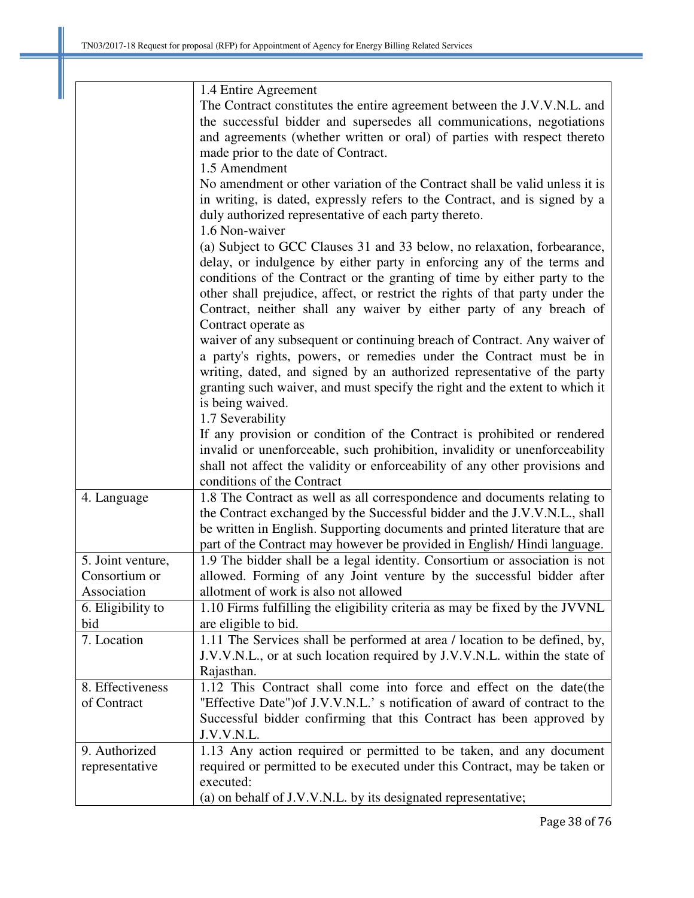| | |
|---|---|
| | 1.4 Entire Agreement<br>The Contract constitutes the entire agreement between the J.V.V.N.L. and the successful bidder and supersedes all communications, negotiations and agreements (whether written or oral) of parties with respect thereto made prior to the date of Contract.<br>1.5 Amendment<br>No amendment or other variation of the Contract shall be valid unless it is in writing, is dated, expressly refers to the Contract, and is signed by a duly authorized representative of each party thereto.<br>1.6 Non-waiver<br>(a) Subject to GCC Clauses 31 and 33 below, no relaxation, forbearance, delay, or indulgence by either party in enforcing any of the terms and conditions of the Contract or the granting of time by either party to the other shall prejudice, affect, or restrict the rights of that party under the Contract, neither shall any waiver by either party of any breach of Contract operate as<br>waiver of any subsequent or continuing breach of Contract. Any waiver of a party's rights, powers, or remedies under the Contract must be in writing, dated, and signed by an authorized representative of the party granting such waiver, and must specify the right and the extent to which it is being waived.<br>1.7 Severability<br>If any provision or condition of the Contract is prohibited or rendered invalid or unenforceable, such prohibition, invalidity or unenforceability shall not affect the validity or enforceability of any other provisions and conditions of the Contract |
| 4. Language | 1.8 The Contract as well as all correspondence and documents relating to the Contract exchanged by the Successful bidder and the J.V.V.N.L., shall be written in English. Supporting documents and printed literature that are part of the Contract may however be provided in English/ Hindi language. |
| 5. Joint venture, Consortium or Association | 1.9 The bidder shall be a legal identity. Consortium or association is not allowed. Forming of any Joint venture by the successful bidder after allotment of work is also not allowed |
| 6. Eligibility to bid | 1.10 Firms fulfilling the eligibility criteria as may be fixed by the JVVNL are eligible to bid. |
| 7. Location | 1.11 The Services shall be performed at area / location to be defined, by, J.V.V.N.L., or at such location required by J.V.V.N.L. within the state of Rajasthan. |
| 8. Effectiveness of Contract | 1.12 This Contract shall come into force and effect on the date(the "Effective Date")of J.V.V.N.L.' s notification of award of contract to the Successful bidder confirming that this Contract has been approved by J.V.V.N.L. |
| 9. Authorized representative | 1.13 Any action required or permitted to be taken, and any document required or permitted to be executed under this Contract, may be taken or executed:<br>(a) on behalf of J.V.V.N.L. by its designated representative; |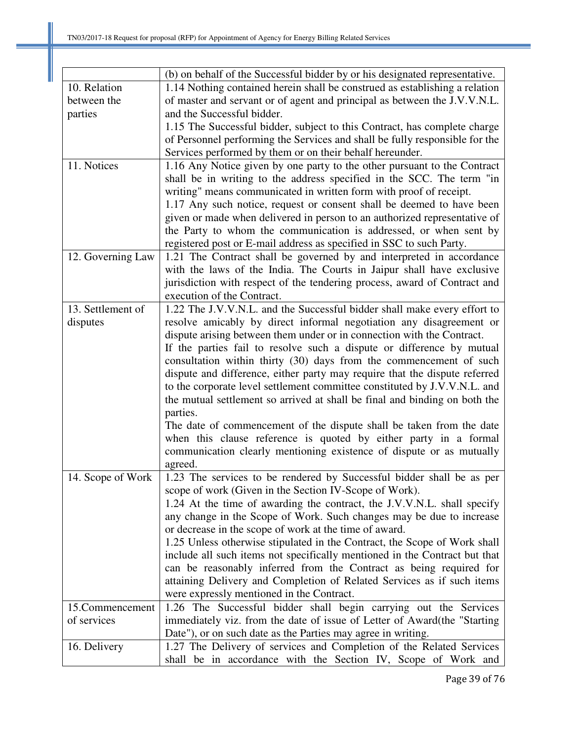| | |
|---|---|
| | (b) on behalf of the Successful bidder by or his designated representative. |
| 10. Relation between the parties | 1.14 Nothing contained herein shall be construed as establishing a relation of master and servant or of agent and principal as between the J.V.V.N.L. and the Successful bidder.<br>1.15 The Successful bidder, subject to this Contract, has complete charge of Personnel performing the Services and shall be fully responsible for the Services performed by them or on their behalf hereunder. |
| 11. Notices | 1.16 Any Notice given by one party to the other pursuant to the Contract shall be in writing to the address specified in the SCC. The term "in writing" means communicated in written form with proof of receipt.<br>1.17 Any such notice, request or consent shall be deemed to have been given or made when delivered in person to an authorized representative of the Party to whom the communication is addressed, or when sent by registered post or E-mail address as specified in SSC to such Party. |
| 12. Governing Law | 1.21 The Contract shall be governed by and interpreted in accordance with the laws of the India. The Courts in Jaipur shall have exclusive jurisdiction with respect of the tendering process, award of Contract and execution of the Contract. |
| 13. Settlement of disputes | 1.22 The J.V.V.N.L. and the Successful bidder shall make every effort to resolve amicably by direct informal negotiation any disagreement or dispute arising between them under or in connection with the Contract.<br>If the parties fail to resolve such a dispute or difference by mutual consultation within thirty (30) days from the commencement of such dispute and difference, either party may require that the dispute referred to the corporate level settlement committee constituted by J.V.V.N.L. and the mutual settlement so arrived at shall be final and binding on both the parties.<br>The date of commencement of the dispute shall be taken from the date when this clause reference is quoted by either party in a formal communication clearly mentioning existence of dispute or as mutually agreed. |
| 14. Scope of Work | 1.23 The services to be rendered by Successful bidder shall be as per scope of work (Given in the Section IV-Scope of Work).<br>1.24 At the time of awarding the contract, the J.V.V.N.L. shall specify any change in the Scope of Work. Such changes may be due to increase or decrease in the scope of work at the time of award.<br>1.25 Unless otherwise stipulated in the Contract, the Scope of Work shall include all such items not specifically mentioned in the Contract but that can be reasonably inferred from the Contract as being required for attaining Delivery and Completion of Related Services as if such items were expressly mentioned in the Contract. |
| 15.Commencement of services | 1.26 The Successful bidder shall begin carrying out the Services immediately viz. from the date of issue of Letter of Award(the "Starting Date"), or on such date as the Parties may agree in writing. |
| 16. Delivery | 1.27 The Delivery of services and Completion of the Related Services shall be in accordance with the Section IV, Scope of Work and |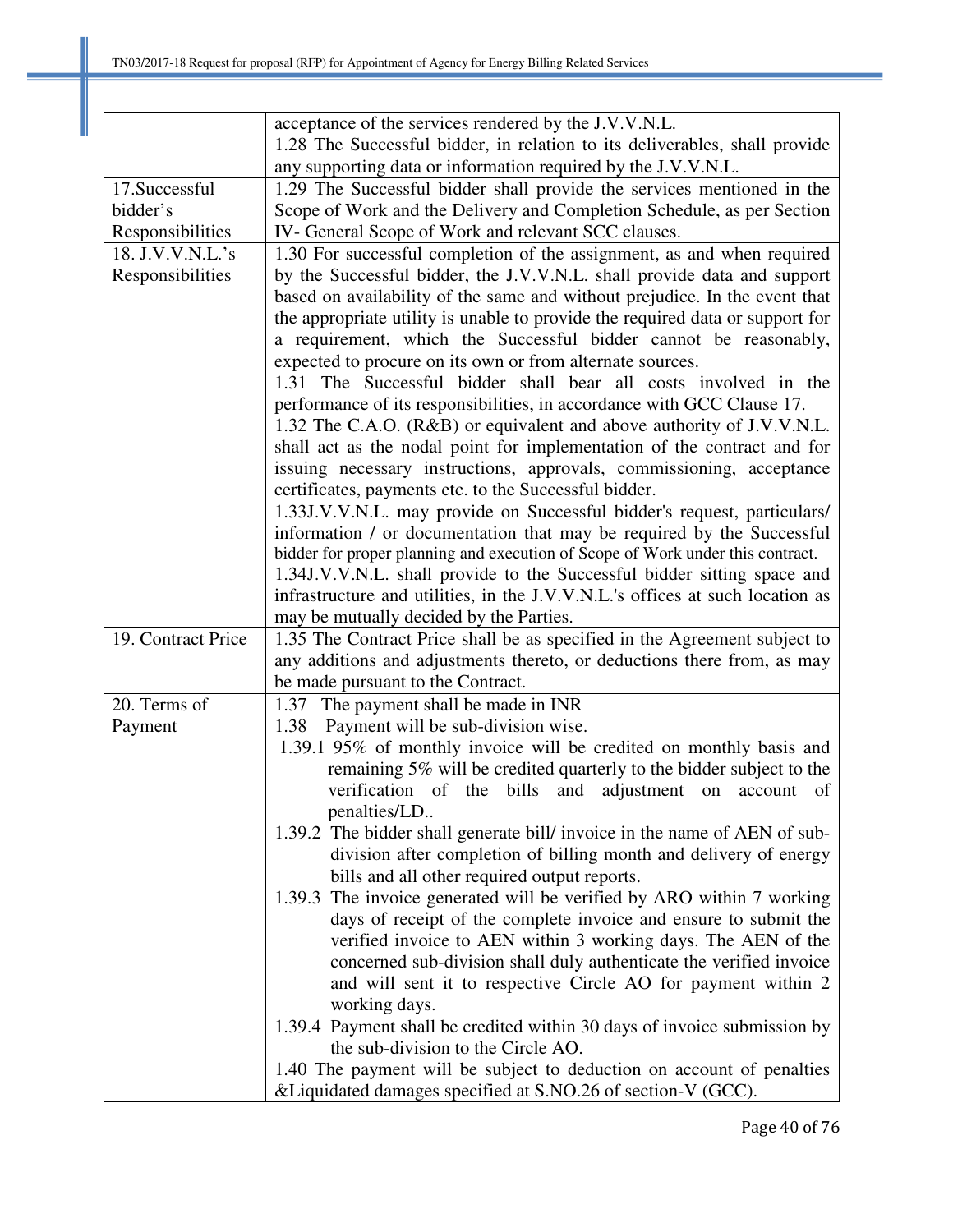| | |
|---|---|
| | acceptance of the services rendered by the J.V.V.N.L.<br>1.28 The Successful bidder, in relation to its deliverables, shall provide any supporting data or information required by the J.V.V.N.L. |
| 17.Successful bidder's Responsibilities | 1.29 The Successful bidder shall provide the services mentioned in the Scope of Work and the Delivery and Completion Schedule, as per Section IV- General Scope of Work and relevant SCC clauses. |
| 18. J.V.V.N.L.'s Responsibilities | 1.30 For successful completion of the assignment, as and when required by the Successful bidder, the J.V.V.N.L. shall provide data and support based on availability of the same and without prejudice. In the event that the appropriate utility is unable to provide the required data or support for a requirement, which the Successful bidder cannot be reasonably, expected to procure on its own or from alternate sources.<br>1.31 The Successful bidder shall bear all costs involved in the performance of its responsibilities, in accordance with GCC Clause 17.<br>1.32 The C.A.O. (R&B) or equivalent and above authority of J.V.V.N.L. shall act as the nodal point for implementation of the contract and for issuing necessary instructions, approvals, commissioning, acceptance certificates, payments etc. to the Successful bidder.<br>1.33J.V.V.N.L. may provide on Successful bidder's request, particulars/ information / or documentation that may be required by the Successful bidder for proper planning and execution of Scope of Work under this contract.<br>1.34J.V.V.N.L. shall provide to the Successful bidder sitting space and infrastructure and utilities, in the J.V.V.N.L.'s offices at such location as may be mutually decided by the Parties. |
| 19. Contract Price | 1.35 The Contract Price shall be as specified in the Agreement subject to any additions and adjustments thereto, or deductions there from, as may be made pursuant to the Contract. |
| 20. Terms of Payment | 1.37 The payment shall be made in INR<br>1.38 Payment will be sub-division wise.<br>1.39.1 95% of monthly invoice will be credited on monthly basis and remaining 5% will be credited quarterly to the bidder subject to the verification of the bills and adjustment on account of penalties/LD..<br>1.39.2 The bidder shall generate bill/ invoice in the name of AEN of sub-division after completion of billing month and delivery of energy bills and all other required output reports.<br>1.39.3 The invoice generated will be verified by ARO within 7 working days of receipt of the complete invoice and ensure to submit the verified invoice to AEN within 3 working days. The AEN of the concerned sub-division shall duly authenticate the verified invoice and will sent it to respective Circle AO for payment within 2 working days.<br>1.39.4 Payment shall be credited within 30 days of invoice submission by the sub-division to the Circle AO.<br>1.40 The payment will be subject to deduction on account of penalties &Liquidated damages specified at S.NO.26 of section-V (GCC). |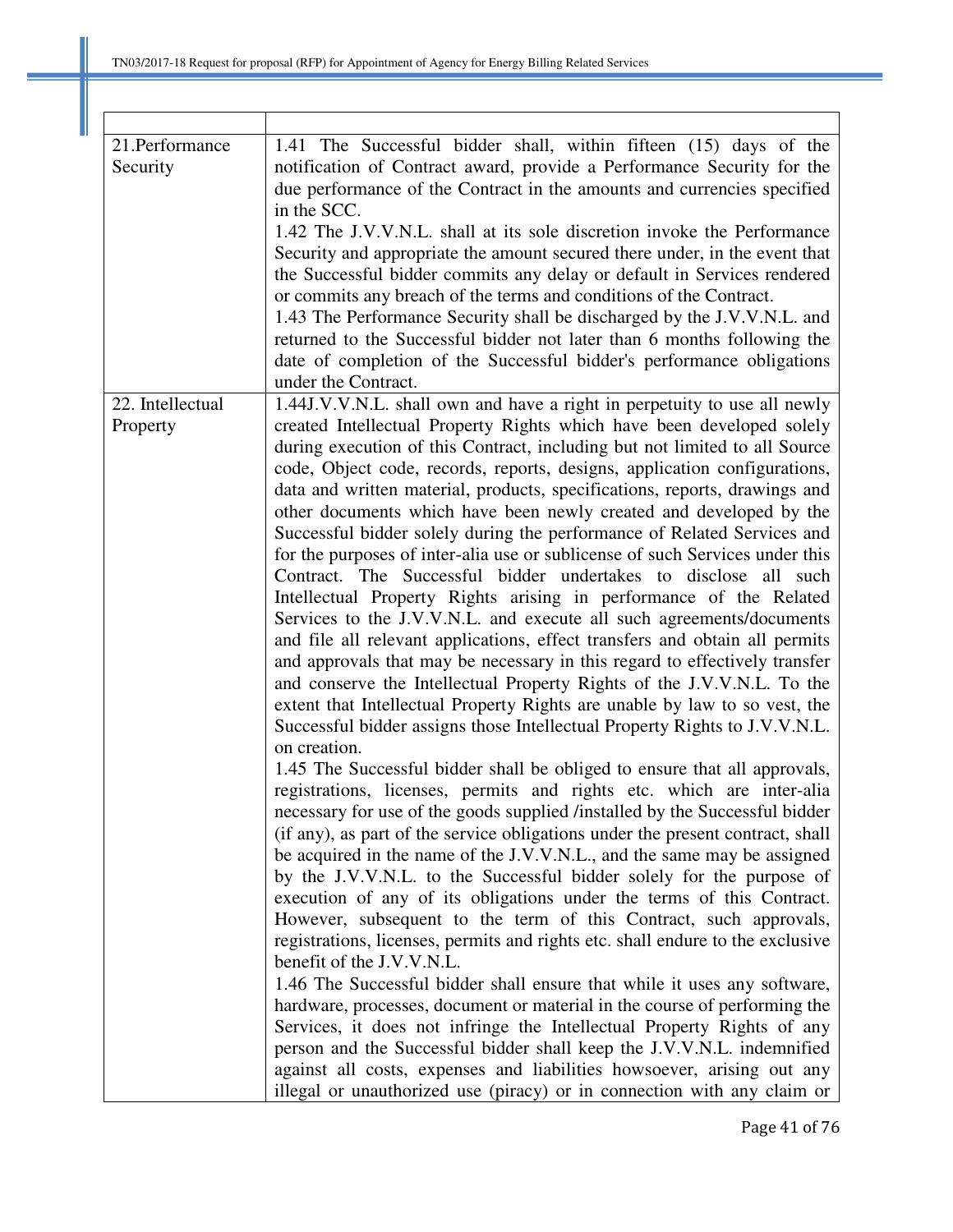| | |
|---|---|
| 21.Performance Security | 1.41 The Successful bidder shall, within fifteen (15) days of the notification of Contract award, provide a Performance Security for the due performance of the Contract in the amounts and currencies specified in the SCC.<br>1.42 The J.V.V.N.L. shall at its sole discretion invoke the Performance Security and appropriate the amount secured there under, in the event that the Successful bidder commits any delay or default in Services rendered or commits any breach of the terms and conditions of the Contract.<br>1.43 The Performance Security shall be discharged by the J.V.V.N.L. and returned to the Successful bidder not later than 6 months following the date of completion of the Successful bidder's performance obligations under the Contract. |
| 22. Intellectual Property | 1.44J.V.V.N.L. shall own and have a right in perpetuity to use all newly created Intellectual Property Rights which have been developed solely during execution of this Contract, including but not limited to all Source code, Object code, records, reports, designs, application configurations, data and written material, products, specifications, reports, drawings and other documents which have been newly created and developed by the Successful bidder solely during the performance of Related Services and for the purposes of inter-alia use or sublicense of such Services under this Contract. The Successful bidder undertakes to disclose all such Intellectual Property Rights arising in performance of the Related Services to the J.V.V.N.L. and execute all such agreements/documents and file all relevant applications, effect transfers and obtain all permits and approvals that may be necessary in this regard to effectively transfer and conserve the Intellectual Property Rights of the J.V.V.N.L. To the extent that Intellectual Property Rights are unable by law to so vest, the Successful bidder assigns those Intellectual Property Rights to J.V.V.N.L. on creation.<br>1.45 The Successful bidder shall be obliged to ensure that all approvals, registrations, licenses, permits and rights etc. which are inter-alia necessary for use of the goods supplied /installed by the Successful bidder (if any), as part of the service obligations under the present contract, shall be acquired in the name of the J.V.V.N.L., and the same may be assigned by the J.V.V.N.L. to the Successful bidder solely for the purpose of execution of any of its obligations under the terms of this Contract. However, subsequent to the term of this Contract, such approvals, registrations, licenses, permits and rights etc. shall endure to the exclusive benefit of the J.V.V.N.L.<br>1.46 The Successful bidder shall ensure that while it uses any software, hardware, processes, document or material in the course of performing the Services, it does not infringe the Intellectual Property Rights of any person and the Successful bidder shall keep the J.V.V.N.L. indemnified against all costs, expenses and liabilities howsoever, arising out any illegal or unauthorized use (piracy) or in connection with any claim or |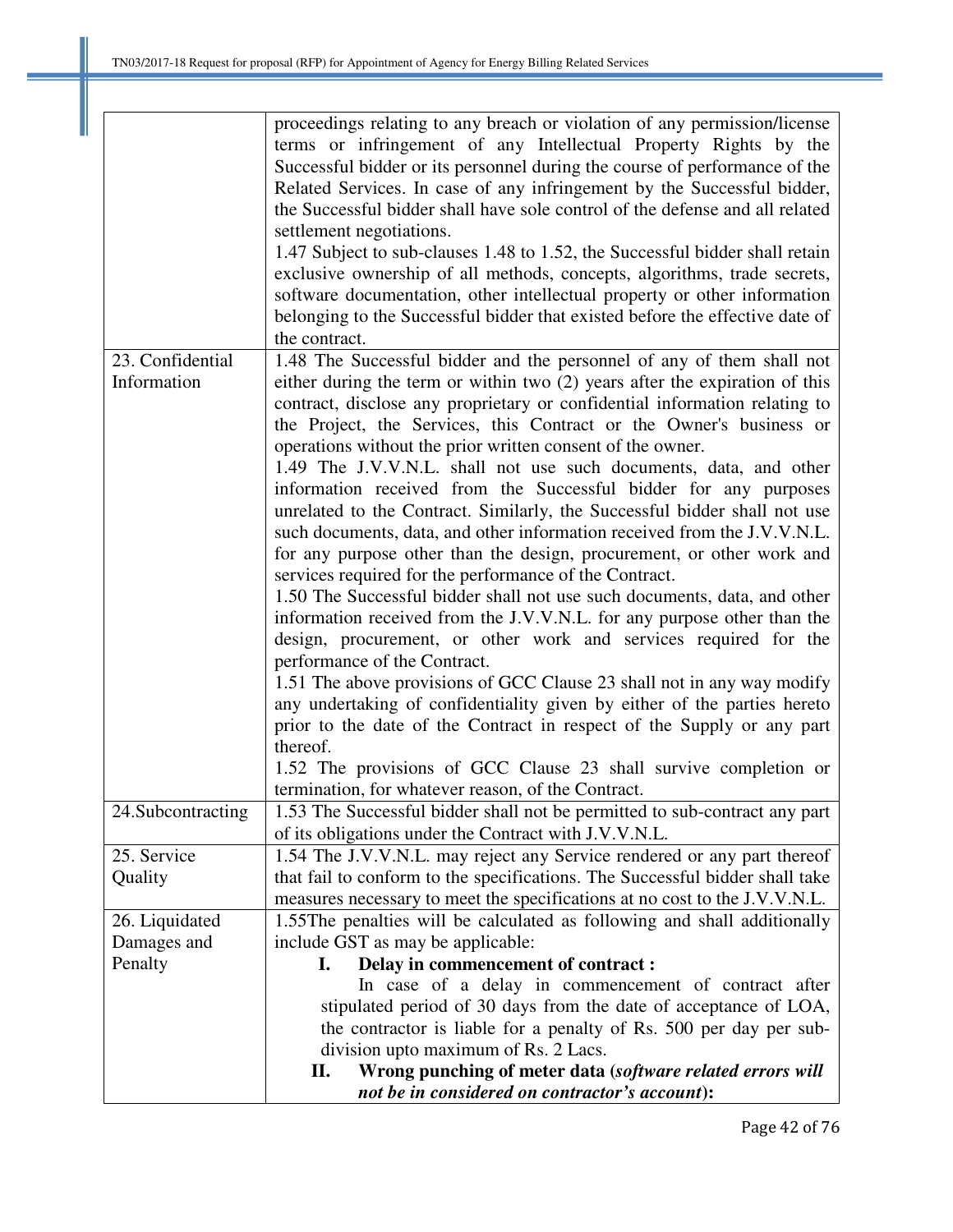| | |
|---|---|
| | proceedings relating to any breach or violation of any permission/license terms or infringement of any Intellectual Property Rights by the Successful bidder or its personnel during the course of performance of the Related Services. In case of any infringement by the Successful bidder, the Successful bidder shall have sole control of the defense and all related settlement negotiations.<br>1.47 Subject to sub-clauses 1.48 to 1.52, the Successful bidder shall retain exclusive ownership of all methods, concepts, algorithms, trade secrets, software documentation, other intellectual property or other information belonging to the Successful bidder that existed before the effective date of the contract. |
| 23. Confidential Information | 1.48 The Successful bidder and the personnel of any of them shall not either during the term or within two (2) years after the expiration of this contract, disclose any proprietary or confidential information relating to the Project, the Services, this Contract or the Owner's business or operations without the prior written consent of the owner.<br>1.49 The J.V.V.N.L. shall not use such documents, data, and other information received from the Successful bidder for any purposes unrelated to the Contract. Similarly, the Successful bidder shall not use such documents, data, and other information received from the J.V.V.N.L. for any purpose other than the design, procurement, or other work and services required for the performance of the Contract.<br>1.50 The Successful bidder shall not use such documents, data, and other information received from the J.V.V.N.L. for any purpose other than the design, procurement, or other work and services required for the performance of the Contract.<br>1.51 The above provisions of GCC Clause 23 shall not in any way modify any undertaking of confidentiality given by either of the parties hereto prior to the date of the Contract in respect of the Supply or any part thereof.<br>1.52 The provisions of GCC Clause 23 shall survive completion or termination, for whatever reason, of the Contract. |
| 24.Subcontracting | 1.53 The Successful bidder shall not be permitted to sub-contract any part of its obligations under the Contract with J.V.V.N.L. |
| 25. Service Quality | 1.54 The J.V.V.N.L. may reject any Service rendered or any part thereof that fail to conform to the specifications. The Successful bidder shall take measures necessary to meet the specifications at no cost to the J.V.V.N.L. |
| 26. Liquidated Damages and Penalty | 1.55The penalties will be calculated as following and shall additionally include GST as may be applicable:<br>**I. Delay in commencement of contract :**<br>In case of a delay in commencement of contract after stipulated period of 30 days from the date of acceptance of LOA, the contractor is liable for a penalty of Rs. 500 per day per sub-division upto maximum of Rs. 2 Lacs.<br>**II. Wrong punching of meter data (*software related errors will not be in considered on contractor's account*):** |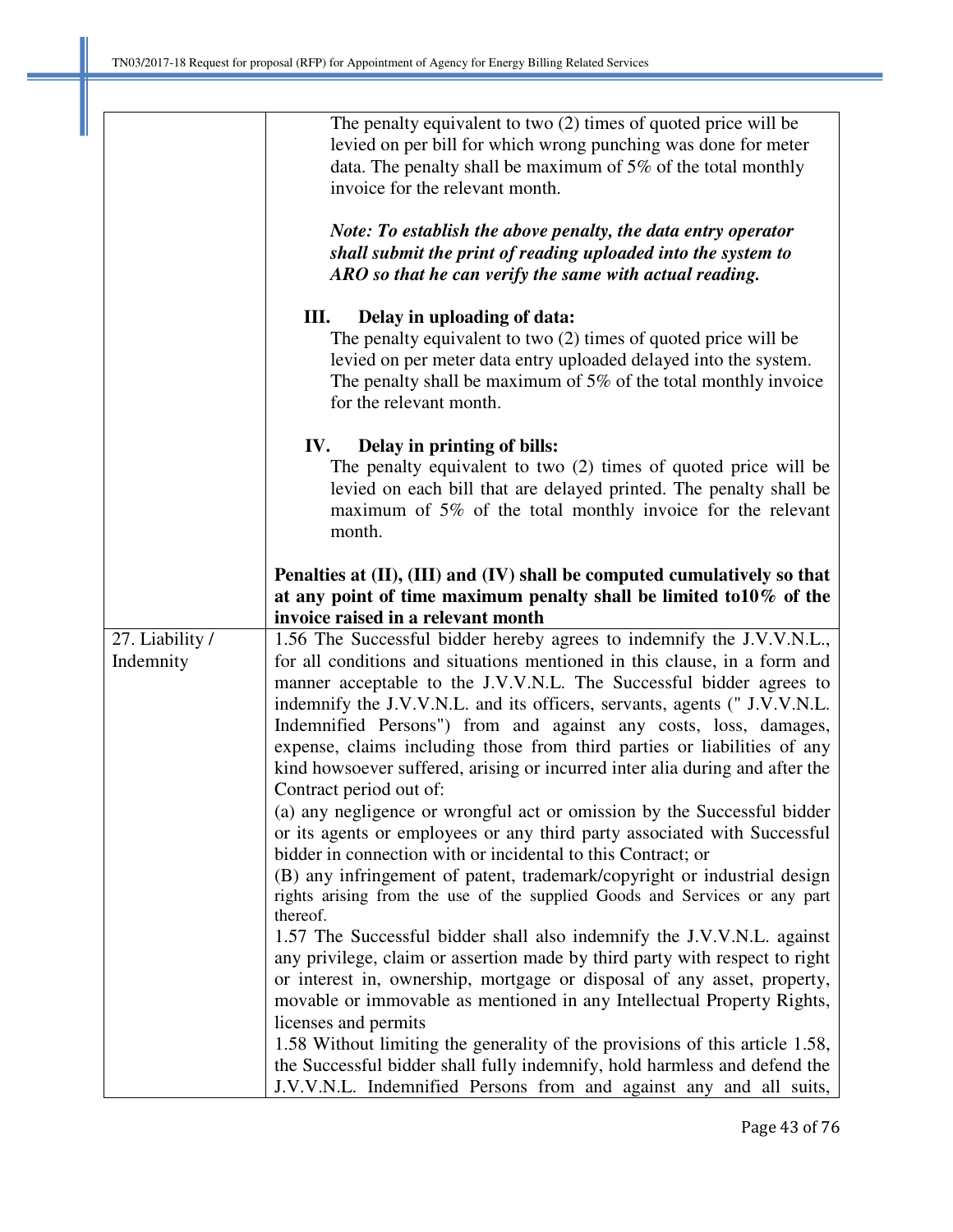| | |
|---|---|
| | The penalty equivalent to two (2) times of quoted price will be levied on per bill for which wrong punching was done for meter data. The penalty shall be maximum of 5% of the total monthly invoice for the relevant month.<br><br>***Note: To establish the above penalty, the data entry operator shall submit the print of reading uploaded into the system to ARO so that he can verify the same with actual reading.***<br><br>**III. Delay in uploading of data:**<br>The penalty equivalent to two (2) times of quoted price will be levied on per meter data entry uploaded delayed into the system. The penalty shall be maximum of 5% of the total monthly invoice for the relevant month.<br><br>**IV. Delay in printing of bills:**<br>The penalty equivalent to two (2) times of quoted price will be levied on each bill that are delayed printed. The penalty shall be maximum of 5% of the total monthly invoice for the relevant month.<br><br>**Penalties at (II), (III) and (IV) shall be computed cumulatively so that at any point of time maximum penalty shall be limited to10% of the invoice raised in a relevant month** |
| 27. Liability / Indemnity | 1.56 The Successful bidder hereby agrees to indemnify the J.V.V.N.L., for all conditions and situations mentioned in this clause, in a form and manner acceptable to the J.V.V.N.L. The Successful bidder agrees to indemnify the J.V.V.N.L. and its officers, servants, agents (" J.V.V.N.L. Indemnified Persons") from and against any costs, loss, damages, expense, claims including those from third parties or liabilities of any kind howsoever suffered, arising or incurred inter alia during and after the Contract period out of:<br>(a) any negligence or wrongful act or omission by the Successful bidder or its agents or employees or any third party associated with Successful bidder in connection with or incidental to this Contract; or<br>(B) any infringement of patent, trademark/copyright or industrial design rights arising from the use of the supplied Goods and Services or any part thereof.<br>1.57 The Successful bidder shall also indemnify the J.V.V.N.L. against any privilege, claim or assertion made by third party with respect to right or interest in, ownership, mortgage or disposal of any asset, property, movable or immovable as mentioned in any Intellectual Property Rights, licenses and permits<br>1.58 Without limiting the generality of the provisions of this article 1.58, the Successful bidder shall fully indemnify, hold harmless and defend the J.V.V.N.L. Indemnified Persons from and against any and all suits, |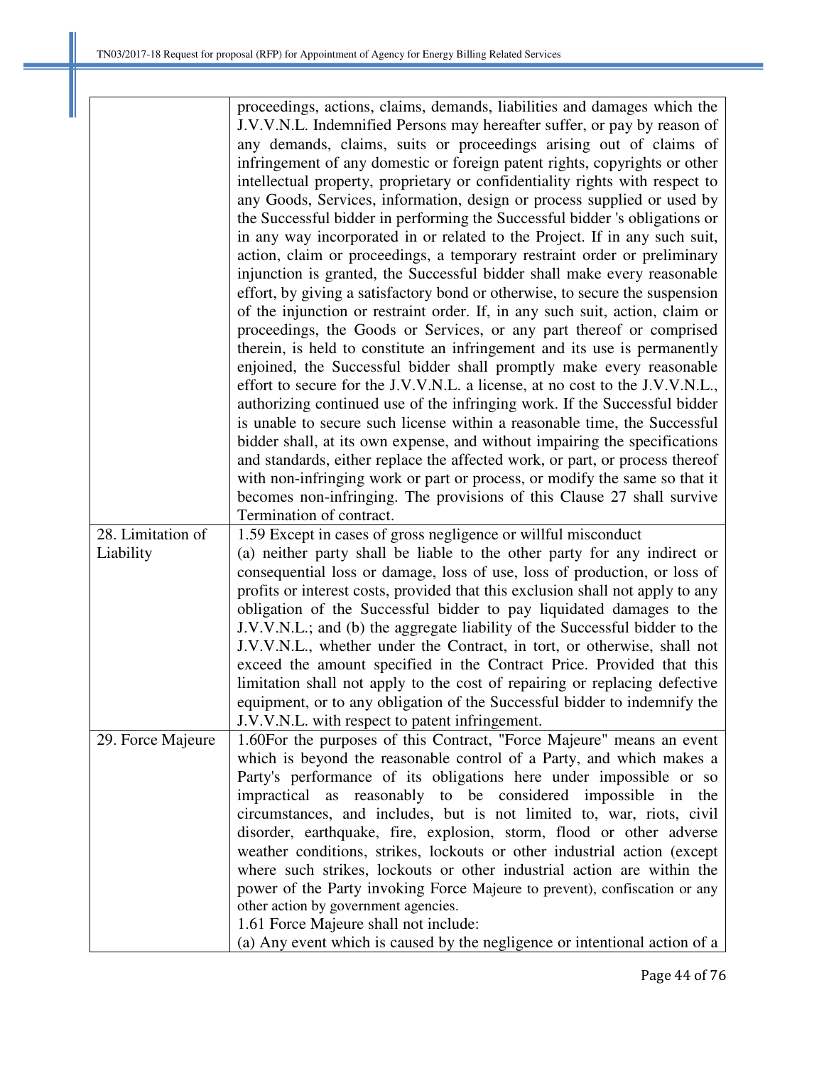| | |
|---|---|
| | proceedings, actions, claims, demands, liabilities and damages which the J.V.V.N.L. Indemnified Persons may hereafter suffer, or pay by reason of any demands, claims, suits or proceedings arising out of claims of infringement of any domestic or foreign patent rights, copyrights or other intellectual property, proprietary or confidentiality rights with respect to any Goods, Services, information, design or process supplied or used by the Successful bidder in performing the Successful bidder 's obligations or in any way incorporated in or related to the Project. If in any such suit, action, claim or proceedings, a temporary restraint order or preliminary injunction is granted, the Successful bidder shall make every reasonable effort, by giving a satisfactory bond or otherwise, to secure the suspension of the injunction or restraint order. If, in any such suit, action, claim or proceedings, the Goods or Services, or any part thereof or comprised therein, is held to constitute an infringement and its use is permanently enjoined, the Successful bidder shall promptly make every reasonable effort to secure for the J.V.V.N.L. a license, at no cost to the J.V.V.N.L., authorizing continued use of the infringing work. If the Successful bidder is unable to secure such license within a reasonable time, the Successful bidder shall, at its own expense, and without impairing the specifications and standards, either replace the affected work, or part, or process thereof with non-infringing work or part or process, or modify the same so that it becomes non-infringing. The provisions of this Clause 27 shall survive Termination of contract. |
| 28. Limitation of Liability | 1.59 Except in cases of gross negligence or willful misconduct<br>(a) neither party shall be liable to the other party for any indirect or consequential loss or damage, loss of use, loss of production, or loss of profits or interest costs, provided that this exclusion shall not apply to any obligation of the Successful bidder to pay liquidated damages to the J.V.V.N.L.; and (b) the aggregate liability of the Successful bidder to the J.V.V.N.L., whether under the Contract, in tort, or otherwise, shall not exceed the amount specified in the Contract Price. Provided that this limitation shall not apply to the cost of repairing or replacing defective equipment, or to any obligation of the Successful bidder to indemnify the J.V.V.N.L. with respect to patent infringement. |
| 29. Force Majeure | 1.60For the purposes of this Contract, "Force Majeure" means an event which is beyond the reasonable control of a Party, and which makes a Party's performance of its obligations here under impossible or so impractical as reasonably to be considered impossible in the circumstances, and includes, but is not limited to, war, riots, civil disorder, earthquake, fire, explosion, storm, flood or other adverse weather conditions, strikes, lockouts or other industrial action (except where such strikes, lockouts or other industrial action are within the power of the Party invoking Force Majeure to prevent), confiscation or any other action by government agencies.<br>1.61 Force Majeure shall not include:<br>(a) Any event which is caused by the negligence or intentional action of a |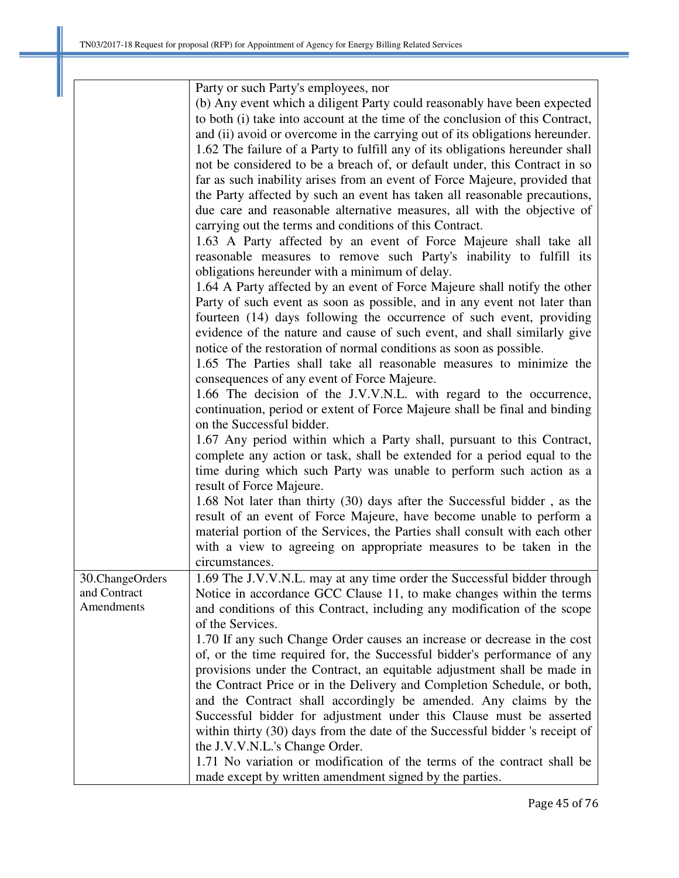| | |
|---|---|
| | Party or such Party's employees, nor<br>(b) Any event which a diligent Party could reasonably have been expected to both (i) take into account at the time of the conclusion of this Contract, and (ii) avoid or overcome in the carrying out of its obligations hereunder.<br>1.62 The failure of a Party to fulfill any of its obligations hereunder shall not be considered to be a breach of, or default under, this Contract in so far as such inability arises from an event of Force Majeure, provided that the Party affected by such an event has taken all reasonable precautions, due care and reasonable alternative measures, all with the objective of carrying out the terms and conditions of this Contract.<br>1.63 A Party affected by an event of Force Majeure shall take all reasonable measures to remove such Party's inability to fulfill its obligations hereunder with a minimum of delay.<br>1.64 A Party affected by an event of Force Majeure shall notify the other Party of such event as soon as possible, and in any event not later than fourteen (14) days following the occurrence of such event, providing evidence of the nature and cause of such event, and shall similarly give notice of the restoration of normal conditions as soon as possible.<br>1.65 The Parties shall take all reasonable measures to minimize the consequences of any event of Force Majeure.<br>1.66 The decision of the J.V.V.N.L. with regard to the occurrence, continuation, period or extent of Force Majeure shall be final and binding on the Successful bidder.<br>1.67 Any period within which a Party shall, pursuant to this Contract, complete any action or task, shall be extended for a period equal to the time during which such Party was unable to perform such action as a result of Force Majeure.<br>1.68 Not later than thirty (30) days after the Successful bidder , as the result of an event of Force Majeure, have become unable to perform a material portion of the Services, the Parties shall consult with each other with a view to agreeing on appropriate measures to be taken in the circumstances. |
| 30.ChangeOrders and Contract Amendments | 1.69 The J.V.V.N.L. may at any time order the Successful bidder through Notice in accordance GCC Clause 11, to make changes within the terms and conditions of this Contract, including any modification of the scope of the Services.<br>1.70 If any such Change Order causes an increase or decrease in the cost of, or the time required for, the Successful bidder's performance of any provisions under the Contract, an equitable adjustment shall be made in the Contract Price or in the Delivery and Completion Schedule, or both, and the Contract shall accordingly be amended. Any claims by the Successful bidder for adjustment under this Clause must be asserted within thirty (30) days from the date of the Successful bidder 's receipt of the J.V.V.N.L.'s Change Order.<br>1.71 No variation or modification of the terms of the contract shall be made except by written amendment signed by the parties. |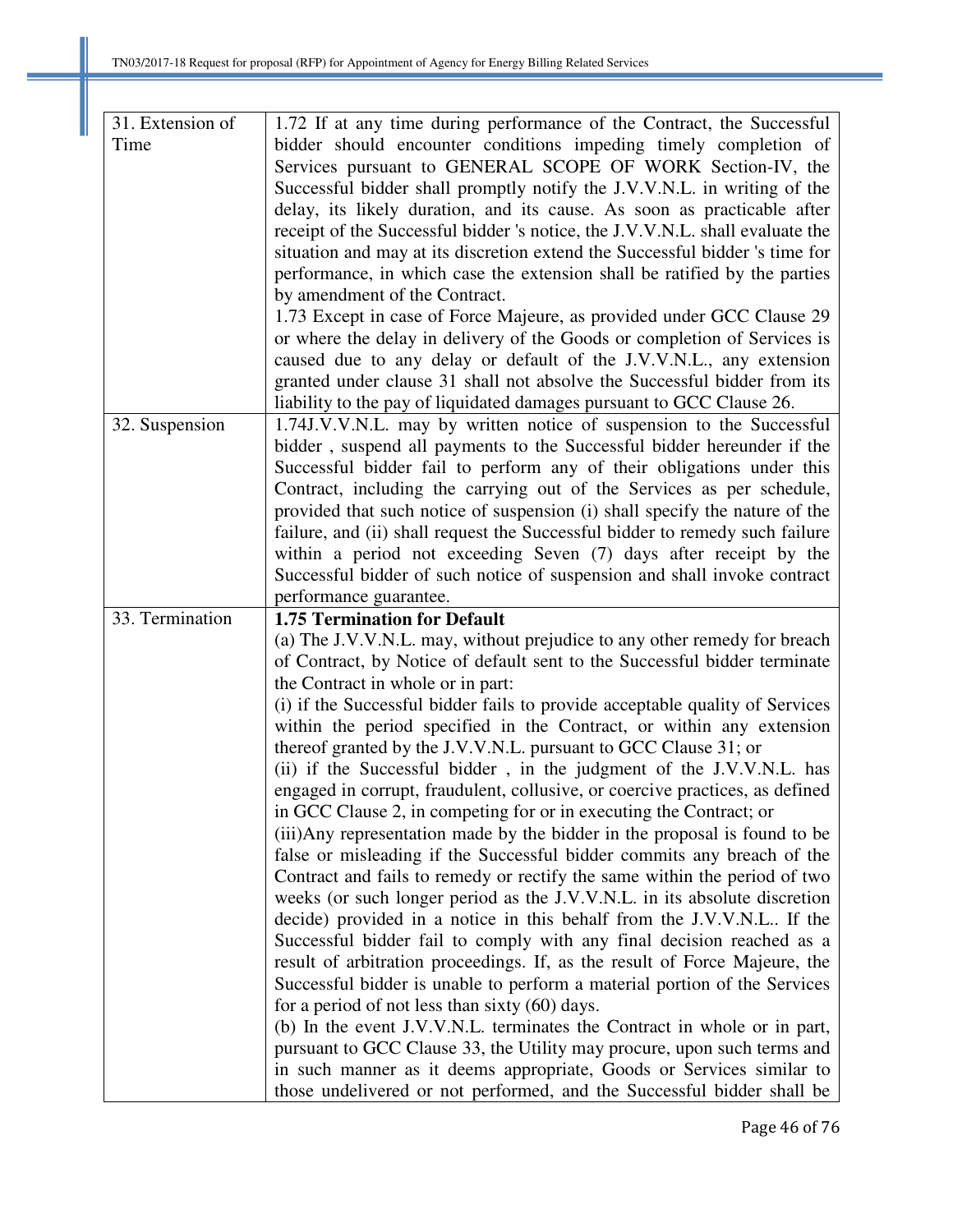| | |
|---|---|
| 31. Extension of Time | 1.72 If at any time during performance of the Contract, the Successful bidder should encounter conditions impeding timely completion of Services pursuant to GENERAL SCOPE OF WORK Section-IV, the Successful bidder shall promptly notify the J.V.V.N.L. in writing of the delay, its likely duration, and its cause. As soon as practicable after receipt of the Successful bidder 's notice, the J.V.V.N.L. shall evaluate the situation and may at its discretion extend the Successful bidder 's time for performance, in which case the extension shall be ratified by the parties by amendment of the Contract.<br>1.73 Except in case of Force Majeure, as provided under GCC Clause 29 or where the delay in delivery of the Goods or completion of Services is caused due to any delay or default of the J.V.V.N.L., any extension granted under clause 31 shall not absolve the Successful bidder from its liability to the pay of liquidated damages pursuant to GCC Clause 26. |
| 32. Suspension | 1.74J.V.V.N.L. may by written notice of suspension to the Successful bidder , suspend all payments to the Successful bidder hereunder if the Successful bidder fail to perform any of their obligations under this Contract, including the carrying out of the Services as per schedule, provided that such notice of suspension (i) shall specify the nature of the failure, and (ii) shall request the Successful bidder to remedy such failure within a period not exceeding Seven (7) days after receipt by the Successful bidder of such notice of suspension and shall invoke contract performance guarantee. |
| 33. Termination | **1.75 Termination for Default**<br>(a) The J.V.V.N.L. may, without prejudice to any other remedy for breach of Contract, by Notice of default sent to the Successful bidder terminate the Contract in whole or in part:<br>(i) if the Successful bidder fails to provide acceptable quality of Services within the period specified in the Contract, or within any extension thereof granted by the J.V.V.N.L. pursuant to GCC Clause 31; or<br>(ii) if the Successful bidder , in the judgment of the J.V.V.N.L. has engaged in corrupt, fraudulent, collusive, or coercive practices, as defined in GCC Clause 2, in competing for or in executing the Contract; or<br>(iii)Any representation made by the bidder in the proposal is found to be false or misleading if the Successful bidder commits any breach of the Contract and fails to remedy or rectify the same within the period of two weeks (or such longer period as the J.V.V.N.L. in its absolute discretion decide) provided in a notice in this behalf from the J.V.V.N.L.. If the Successful bidder fail to comply with any final decision reached as a result of arbitration proceedings. If, as the result of Force Majeure, the Successful bidder is unable to perform a material portion of the Services for a period of not less than sixty (60) days.<br>(b) In the event J.V.V.N.L. terminates the Contract in whole or in part, pursuant to GCC Clause 33, the Utility may procure, upon such terms and in such manner as it deems appropriate, Goods or Services similar to those undelivered or not performed, and the Successful bidder shall be |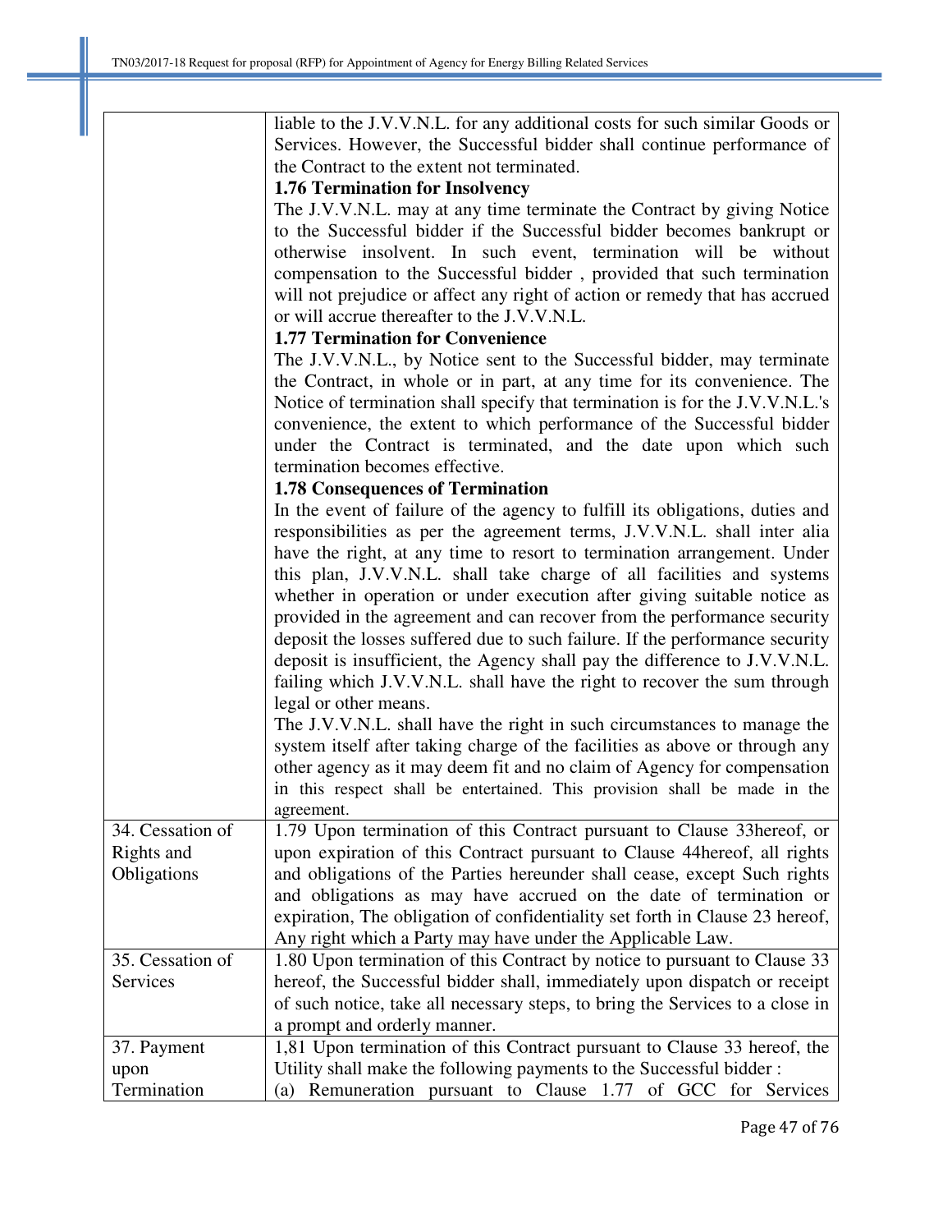| | |
|---|---|
| | liable to the J.V.V.N.L. for any additional costs for such similar Goods or Services. However, the Successful bidder shall continue performance of the Contract to the extent not terminated.<br>**1.76 Termination for Insolvency**<br>The J.V.V.N.L. may at any time terminate the Contract by giving Notice to the Successful bidder if the Successful bidder becomes bankrupt or otherwise insolvent. In such event, termination will be without compensation to the Successful bidder , provided that such termination will not prejudice or affect any right of action or remedy that has accrued or will accrue thereafter to the J.V.V.N.L.<br>**1.77 Termination for Convenience**<br>The J.V.V.N.L., by Notice sent to the Successful bidder, may terminate the Contract, in whole or in part, at any time for its convenience. The Notice of termination shall specify that termination is for the J.V.V.N.L.'s convenience, the extent to which performance of the Successful bidder under the Contract is terminated, and the date upon which such termination becomes effective.<br>**1.78 Consequences of Termination**<br>In the event of failure of the agency to fulfill its obligations, duties and responsibilities as per the agreement terms, J.V.V.N.L. shall inter alia have the right, at any time to resort to termination arrangement. Under this plan, J.V.V.N.L. shall take charge of all facilities and systems whether in operation or under execution after giving suitable notice as provided in the agreement and can recover from the performance security deposit the losses suffered due to such failure. If the performance security deposit is insufficient, the Agency shall pay the difference to J.V.V.N.L. failing which J.V.V.N.L. shall have the right to recover the sum through legal or other means.<br>The J.V.V.N.L. shall have the right in such circumstances to manage the system itself after taking charge of the facilities as above or through any other agency as it may deem fit and no claim of Agency for compensation in this respect shall be entertained. This provision shall be made in the agreement. |
| 34. Cessation of Rights and Obligations | 1.79 Upon termination of this Contract pursuant to Clause 33hereof, or upon expiration of this Contract pursuant to Clause 44hereof, all rights and obligations of the Parties hereunder shall cease, except Such rights and obligations as may have accrued on the date of termination or expiration, The obligation of confidentiality set forth in Clause 23 hereof, Any right which a Party may have under the Applicable Law. |
| 35. Cessation of Services | 1.80 Upon termination of this Contract by notice to pursuant to Clause 33 hereof, the Successful bidder shall, immediately upon dispatch or receipt of such notice, take all necessary steps, to bring the Services to a close in a prompt and orderly manner. |
| 37. Payment upon Termination | 1,81 Upon termination of this Contract pursuant to Clause 33 hereof, the Utility shall make the following payments to the Successful bidder :<br>(a) Remuneration pursuant to Clause 1.77 of GCC for Services |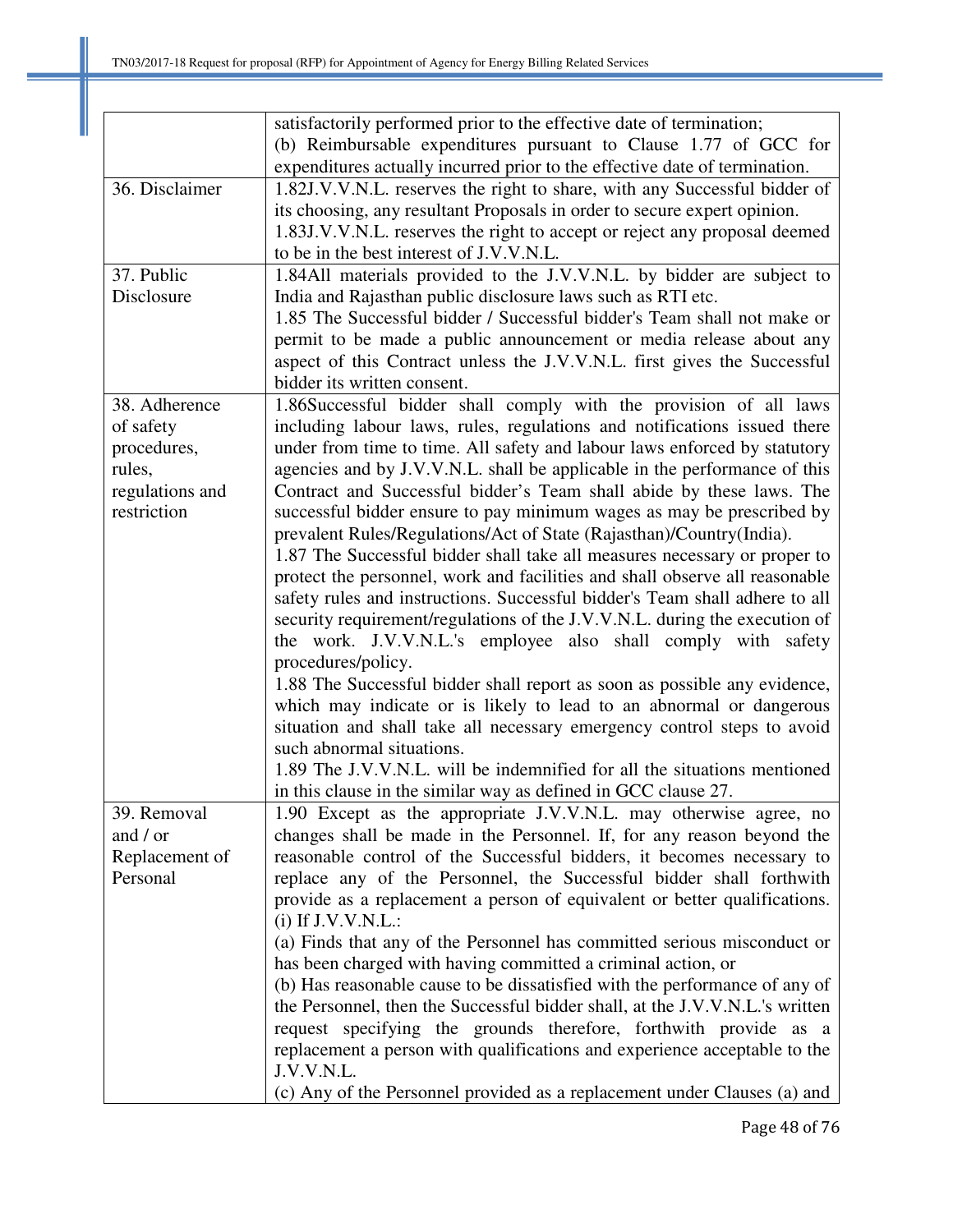| | |
|---|---|
| | satisfactorily performed prior to the effective date of termination;<br>(b) Reimbursable expenditures pursuant to Clause 1.77 of GCC for expenditures actually incurred prior to the effective date of termination. |
| 36. Disclaimer | 1.82J.V.V.N.L. reserves the right to share, with any Successful bidder of its choosing, any resultant Proposals in order to secure expert opinion.<br>1.83J.V.V.N.L. reserves the right to accept or reject any proposal deemed to be in the best interest of J.V.V.N.L. |
| 37. Public Disclosure | 1.84All materials provided to the J.V.V.N.L. by bidder are subject to India and Rajasthan public disclosure laws such as RTI etc.<br>1.85 The Successful bidder / Successful bidder's Team shall not make or permit to be made a public announcement or media release about any aspect of this Contract unless the J.V.V.N.L. first gives the Successful bidder its written consent. |
| 38. Adherence of safety procedures, rules, regulations and restriction | 1.86Successful bidder shall comply with the provision of all laws including labour laws, rules, regulations and notifications issued there under from time to time. All safety and labour laws enforced by statutory agencies and by J.V.V.N.L. shall be applicable in the performance of this Contract and Successful bidder's Team shall abide by these laws. The successful bidder ensure to pay minimum wages as may be prescribed by prevalent Rules/Regulations/Act of State (Rajasthan)/Country(India).<br>1.87 The Successful bidder shall take all measures necessary or proper to protect the personnel, work and facilities and shall observe all reasonable safety rules and instructions. Successful bidder's Team shall adhere to all security requirement/regulations of the J.V.V.N.L. during the execution of the work. J.V.V.N.L.'s employee also shall comply with safety procedures/policy.<br>1.88 The Successful bidder shall report as soon as possible any evidence, which may indicate or is likely to lead to an abnormal or dangerous situation and shall take all necessary emergency control steps to avoid such abnormal situations.<br>1.89 The J.V.V.N.L. will be indemnified for all the situations mentioned in this clause in the similar way as defined in GCC clause 27. |
| 39. Removal and / or Replacement of Personal | 1.90 Except as the appropriate J.V.V.N.L. may otherwise agree, no changes shall be made in the Personnel. If, for any reason beyond the reasonable control of the Successful bidders, it becomes necessary to replace any of the Personnel, the Successful bidder shall forthwith provide as a replacement a person of equivalent or better qualifications.<br>(i) If J.V.V.N.L.:<br>(a) Finds that any of the Personnel has committed serious misconduct or has been charged with having committed a criminal action, or<br>(b) Has reasonable cause to be dissatisfied with the performance of any of the Personnel, then the Successful bidder shall, at the J.V.V.N.L.'s written request specifying the grounds therefore, forthwith provide as a replacement a person with qualifications and experience acceptable to the J.V.V.N.L.<br>(c) Any of the Personnel provided as a replacement under Clauses (a) and |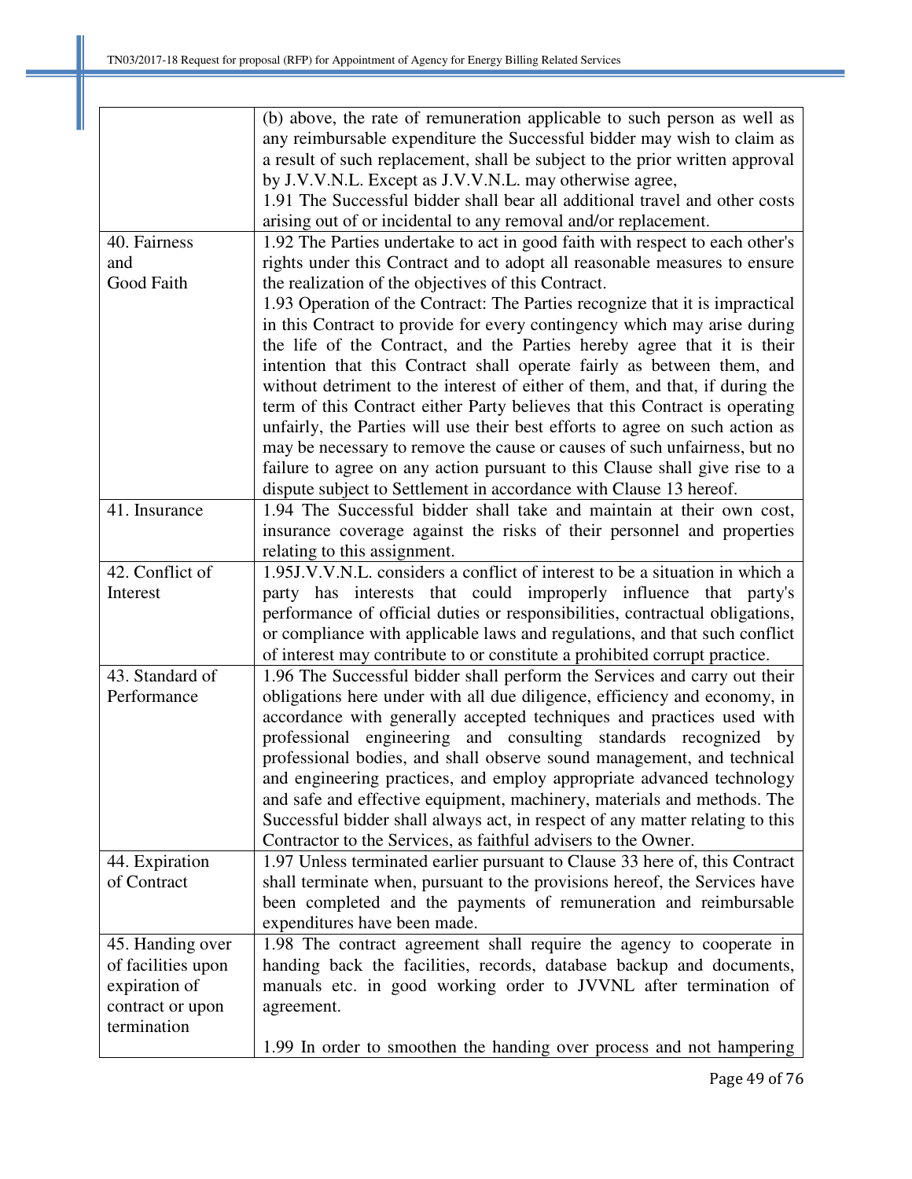| | |
|---|---|
| | (b) above, the rate of remuneration applicable to such person as well as any reimbursable expenditure the Successful bidder may wish to claim as a result of such replacement, shall be subject to the prior written approval by J.V.V.N.L. Except as J.V.V.N.L. may otherwise agree,<br>1.91 The Successful bidder shall bear all additional travel and other costs arising out of or incidental to any removal and/or replacement. |
| 40. Fairness and Good Faith | 1.92 The Parties undertake to act in good faith with respect to each other's rights under this Contract and to adopt all reasonable measures to ensure the realization of the objectives of this Contract.<br>1.93 Operation of the Contract: The Parties recognize that it is impractical in this Contract to provide for every contingency which may arise during the life of the Contract, and the Parties hereby agree that it is their intention that this Contract shall operate fairly as between them, and without detriment to the interest of either of them, and that, if during the term of this Contract either Party believes that this Contract is operating unfairly, the Parties will use their best efforts to agree on such action as may be necessary to remove the cause or causes of such unfairness, but no failure to agree on any action pursuant to this Clause shall give rise to a dispute subject to Settlement in accordance with Clause 13 hereof. |
| 41. Insurance | 1.94 The Successful bidder shall take and maintain at their own cost, insurance coverage against the risks of their personnel and properties relating to this assignment. |
| 42. Conflict of Interest | 1.95J.V.V.N.L. considers a conflict of interest to be a situation in which a party has interests that could improperly influence that party's performance of official duties or responsibilities, contractual obligations, or compliance with applicable laws and regulations, and that such conflict of interest may contribute to or constitute a prohibited corrupt practice. |
| 43. Standard of Performance | 1.96 The Successful bidder shall perform the Services and carry out their obligations here under with all due diligence, efficiency and economy, in accordance with generally accepted techniques and practices used with professional engineering and consulting standards recognized by professional bodies, and shall observe sound management, and technical and engineering practices, and employ appropriate advanced technology and safe and effective equipment, machinery, materials and methods. The Successful bidder shall always act, in respect of any matter relating to this Contractor to the Services, as faithful advisers to the Owner. |
| 44. Expiration of Contract | 1.97 Unless terminated earlier pursuant to Clause 33 here of, this Contract shall terminate when, pursuant to the provisions hereof, the Services have been completed and the payments of remuneration and reimbursable expenditures have been made. |
| 45. Handing over of facilities upon expiration of contract or upon termination | 1.98 The contract agreement shall require the agency to cooperate in handing back the facilities, records, database backup and documents, manuals etc. in good working order to JVVNL after termination of agreement.<br><br>1.99 In order to smoothen the handing over process and not hampering |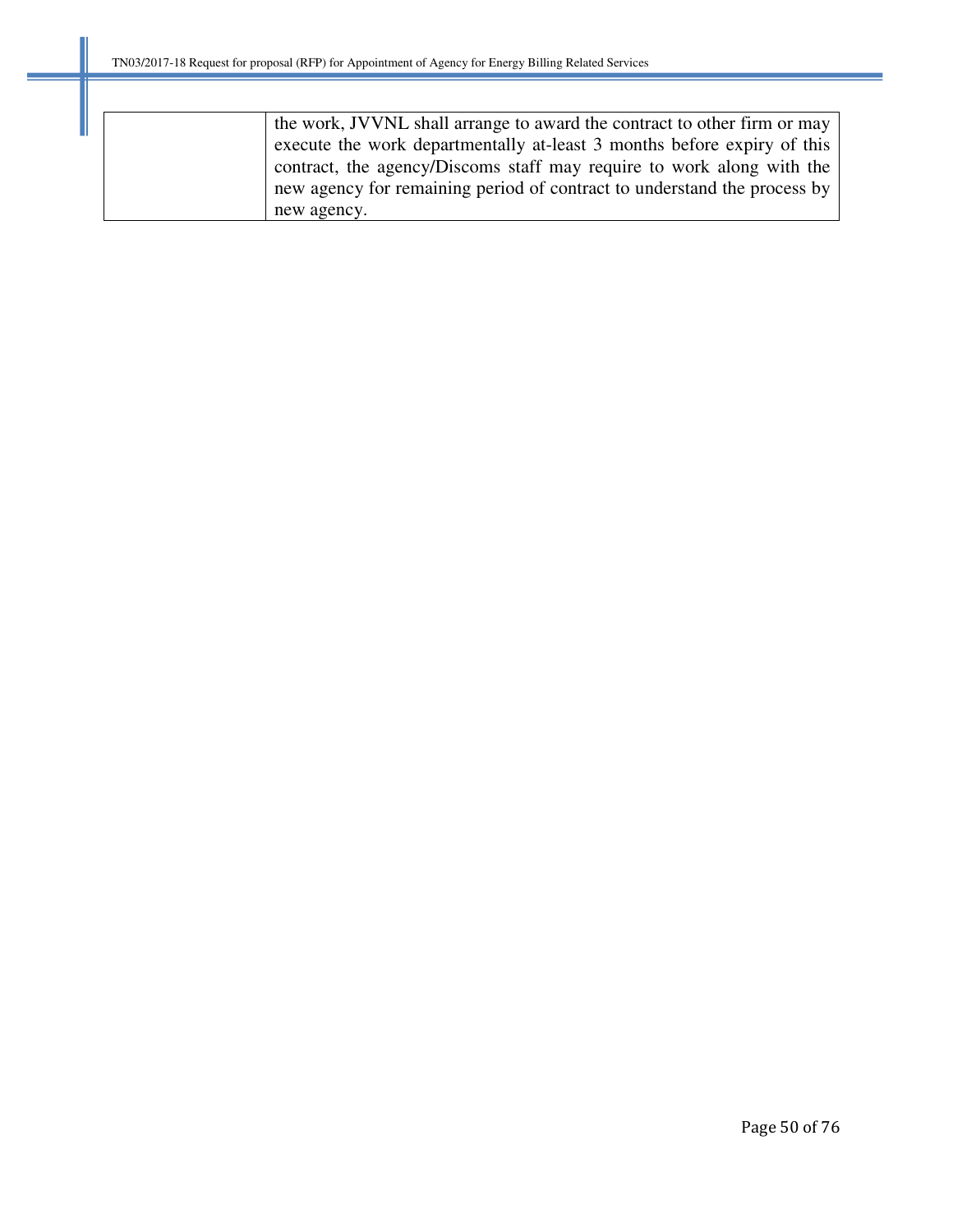| | |
|---|---|
| | the work, JVVNL shall arrange to award the contract to other firm or may execute the work departmentally at-least 3 months before expiry of this contract, the agency/Discoms staff may require to work along with the new agency for remaining period of contract to understand the process by new agency. |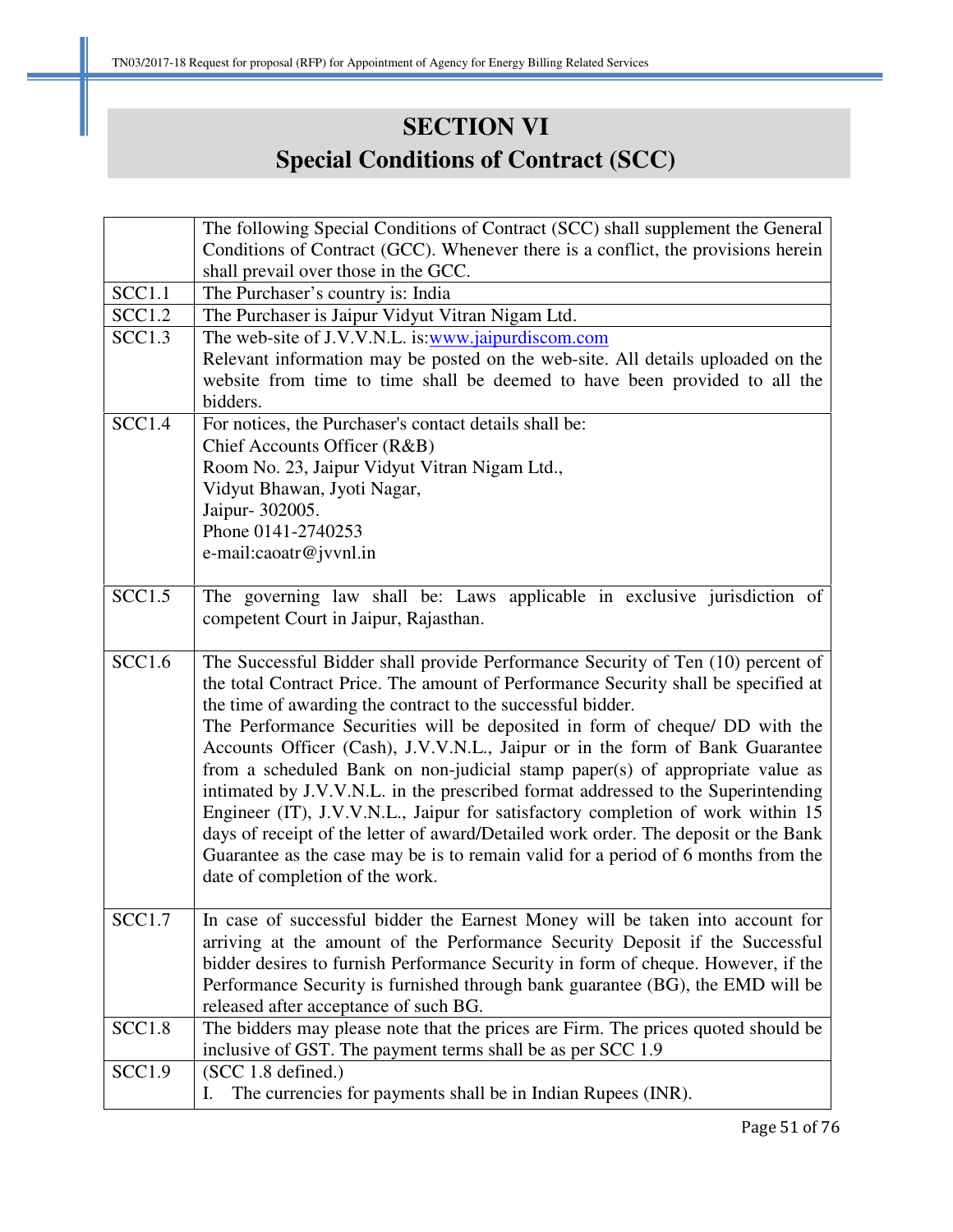# SECTION VI
# Special Conditions of Contract (SCC)

| | |
|---|---|
| | The following Special Conditions of Contract (SCC) shall supplement the General Conditions of Contract (GCC). Whenever there is a conflict, the provisions herein shall prevail over those in the GCC. |
| SCC1.1 | The Purchaser's country is: India |
| SCC1.2 | The Purchaser is Jaipur Vidyut Vitran Nigam Ltd. |
| SCC1.3 | The web-site of J.V.V.N.L. is:www.jaipurdiscom.com<br>Relevant information may be posted on the web-site. All details uploaded on the website from time to time shall be deemed to have been provided to all the bidders. |
| SCC1.4 | For notices, the Purchaser's contact details shall be:<br>Chief Accounts Officer (R&B)<br>Room No. 23, Jaipur Vidyut Vitran Nigam Ltd.,<br>Vidyut Bhawan, Jyoti Nagar,<br>Jaipur- 302005.<br>Phone 0141-2740253<br>e-mail:caoatr@jvvnl.in |
| SCC1.5 | The governing law shall be: Laws applicable in exclusive jurisdiction of competent Court in Jaipur, Rajasthan. |
| SCC1.6 | The Successful Bidder shall provide Performance Security of Ten (10) percent of the total Contract Price. The amount of Performance Security shall be specified at the time of awarding the contract to the successful bidder.<br>The Performance Securities will be deposited in form of cheque/ DD with the Accounts Officer (Cash), J.V.V.N.L., Jaipur or in the form of Bank Guarantee from a scheduled Bank on non-judicial stamp paper(s) of appropriate value as intimated by J.V.V.N.L. in the prescribed format addressed to the Superintending Engineer (IT), J.V.V.N.L., Jaipur for satisfactory completion of work within 15 days of receipt of the letter of award/Detailed work order. The deposit or the Bank Guarantee as the case may be is to remain valid for a period of 6 months from the date of completion of the work. |
| SCC1.7 | In case of successful bidder the Earnest Money will be taken into account for arriving at the amount of the Performance Security Deposit if the Successful bidder desires to furnish Performance Security in form of cheque. However, if the Performance Security is furnished through bank guarantee (BG), the EMD will be released after acceptance of such BG. |
| SCC1.8 | The bidders may please note that the prices are Firm. The prices quoted should be inclusive of GST. The payment terms shall be as per SCC 1.9 |
| SCC1.9 | (SCC 1.8 defined.)<br>I. The currencies for payments shall be in Indian Rupees (INR). |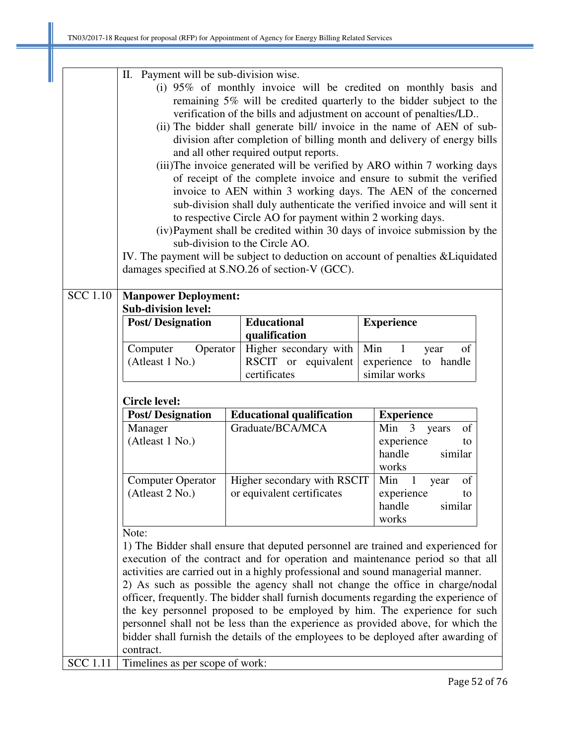| | |
|---|---|
| | II. Payment will be sub-division wise.<br>(i) 95% of monthly invoice will be credited on monthly basis and remaining 5% will be credited quarterly to the bidder subject to the verification of the bills and adjustment on account of penalties/LD..<br>(ii) The bidder shall generate bill/ invoice in the name of AEN of sub-division after completion of billing month and delivery of energy bills and all other required output reports.<br>(iii)The invoice generated will be verified by ARO within 7 working days of receipt of the complete invoice and ensure to submit the verified invoice to AEN within 3 working days. The AEN of the concerned sub-division shall duly authenticate the verified invoice and will sent it to respective Circle AO for payment within 2 working days.<br>(iv)Payment shall be credited within 30 days of invoice submission by the sub-division to the Circle AO.<br>IV. The payment will be subject to deduction on account of penalties &Liquidated damages specified at S.NO.26 of section-V (GCC). |
| SCC 1.10 | **Manpower Deployment:**<br>**Sub-division level:** |

| Post/ Designation | Educational qualification | Experience |
|---|---|---|
| Computer Operator (Atleast 1 No.) | Higher secondary with RSCIT or equivalent certificates | Min 1 year of experience to handle similar works |

**Circle level:**

| Post/ Designation | Educational qualification | Experience |
|---|---|---|
| Manager (Atleast 1 No.) | Graduate/BCA/MCA | Min 3 years of experience to handle similar works |
| Computer Operator (Atleast 2 No.) | Higher secondary with RSCIT or equivalent certificates | Min 1 year of experience to handle similar works |

Note:

1) The Bidder shall ensure that deputed personnel are trained and experienced for execution of the contract and for operation and maintenance period so that all activities are carried out in a highly professional and sound managerial manner.

2) As such as possible the agency shall not change the office in charge/nodal officer, frequently. The bidder shall furnish documents regarding the experience of the key personnel proposed to be employed by him. The experience for such personnel shall not be less than the experience as provided above, for which the bidder shall furnish the details of the employees to be deployed after awarding of contract.

| | |
|---|---|
| SCC 1.11 | Timelines as per scope of work: |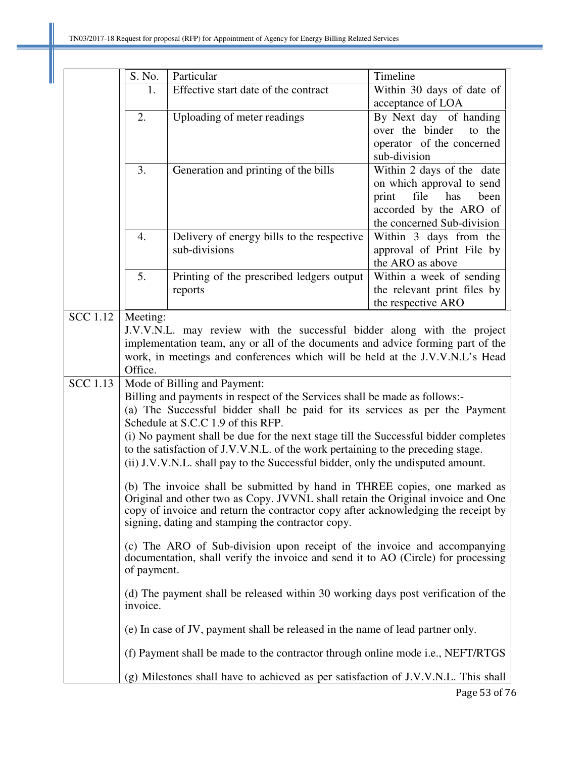| S. No. | Particular | Timeline |
|---|---|---|
| 1. | Effective start date of the contract | Within 30 days of date of acceptance of LOA |
| 2. | Uploading of meter readings | By Next day of handing over the binder to the operator of the concerned sub-division |
| 3. | Generation and printing of the bills | Within 2 days of the date on which approval to send print file has been accorded by the ARO of the concerned Sub-division |
| 4. | Delivery of energy bills to the respective sub-divisions | Within 3 days from the approval of Print File by the ARO as above |
| 5. | Printing of the prescribed ledgers output reports | Within a week of sending the relevant print files by the respective ARO |

**SCC 1.12** Meeting:

J.V.V.N.L. may review with the successful bidder along with the project implementation team, any or all of the documents and advice forming part of the work, in meetings and conferences which will be held at the J.V.V.N.L's Head Office.

**SCC 1.13** Mode of Billing and Payment:

Billing and payments in respect of the Services shall be made as follows:-

(a) The Successful bidder shall be paid for its services as per the Payment Schedule at S.C.C 1.9 of this RFP.

(i) No payment shall be due for the next stage till the Successful bidder completes to the satisfaction of J.V.V.N.L. of the work pertaining to the preceding stage.

(ii) J.V.V.N.L. shall pay to the Successful bidder, only the undisputed amount.

(b) The invoice shall be submitted by hand in THREE copies, one marked as Original and other two as Copy. JVVNL shall retain the Original invoice and One copy of invoice and return the contractor copy after acknowledging the receipt by signing, dating and stamping the contractor copy.

(c) The ARO of Sub-division upon receipt of the invoice and accompanying documentation, shall verify the invoice and send it to AO (Circle) for processing of payment.

(d) The payment shall be released within 30 working days post verification of the invoice.

(e) In case of JV, payment shall be released in the name of lead partner only.

(f) Payment shall be made to the contractor through online mode i.e., NEFT/RTGS

(g) Milestones shall have to achieved as per satisfaction of J.V.V.N.L. This shall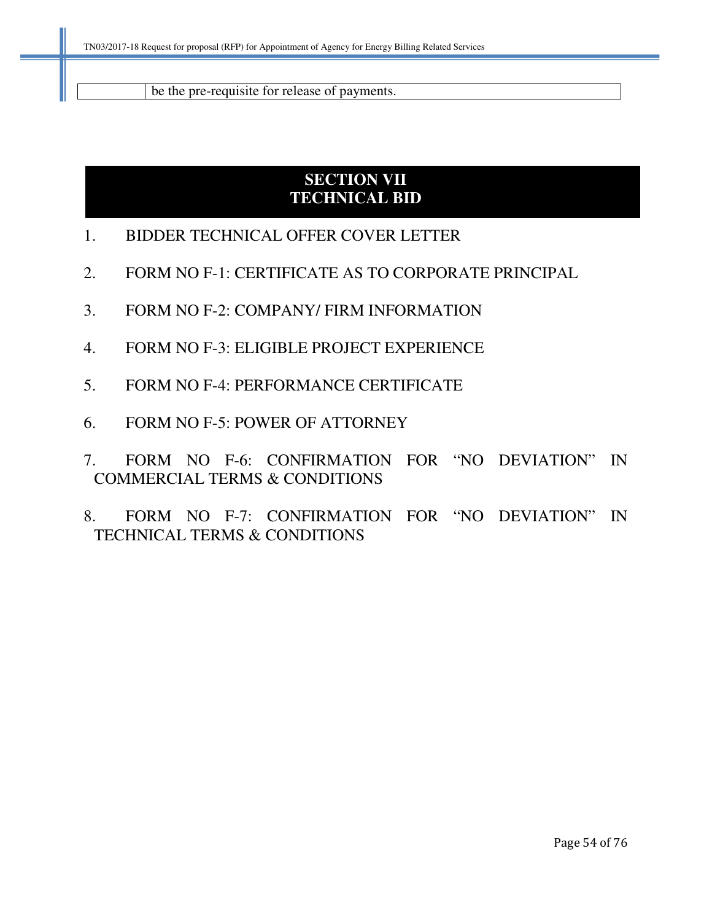| | be the pre-requisite for release of payments. |
|---|---|

# SECTION VII
# TECHNICAL BID

1. BIDDER TECHNICAL OFFER COVER LETTER
2. FORM NO F-1: CERTIFICATE AS TO CORPORATE PRINCIPAL
3. FORM NO F-2: COMPANY/ FIRM INFORMATION
4. FORM NO F-3: ELIGIBLE PROJECT EXPERIENCE
5. FORM NO F-4: PERFORMANCE CERTIFICATE
6. FORM NO F-5: POWER OF ATTORNEY
7. FORM NO F-6: CONFIRMATION FOR "NO DEVIATION" IN COMMERCIAL TERMS & CONDITIONS
8. FORM NO F-7: CONFIRMATION FOR "NO DEVIATION" IN TECHNICAL TERMS & CONDITIONS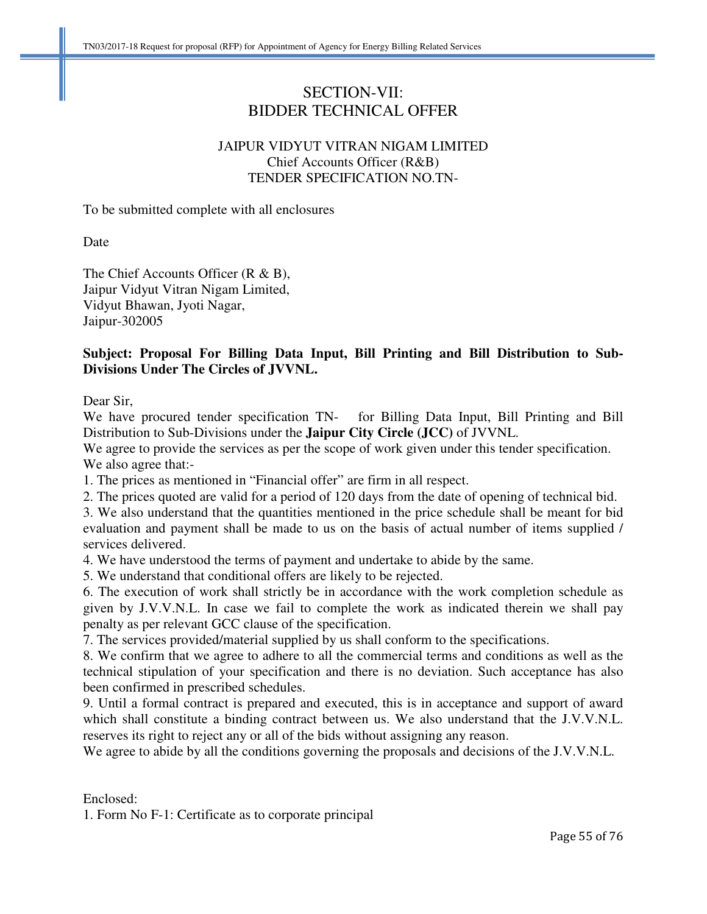# SECTION-VII:
# BIDDER TECHNICAL OFFER

JAIPUR VIDYUT VITRAN NIGAM LIMITED
Chief Accounts Officer (R&B)
TENDER SPECIFICATION NO.TN-

To be submitted complete with all enclosures

Date

The Chief Accounts Officer (R & B),
Jaipur Vidyut Vitran Nigam Limited,
Vidyut Bhawan, Jyoti Nagar,
Jaipur-302005

**Subject: Proposal For Billing Data Input, Bill Printing and Bill Distribution to Sub-Divisions Under The Circles of JVVNL.**

Dear Sir,

We have procured tender specification TN- for Billing Data Input, Bill Printing and Bill Distribution to Sub-Divisions under the **Jaipur City Circle (JCC)** of JVVNL.

We agree to provide the services as per the scope of work given under this tender specification.

We also agree that:-

1. The prices as mentioned in "Financial offer" are firm in all respect.
2. The prices quoted are valid for a period of 120 days from the date of opening of technical bid.
3. We also understand that the quantities mentioned in the price schedule shall be meant for bid evaluation and payment shall be made to us on the basis of actual number of items supplied / services delivered.
4. We have understood the terms of payment and undertake to abide by the same.
5. We understand that conditional offers are likely to be rejected.
6. The execution of work shall strictly be in accordance with the work completion schedule as given by J.V.V.N.L. In case we fail to complete the work as indicated therein we shall pay penalty as per relevant GCC clause of the specification.
7. The services provided/material supplied by us shall conform to the specifications.
8. We confirm that we agree to adhere to all the commercial terms and conditions as well as the technical stipulation of your specification and there is no deviation. Such acceptance has also been confirmed in prescribed schedules.
9. Until a formal contract is prepared and executed, this is in acceptance and support of award which shall constitute a binding contract between us. We also understand that the J.V.V.N.L. reserves its right to reject any or all of the bids without assigning any reason.

We agree to abide by all the conditions governing the proposals and decisions of the J.V.V.N.L.

Enclosed:

1. Form No F-1: Certificate as to corporate principal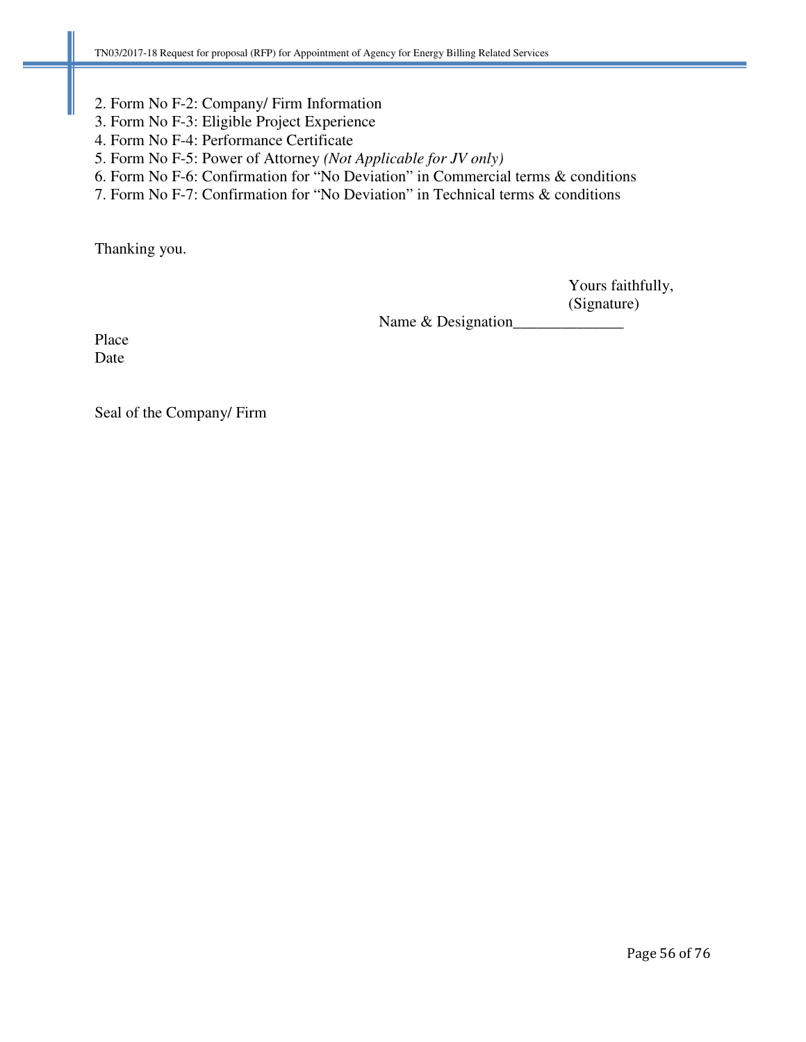2. Form No F-2: Company/ Firm Information
3. Form No F-3: Eligible Project Experience
4. Form No F-4: Performance Certificate
5. Form No F-5: Power of Attorney *(Not Applicable for JV only)*
6. Form No F-6: Confirmation for “No Deviation” in Commercial terms & conditions
7. Form No F-7: Confirmation for “No Deviation” in Technical terms & conditions

Thanking you.

Yours faithfully,
(Signature)
Name & Designation______________

Place
Date

Seal of the Company/ Firm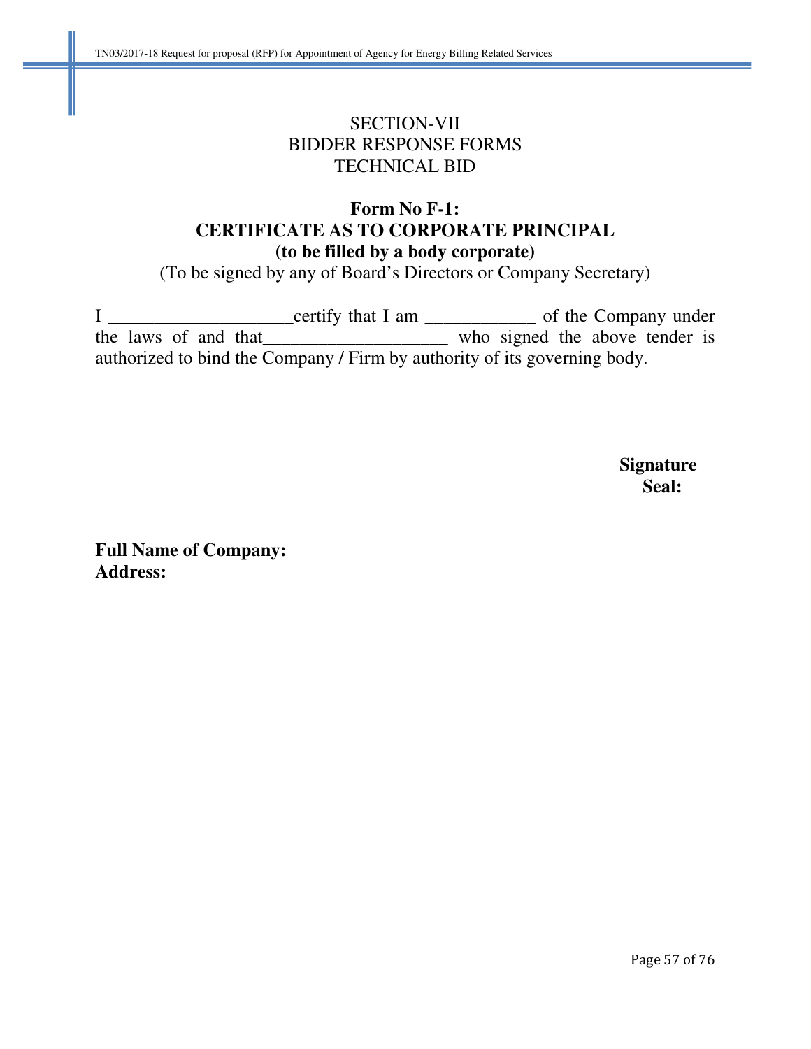SECTION-VII
BIDDER RESPONSE FORMS
TECHNICAL BID

**Form No F-1:**
**CERTIFICATE AS TO CORPORATE PRINCIPAL**
**(to be filled by a body corporate)**
(To be signed by any of Board's Directors or Company Secretary)

I ____________________certify that I am ____________ of the Company under the laws of and that____________________ who signed the above tender is authorized to bind the Company / Firm by authority of its governing body.

**Signature**
**Seal:**

**Full Name of Company:**
**Address:**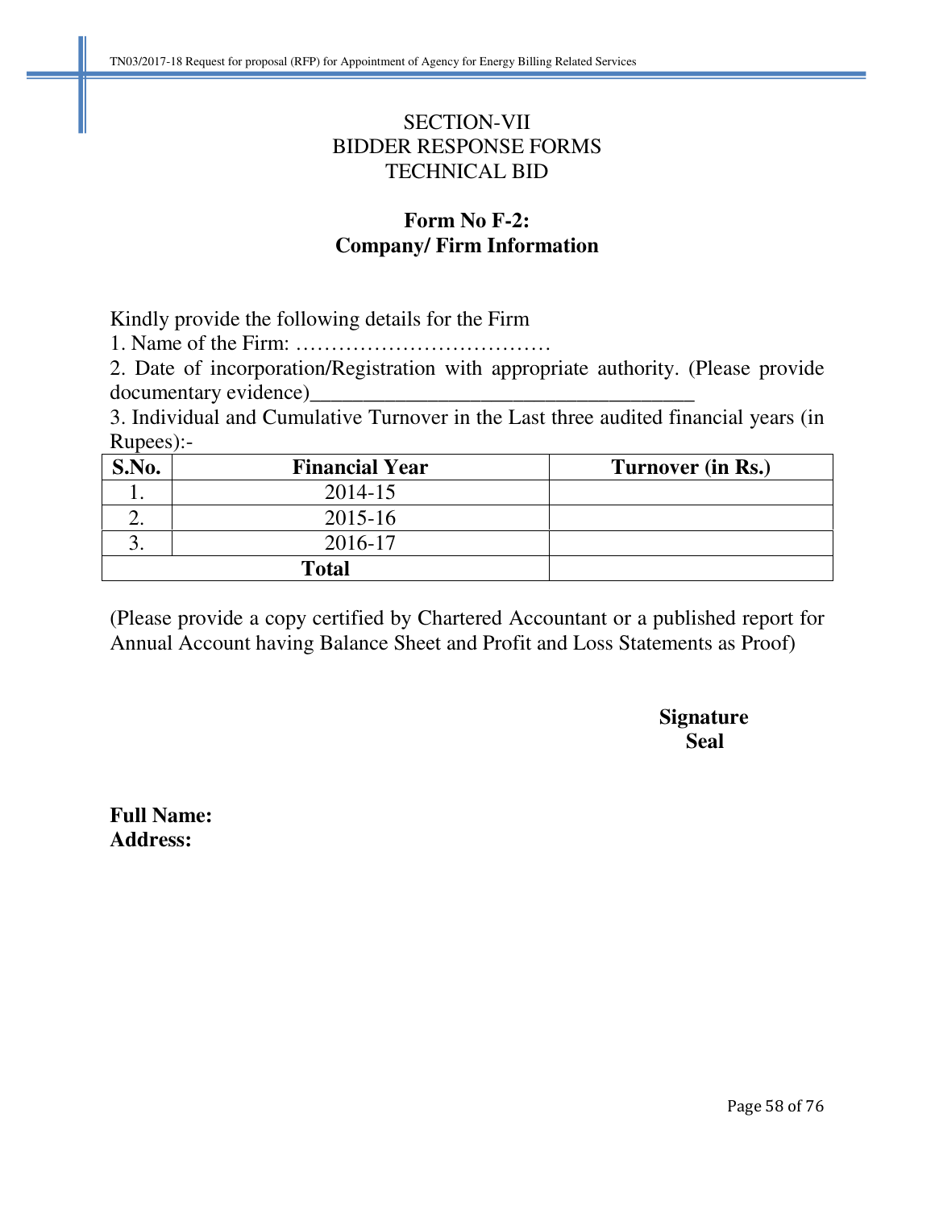## SECTION-VII
## BIDDER RESPONSE FORMS
## TECHNICAL BID

### Form No F-2:
### Company/ Firm Information

Kindly provide the following details for the Firm

1. Name of the Firm: ………………………………
2. Date of incorporation/Registration with appropriate authority. (Please provide documentary evidence)___________________________________
3. Individual and Cumulative Turnover in the Last three audited financial years (in Rupees):-

| S.No. | Financial Year | Turnover (in Rs.) |
|---|---|---|
| 1. | 2014-15 | |
| 2. | 2015-16 | |
| 3. | 2016-17 | |
| **Total** | | |

(Please provide a copy certified by Chartered Accountant or a published report for Annual Account having Balance Sheet and Profit and Loss Statements as Proof)

**Signature**
**Seal**

**Full Name:**
**Address:**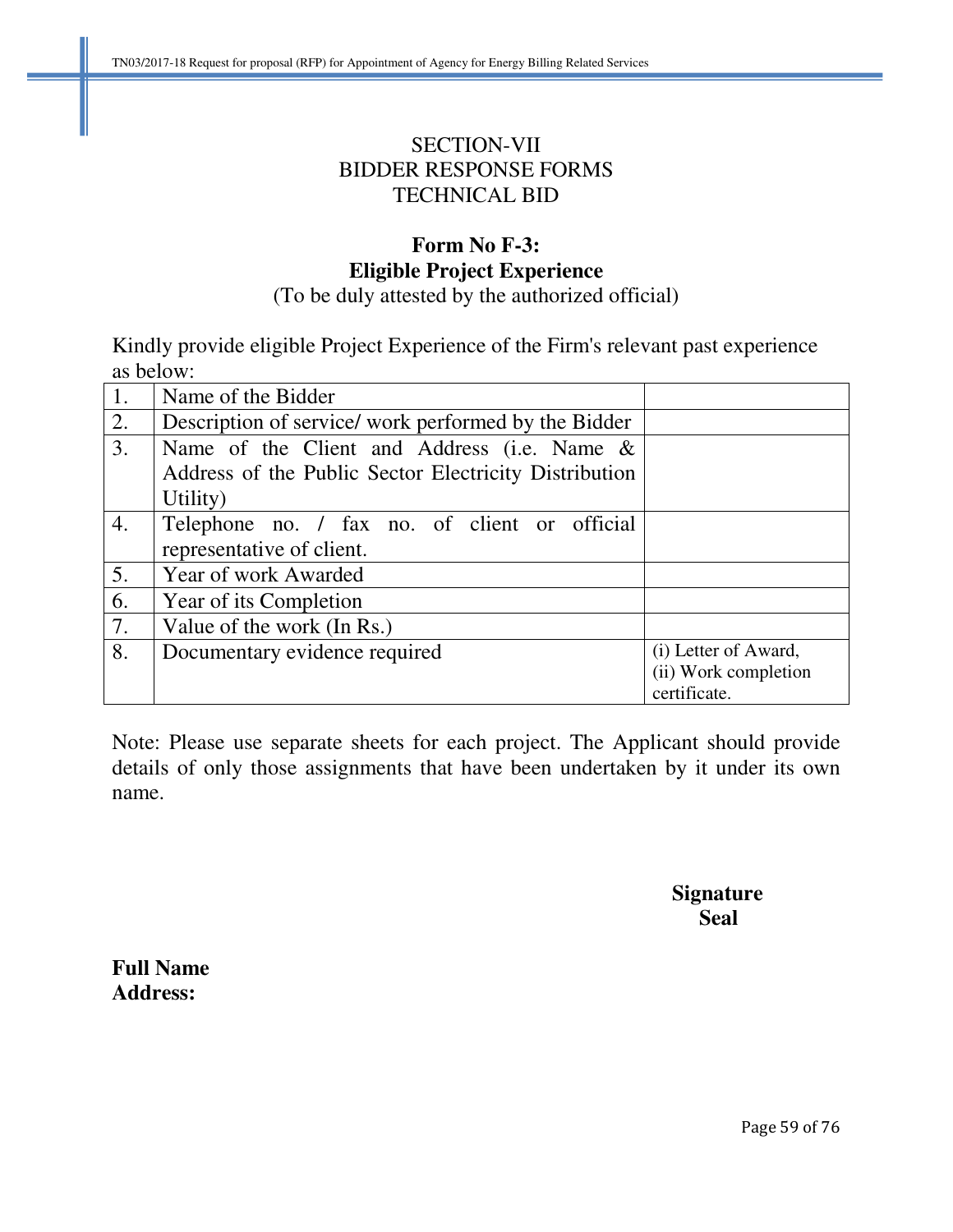# SECTION-VII
# BIDDER RESPONSE FORMS
# TECHNICAL BID

## Form No F-3:
## Eligible Project Experience

(To be duly attested by the authorized official)

Kindly provide eligible Project Experience of the Firm's relevant past experience as below:

| | | |
|---|---|---|
| 1. | Name of the Bidder | |
| 2. | Description of service/ work performed by the Bidder | |
| 3. | Name of the Client and Address (i.e. Name & Address of the Public Sector Electricity Distribution Utility) | |
| 4. | Telephone no. / fax no. of client or official representative of client. | |
| 5. | Year of work Awarded | |
| 6. | Year of its Completion | |
| 7. | Value of the work (In Rs.) | |
| 8. | Documentary evidence required | (i) Letter of Award, (ii) Work completion certificate. |

Note: Please use separate sheets for each project. The Applicant should provide details of only those assignments that have been undertaken by it under its own name.

**Signature**
**Seal**

**Full Name**
**Address:**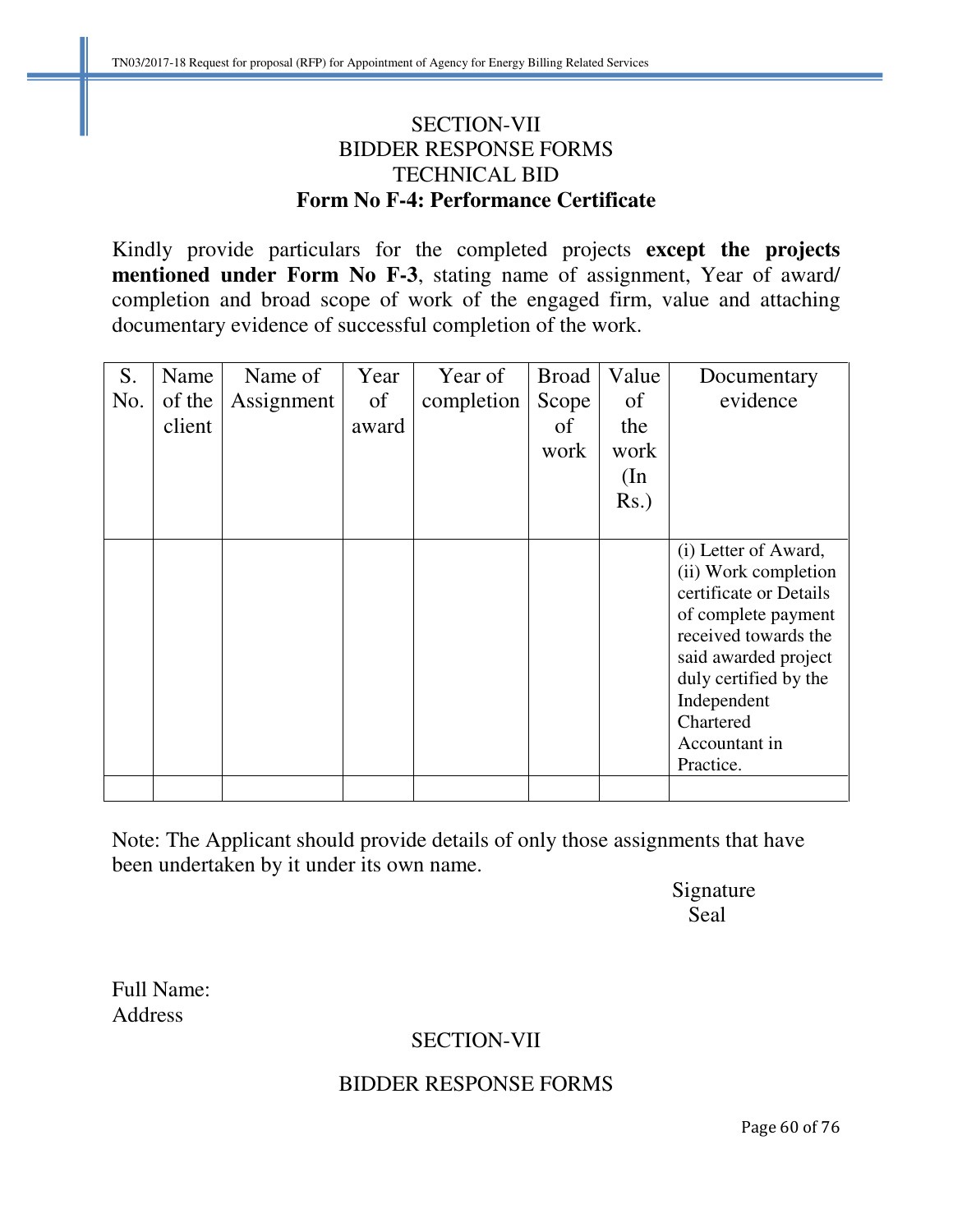# SECTION-VII
## BIDDER RESPONSE FORMS
## TECHNICAL BID
### Form No F-4: Performance Certificate

Kindly provide particulars for the completed projects **except the projects mentioned under Form No F-3**, stating name of assignment, Year of award/ completion and broad scope of work of the engaged firm, value and attaching documentary evidence of successful completion of the work.

| S. No. | Name of the client | Name of Assignment | Year of award | Year of completion | Broad Scope of work | Value of the work (In Rs.) | Documentary evidence |
|---|---|---|---|---|---|---|---|
| | | | | | | | (i) Letter of Award, (ii) Work completion certificate or Details of complete payment received towards the said awarded project duly certified by the Independent Chartered Accountant in Practice. |
| | | | | | | | |

Note: The Applicant should provide details of only those assignments that have been undertaken by it under its own name.

Signature
Seal

Full Name:
Address

SECTION-VII

BIDDER RESPONSE FORMS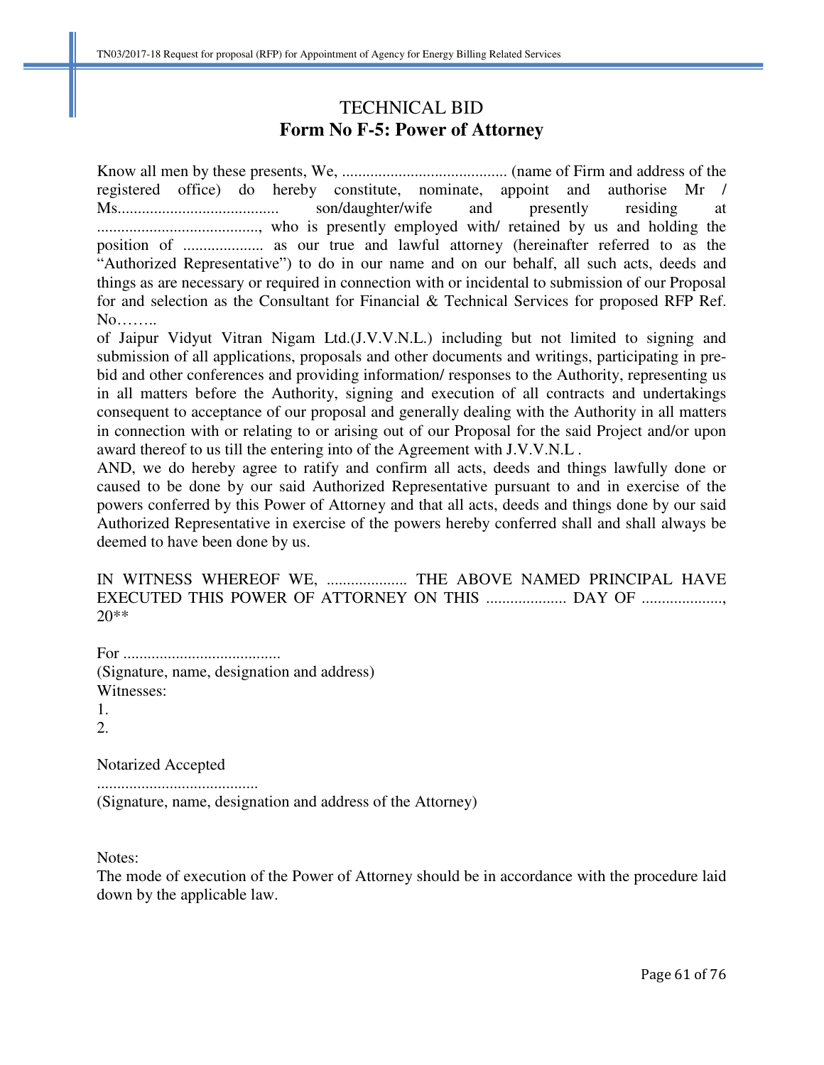# TECHNICAL BID

## Form No F-5: Power of Attorney

Know all men by these presents, We, ......................................... (name of Firm and address of the registered office) do hereby constitute, nominate, appoint and authorise Mr / Ms........................................ son/daughter/wife and presently residing at ........................................, who is presently employed with/ retained by us and holding the position of .................... as our true and lawful attorney (hereinafter referred to as the "Authorized Representative") to do in our name and on our behalf, all such acts, deeds and things as are necessary or required in connection with or incidental to submission of our Proposal for and selection as the Consultant for Financial & Technical Services for proposed RFP Ref. No……..
of Jaipur Vidyut Vitran Nigam Ltd.(J.V.V.N.L.) including but not limited to signing and submission of all applications, proposals and other documents and writings, participating in pre-bid and other conferences and providing information/ responses to the Authority, representing us in all matters before the Authority, signing and execution of all contracts and undertakings consequent to acceptance of our proposal and generally dealing with the Authority in all matters in connection with or relating to or arising out of our Proposal for the said Project and/or upon award thereof to us till the entering into of the Agreement with J.V.V.N.L .
AND, we do hereby agree to ratify and confirm all acts, deeds and things lawfully done or caused to be done by our said Authorized Representative pursuant to and in exercise of the powers conferred by this Power of Attorney and that all acts, deeds and things done by our said Authorized Representative in exercise of the powers hereby conferred shall and shall always be deemed to have been done by us.

IN WITNESS WHEREOF WE, .................... THE ABOVE NAMED PRINCIPAL HAVE EXECUTED THIS POWER OF ATTORNEY ON THIS .................... DAY OF ...................., 20**

For .......................................
(Signature, name, designation and address)
Witnesses:
1.
2.

Notarized Accepted
........................................
(Signature, name, designation and address of the Attorney)

Notes:
The mode of execution of the Power of Attorney should be in accordance with the procedure laid down by the applicable law.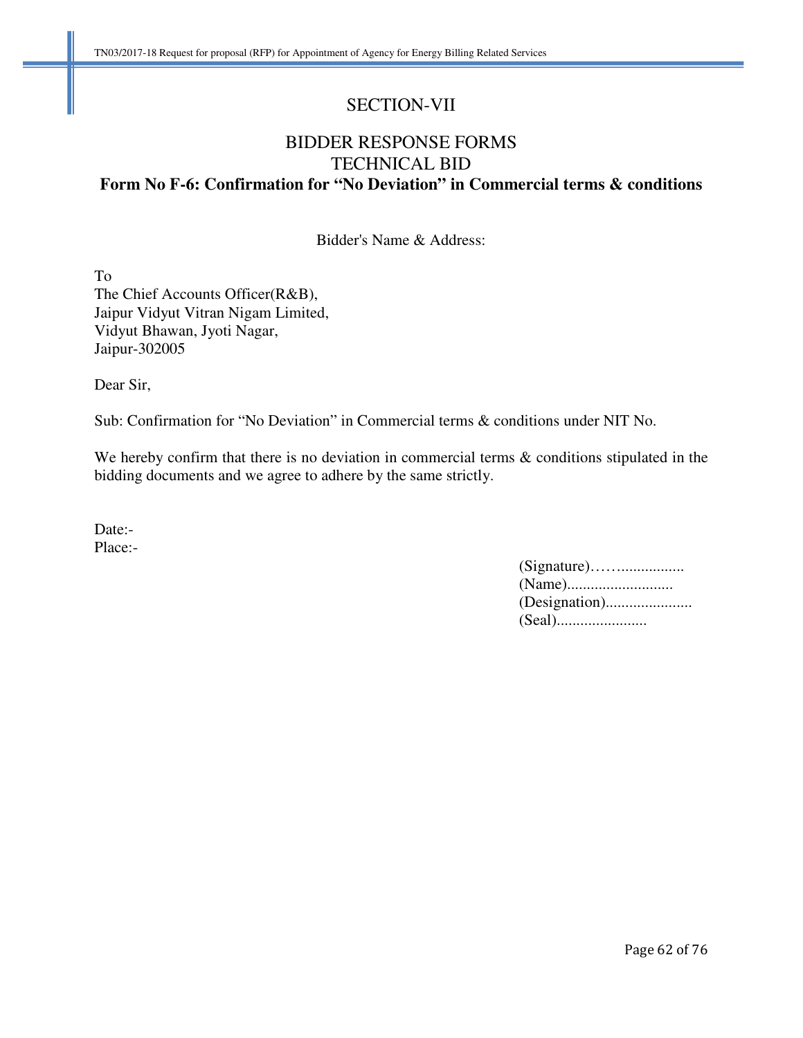## SECTION-VII

## BIDDER RESPONSE FORMS
## TECHNICAL BID
### Form No F-6: Confirmation for "No Deviation" in Commercial terms & conditions

Bidder's Name & Address:

To
The Chief Accounts Officer(R&B),
Jaipur Vidyut Vitran Nigam Limited,
Vidyut Bhawan, Jyoti Nagar,
Jaipur-302005

Dear Sir,

Sub: Confirmation for "No Deviation" in Commercial terms & conditions under NIT No.

We hereby confirm that there is no deviation in commercial terms & conditions stipulated in the bidding documents and we agree to adhere by the same strictly.

Date:-
Place:-

(Signature)…….................
(Name)...........................
(Designation)......................
(Seal).......................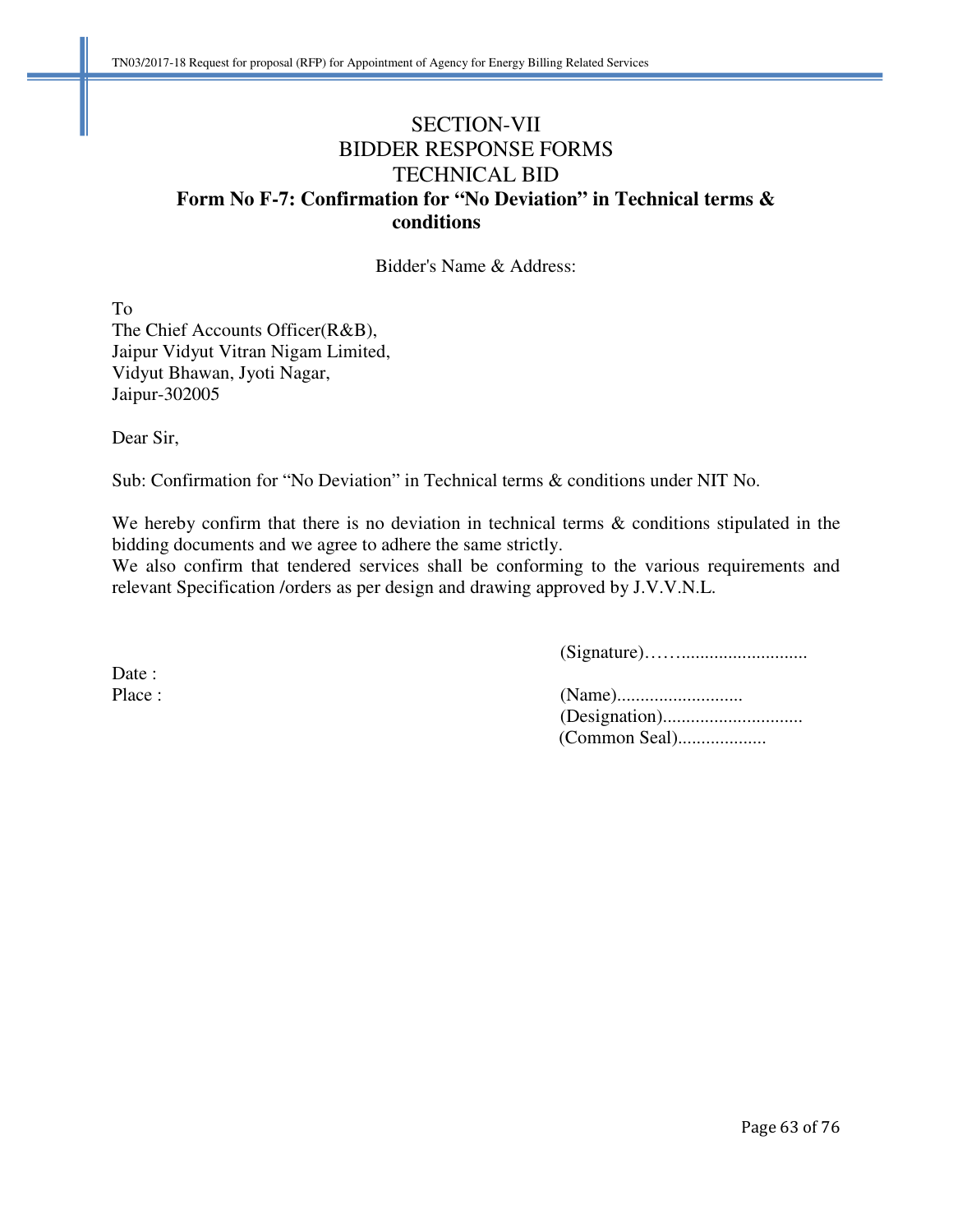# SECTION-VII
# BIDDER RESPONSE FORMS
# TECHNICAL BID

**Form No F-7: Confirmation for "No Deviation" in Technical terms & conditions**

Bidder's Name & Address:

To
The Chief Accounts Officer(R&B),
Jaipur Vidyut Vitran Nigam Limited,
Vidyut Bhawan, Jyoti Nagar,
Jaipur-302005

Dear Sir,

Sub: Confirmation for "No Deviation" in Technical terms & conditions under NIT No.

We hereby confirm that there is no deviation in technical terms & conditions stipulated in the bidding documents and we agree to adhere the same strictly.
We also confirm that tendered services shall be conforming to the various requirements and relevant Specification /orders as per design and drawing approved by J.V.V.N.L.

(Signature)……..........................

Date :
Place :

(Name)..........................
(Designation).............................
(Common Seal)..................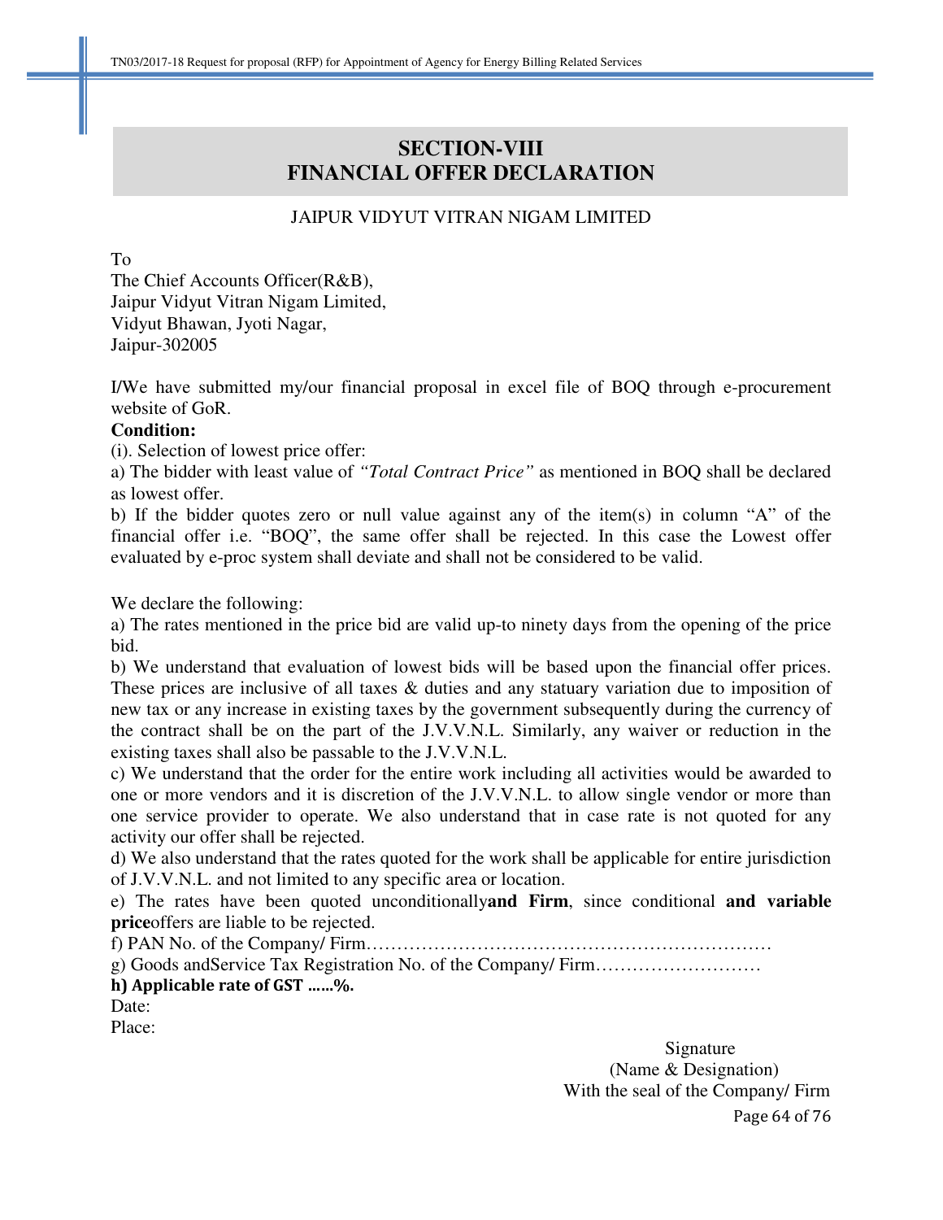# SECTION-VIII
# FINANCIAL OFFER DECLARATION

JAIPUR VIDYUT VITRAN NIGAM LIMITED

To
The Chief Accounts Officer(R&B),
Jaipur Vidyut Vitran Nigam Limited,
Vidyut Bhawan, Jyoti Nagar,
Jaipur-302005

I/We have submitted my/our financial proposal in excel file of BOQ through e-procurement website of GoR.

**Condition:**

(i). Selection of lowest price offer:

a) The bidder with least value of *"Total Contract Price"* as mentioned in BOQ shall be declared as lowest offer.

b) If the bidder quotes zero or null value against any of the item(s) in column "A" of the financial offer i.e. "BOQ", the same offer shall be rejected. In this case the Lowest offer evaluated by e-proc system shall deviate and shall not be considered to be valid.

We declare the following:

a) The rates mentioned in the price bid are valid up-to ninety days from the opening of the price bid.

b) We understand that evaluation of lowest bids will be based upon the financial offer prices. These prices are inclusive of all taxes & duties and any statuary variation due to imposition of new tax or any increase in existing taxes by the government subsequently during the currency of the contract shall be on the part of the J.V.V.N.L. Similarly, any waiver or reduction in the existing taxes shall also be passable to the J.V.V.N.L.

c) We understand that the order for the entire work including all activities would be awarded to one or more vendors and it is discretion of the J.V.V.N.L. to allow single vendor or more than one service provider to operate. We also understand that in case rate is not quoted for any activity our offer shall be rejected.

d) We also understand that the rates quoted for the work shall be applicable for entire jurisdiction of J.V.V.N.L. and not limited to any specific area or location.

e) The rates have been quoted unconditionally**and Firm**, since conditional **and variable price**offers are liable to be rejected.

f) PAN No. of the Company/ Firm…………………………………………………………

g) Goods andService Tax Registration No. of the Company/ Firm………………………

**h) Applicable rate of GST ……%.**

Date:
Place:

Signature
(Name & Designation)
With the seal of the Company/ Firm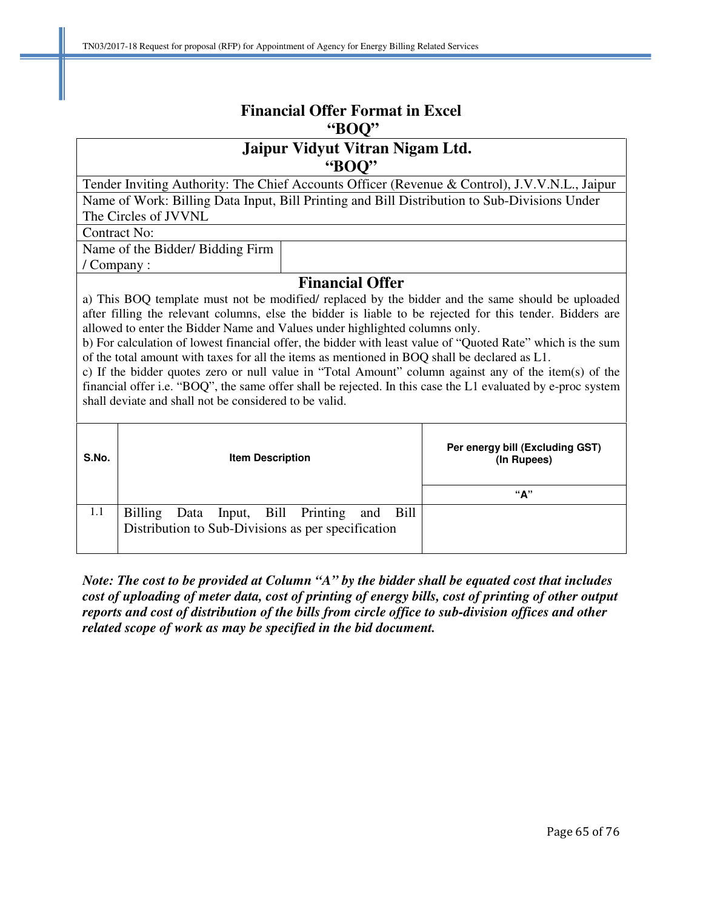# Financial Offer Format in Excel

## "BOQ"

## Jaipur Vidyut Vitran Nigam Ltd.

## "BOQ"

Tender Inviting Authority: The Chief Accounts Officer (Revenue & Control), J.V.V.N.L., Jaipur

Name of Work: Billing Data Input, Bill Printing and Bill Distribution to Sub-Divisions Under The Circles of JVVNL

Contract No:

Name of the Bidder/ Bidding Firm / Company :

## Financial Offer

a) This BOQ template must not be modified/ replaced by the bidder and the same should be uploaded after filling the relevant columns, else the bidder is liable to be rejected for this tender. Bidders are allowed to enter the Bidder Name and Values under highlighted columns only.

b) For calculation of lowest financial offer, the bidder with least value of "Quoted Rate" which is the sum of the total amount with taxes for all the items as mentioned in BOQ shall be declared as L1.

c) If the bidder quotes zero or null value in "Total Amount" column against any of the item(s) of the financial offer i.e. "BOQ", the same offer shall be rejected. In this case the L1 evaluated by e-proc system shall deviate and shall not be considered to be valid.

| S.No. | Item Description | Per energy bill (Excluding GST) (In Rupees) |
|---|---|---|
| | | "A" |
| 1.1 | Billing Data Input, Bill Printing and Bill Distribution to Sub-Divisions as per specification | |

***Note: The cost to be provided at Column "A" by the bidder shall be equated cost that includes cost of uploading of meter data, cost of printing of energy bills, cost of printing of other output reports and cost of distribution of the bills from circle office to sub-division offices and other related scope of work as may be specified in the bid document.***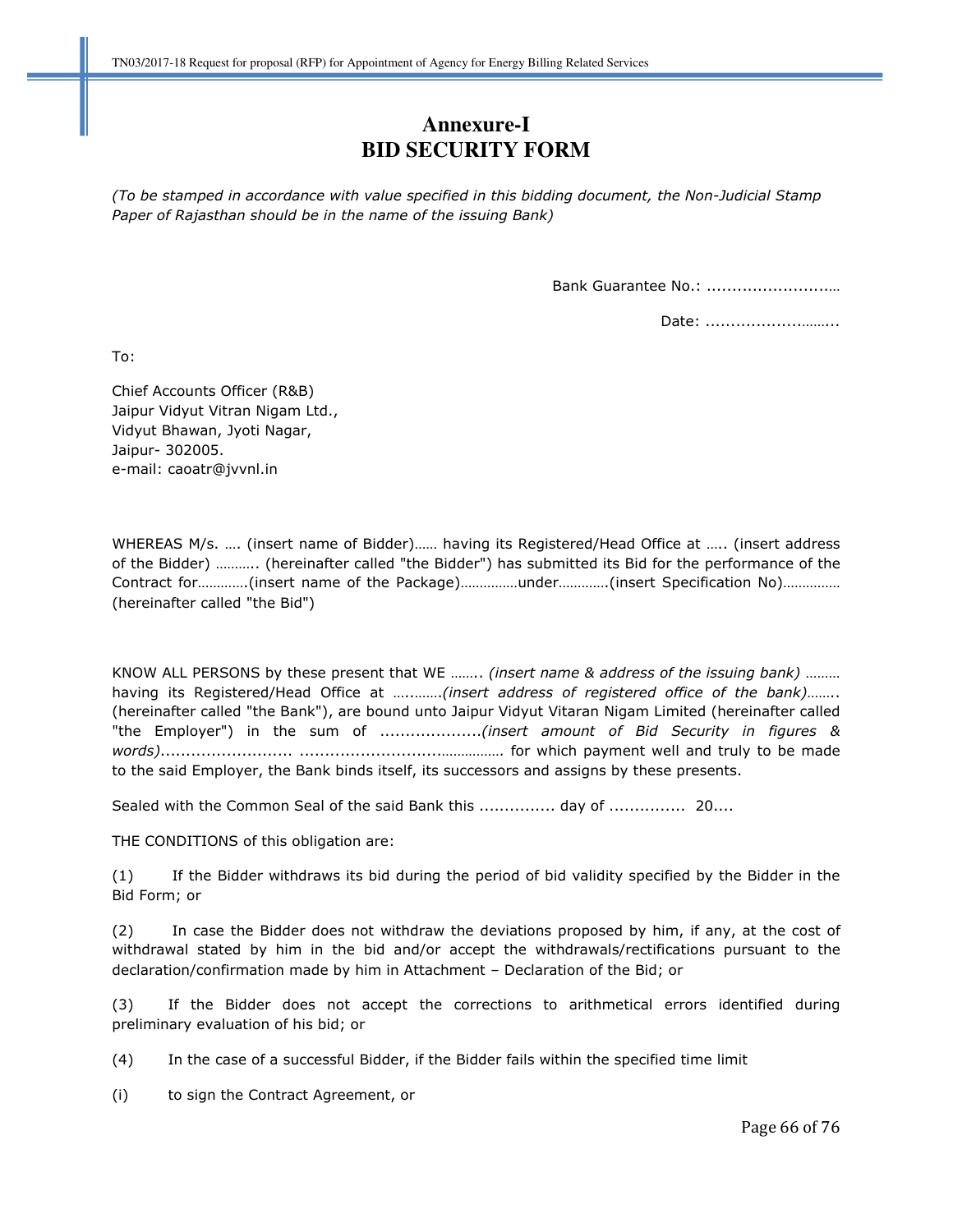# Annexure-I
# BID SECURITY FORM

*(To be stamped in accordance with value specified in this bidding document, the Non-Judicial Stamp Paper of Rajasthan should be in the name of the issuing Bank)*

Bank Guarantee No.: ............................

Date: ............................

To:

Chief Accounts Officer (R&B)
Jaipur Vidyut Vitran Nigam Ltd.,
Vidyut Bhawan, Jyoti Nagar,
Jaipur- 302005.
e-mail: caoatr@jvvnl.in

WHEREAS M/s. …. (insert name of Bidder)…… having its Registered/Head Office at ….. (insert address of the Bidder) ……….. (hereinafter called "the Bidder") has submitted its Bid for the performance of the Contract for………….(insert name of the Package)……………under………….(insert Specification No)…………… (hereinafter called "the Bid")

KNOW ALL PERSONS by these present that WE …….. *(insert name & address of the issuing bank)* ……… having its Registered/Head Office at ….……..*(insert address of registered office of the bank)*…….. (hereinafter called "the Bank"), are bound unto Jaipur Vidyut Vitaran Nigam Limited (hereinafter called "the Employer") in the sum of ...................*(insert amount of Bid Security in figures & words)*......................... ............................................. for which payment well and truly to be made to the said Employer, the Bank binds itself, its successors and assigns by these presents.

Sealed with the Common Seal of the said Bank this ............... day of ............... 20....

THE CONDITIONS of this obligation are:

(1) If the Bidder withdraws its bid during the period of bid validity specified by the Bidder in the Bid Form; or

(2) In case the Bidder does not withdraw the deviations proposed by him, if any, at the cost of withdrawal stated by him in the bid and/or accept the withdrawals/rectifications pursuant to the declaration/confirmation made by him in Attachment – Declaration of the Bid; or

(3) If the Bidder does not accept the corrections to arithmetical errors identified during preliminary evaluation of his bid; or

(4) In the case of a successful Bidder, if the Bidder fails within the specified time limit

(i) to sign the Contract Agreement, or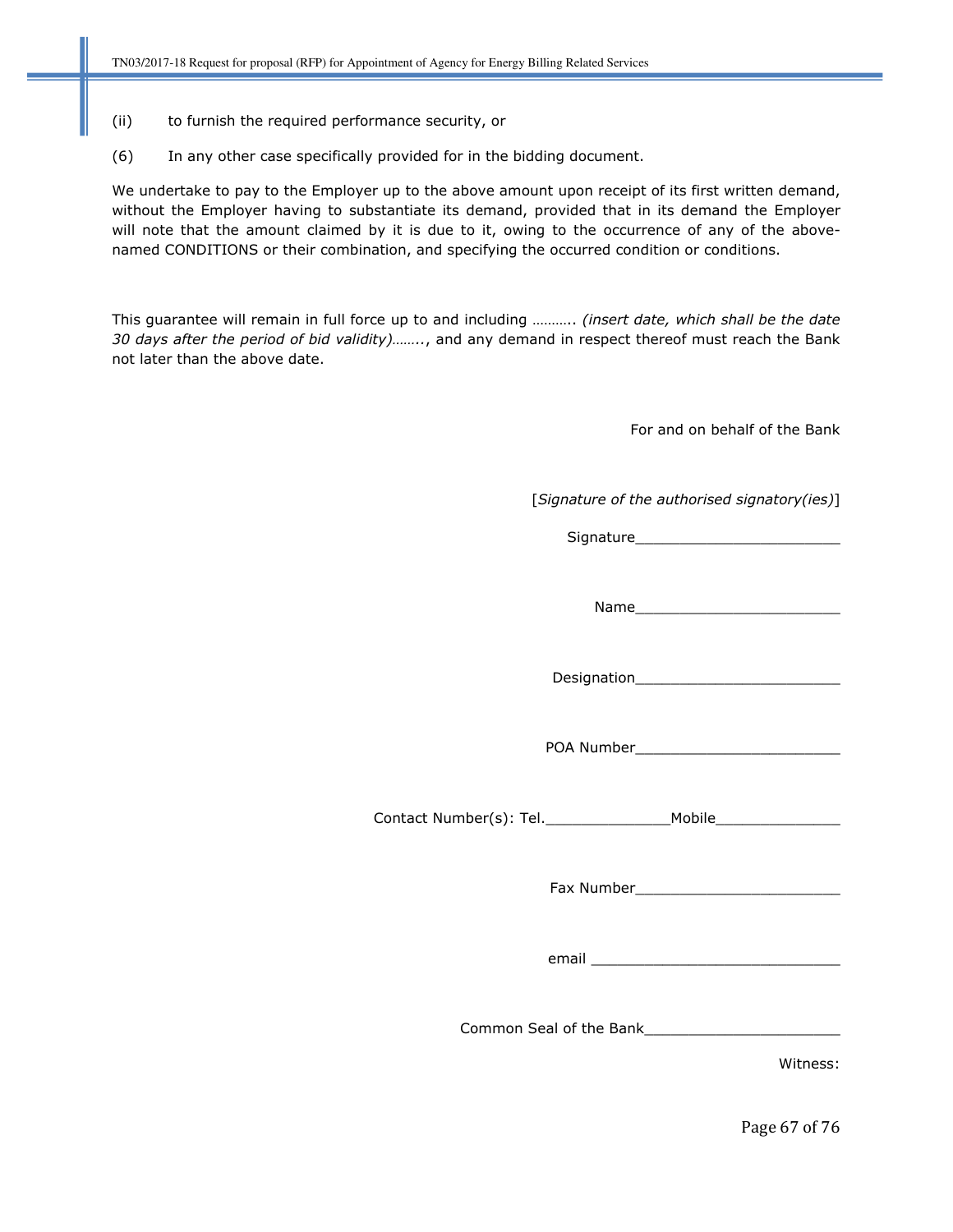(ii) to furnish the required performance security, or

(6) In any other case specifically provided for in the bidding document.

We undertake to pay to the Employer up to the above amount upon receipt of its first written demand, without the Employer having to substantiate its demand, provided that in its demand the Employer will note that the amount claimed by it is due to it, owing to the occurrence of any of the above-named CONDITIONS or their combination, and specifying the occurred condition or conditions.

This guarantee will remain in full force up to and including ……….. *(insert date, which shall be the date 30 days after the period of bid validity)……..*, and any demand in respect thereof must reach the Bank not later than the above date.

For and on behalf of the Bank

[*Signature of the authorised signatory(ies)*]

Signature________________________

Name________________________

Designation________________________

POA Number________________________

Contact Number(s): Tel.______________Mobile______________

Fax Number________________________

email _____________________________

Common Seal of the Bank______________________

Witness: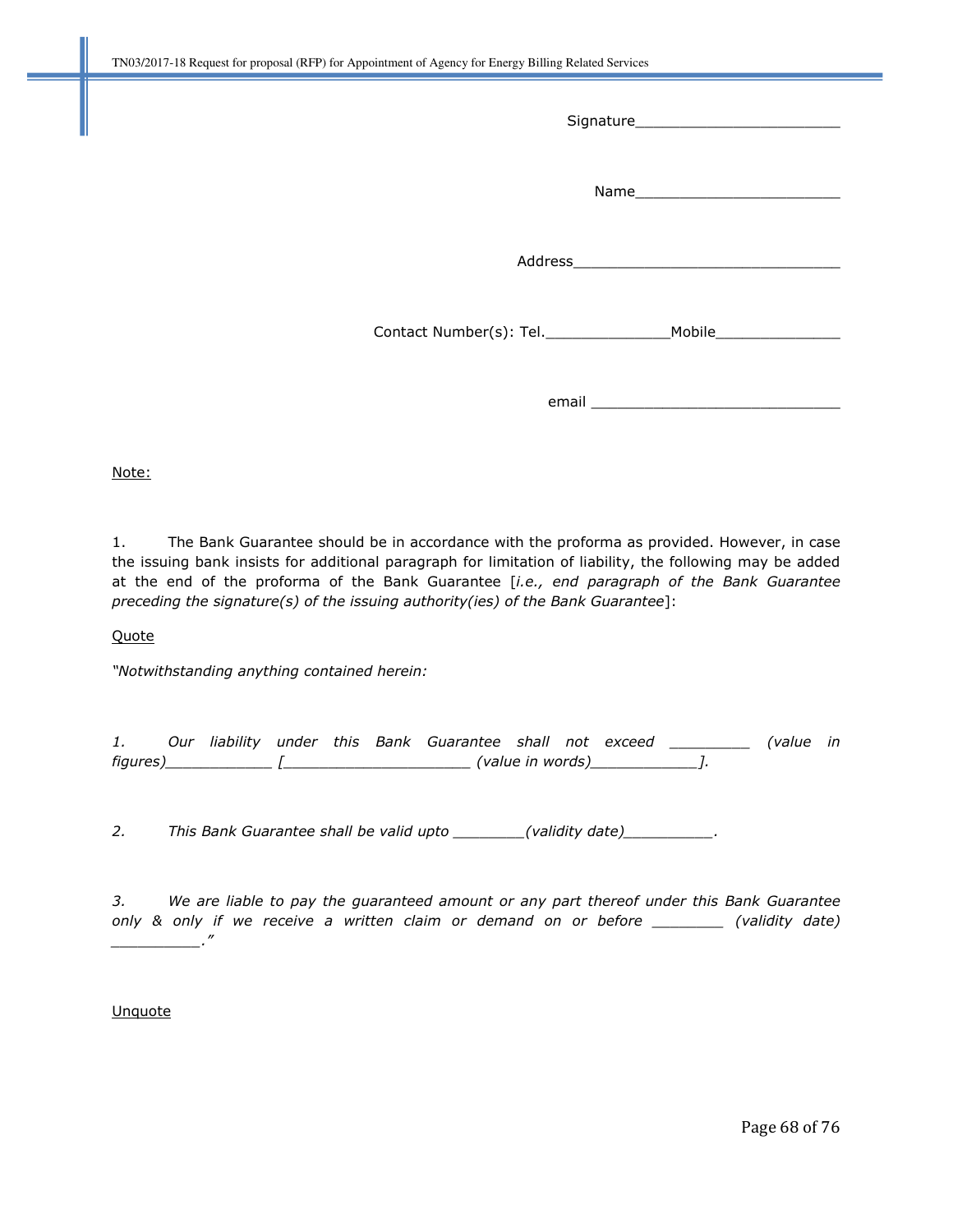Signature________________________

Name________________________

Address________________________________

Contact Number(s): Tel.______________Mobile______________

email _____________________________

Note:

1. The Bank Guarantee should be in accordance with the proforma as provided. However, in case the issuing bank insists for additional paragraph for limitation of liability, the following may be added at the end of the proforma of the Bank Guarantee [*i.e., end paragraph of the Bank Guarantee preceding the signature(s) of the issuing authority(ies) of the Bank Guarantee*]:

Quote

*"Notwithstanding anything contained herein:*

*1. Our liability under this Bank Guarantee shall not exceed _________ (value in figures)____________ [_____________________ (value in words)____________].*

*2. This Bank Guarantee shall be valid upto ________(validity date)__________.*

*3. We are liable to pay the guaranteed amount or any part thereof under this Bank Guarantee only & only if we receive a written claim or demand on or before ________ (validity date) __________."*

Unquote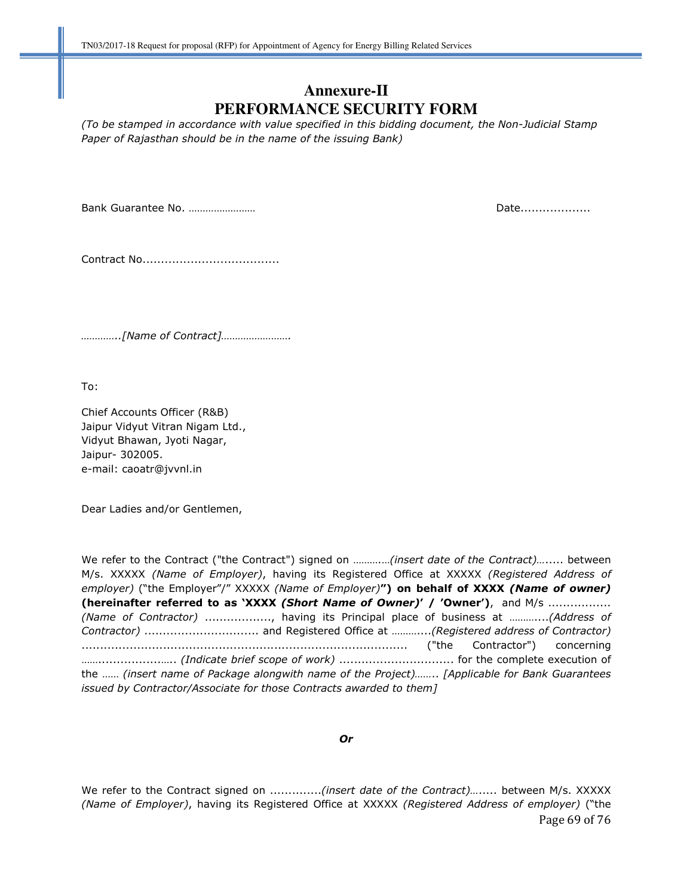# Annexure-II
# PERFORMANCE SECURITY FORM

*(To be stamped in accordance with value specified in this bidding document, the Non-Judicial Stamp Paper of Rajasthan should be in the name of the issuing Bank)*

Bank Guarantee No. ........................ Date..................

Contract No....................................

*…………..[Name of Contract]…………………….*

To:

Chief Accounts Officer (R&B)
Jaipur Vidyut Vitran Nigam Ltd.,
Vidyut Bhawan, Jyoti Nagar,
Jaipur- 302005.
e-mail: caoatr@jvvnl.in

Dear Ladies and/or Gentlemen,

We refer to the Contract ("the Contract") signed on …………*(insert date of the Contract)*….... between M/s. XXXXX *(Name of Employer)*, having its Registered Office at XXXXX *(Registered Address of employer)* ("the Employer"/" XXXXX *(Name of Employer)***") on behalf of XXXX *(Name of owner)* (hereinafter referred to as 'XXXX *(Short Name of Owner)*' / 'Owner')**, and M/s ................ *(Name of Contractor)* .................., having its Principal place of business at ………...*(Address of Contractor)* ............................... and Registered Office at ………...*(Registered address of Contractor)* ....................................................................................... ("the Contractor") concerning …….................….. *(Indicate brief scope of work)* .............................. for the complete execution of the …… *(insert name of Package alongwith name of the Project)*…….. *[Applicable for Bank Guarantees issued by Contractor/Associate for those Contracts awarded to them]*

***Or***

We refer to the Contract signed on .............*(insert date of the Contract)*…..... between M/s. XXXXX *(Name of Employer)*, having its Registered Office at XXXXX *(Registered Address of employer)* ("the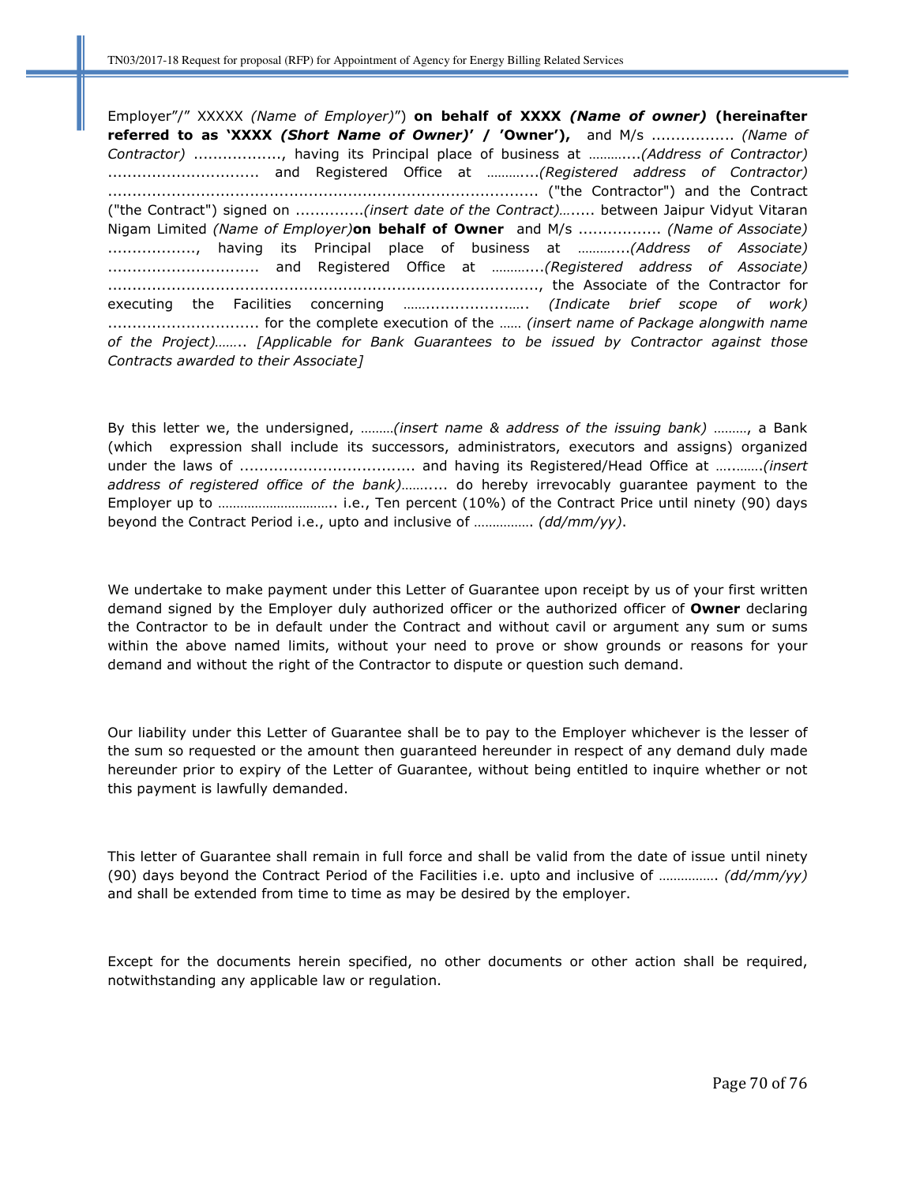Employer"/" XXXXX *(Name of Employer)*") **on behalf of XXXX *(Name of owner)* (hereinafter referred to as 'XXXX *(Short Name of Owner)*' / 'Owner'),** and M/s ................. *(Name of Contractor)* .................., having its Principal place of business at ………....*(Address of Contractor)* ............................... and Registered Office at ………....*(Registered address of Contractor)* ......................................................................................... ("the Contractor") and the Contract ("the Contract") signed on ..............*(insert date of the Contract)*….... between Jaipur Vidyut Vitaran Nigam Limited *(Name of Employer)***on behalf of Owner** and M/s ................. *(Name of Associate)* .................., having its Principal place of business at ………....*(Address of Associate)* ............................... and Registered Office at ………....*(Registered address of Associate)* ........................................................................................., the Associate of the Contractor for executing the Facilities concerning …….....................…. *(Indicate brief scope of work)* ............................... for the complete execution of the …… *(insert name of Package alongwith name of the Project)*…….. *[Applicable for Bank Guarantees to be issued by Contractor against those Contracts awarded to their Associate]*

By this letter we, the undersigned, ………*(insert name & address of the issuing bank)* ………, a Bank (which expression shall include its successors, administrators, executors and assigns) organized under the laws of .................................... and having its Registered/Head Office at ….…….*(insert address of registered office of the bank)*……..... do hereby irrevocably guarantee payment to the Employer up to ………………………….. i.e., Ten percent (10%) of the Contract Price until ninety (90) days beyond the Contract Period i.e., upto and inclusive of ……………. *(dd/mm/yy)*.

We undertake to make payment under this Letter of Guarantee upon receipt by us of your first written demand signed by the Employer duly authorized officer or the authorized officer of **Owner** declaring the Contractor to be in default under the Contract and without cavil or argument any sum or sums within the above named limits, without your need to prove or show grounds or reasons for your demand and without the right of the Contractor to dispute or question such demand.

Our liability under this Letter of Guarantee shall be to pay to the Employer whichever is the lesser of the sum so requested or the amount then guaranteed hereunder in respect of any demand duly made hereunder prior to expiry of the Letter of Guarantee, without being entitled to inquire whether or not this payment is lawfully demanded.

This letter of Guarantee shall remain in full force and shall be valid from the date of issue until ninety (90) days beyond the Contract Period of the Facilities i.e. upto and inclusive of ……………. *(dd/mm/yy)* and shall be extended from time to time as may be desired by the employer.

Except for the documents herein specified, no other documents or other action shall be required, notwithstanding any applicable law or regulation.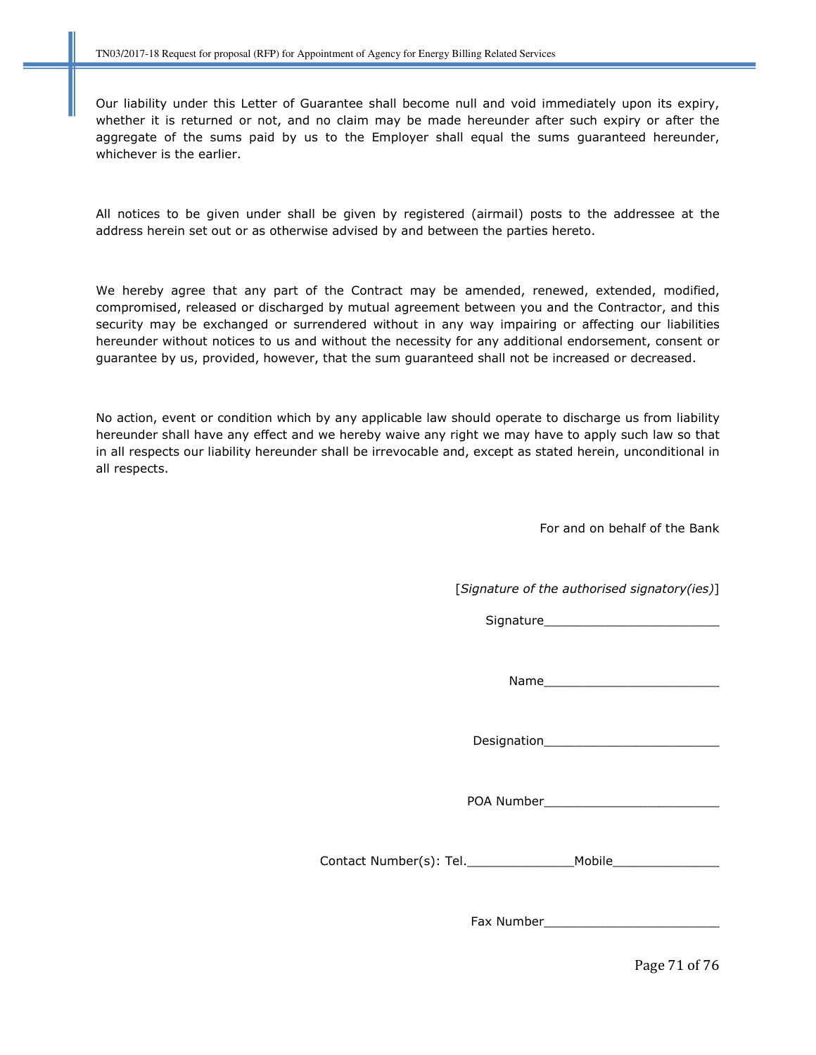Our liability under this Letter of Guarantee shall become null and void immediately upon its expiry, whether it is returned or not, and no claim may be made hereunder after such expiry or after the aggregate of the sums paid by us to the Employer shall equal the sums guaranteed hereunder, whichever is the earlier.

All notices to be given under shall be given by registered (airmail) posts to the addressee at the address herein set out or as otherwise advised by and between the parties hereto.

We hereby agree that any part of the Contract may be amended, renewed, extended, modified, compromised, released or discharged by mutual agreement between you and the Contractor, and this security may be exchanged or surrendered without in any way impairing or affecting our liabilities hereunder without notices to us and without the necessity for any additional endorsement, consent or guarantee by us, provided, however, that the sum guaranteed shall not be increased or decreased.

No action, event or condition which by any applicable law should operate to discharge us from liability hereunder shall have any effect and we hereby waive any right we may have to apply such law so that in all respects our liability hereunder shall be irrevocable and, except as stated herein, unconditional in all respects.

For and on behalf of the Bank

[*Signature of the authorised signatory(ies)*]

Signature________________________

Name________________________

Designation________________________

POA Number________________________

Contact Number(s): Tel.______________Mobile______________

Fax Number________________________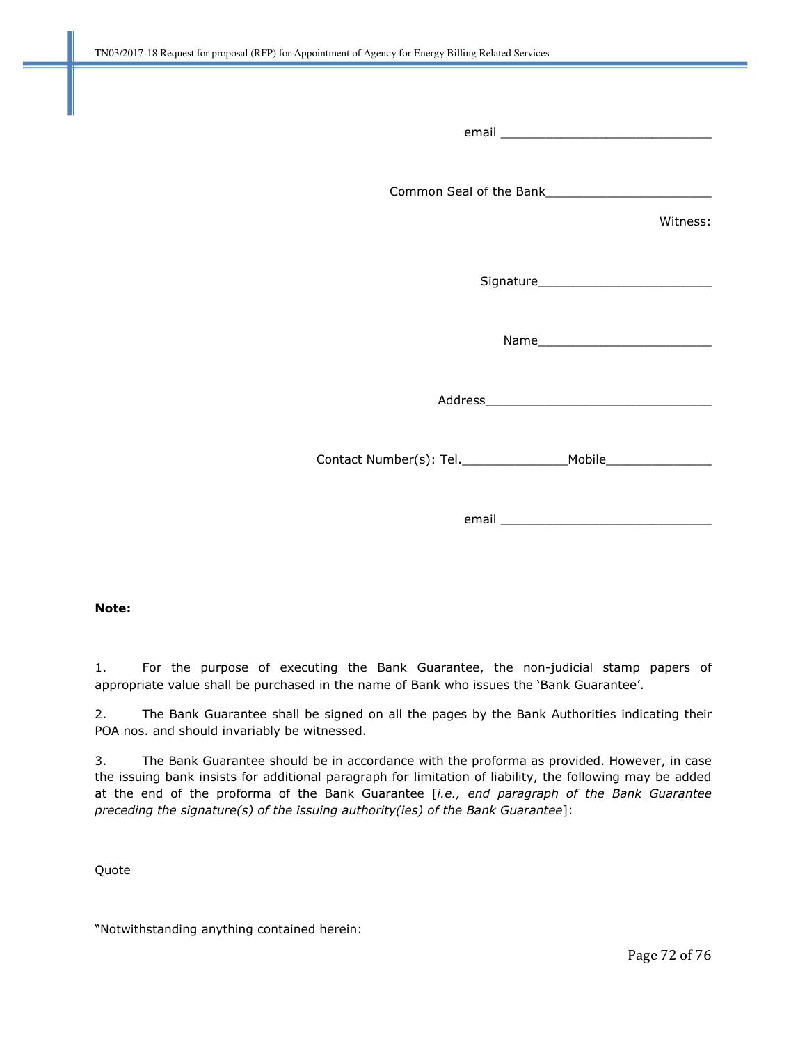email ____________________________

Common Seal of the Bank_____________________

Witness:

Signature______________________

Name______________________

Address______________________________

Contact Number(s): Tel.______________Mobile______________

email ____________________________

**Note:**

1. For the purpose of executing the Bank Guarantee, the non-judicial stamp papers of appropriate value shall be purchased in the name of Bank who issues the 'Bank Guarantee'.

2. The Bank Guarantee shall be signed on all the pages by the Bank Authorities indicating their POA nos. and should invariably be witnessed.

3. The Bank Guarantee should be in accordance with the proforma as provided. However, in case the issuing bank insists for additional paragraph for limitation of liability, the following may be added at the end of the proforma of the Bank Guarantee [*i.e., end paragraph of the Bank Guarantee preceding the signature(s) of the issuing authority(ies) of the Bank Guarantee*]:

<u>Quote</u>

"Notwithstanding anything contained herein: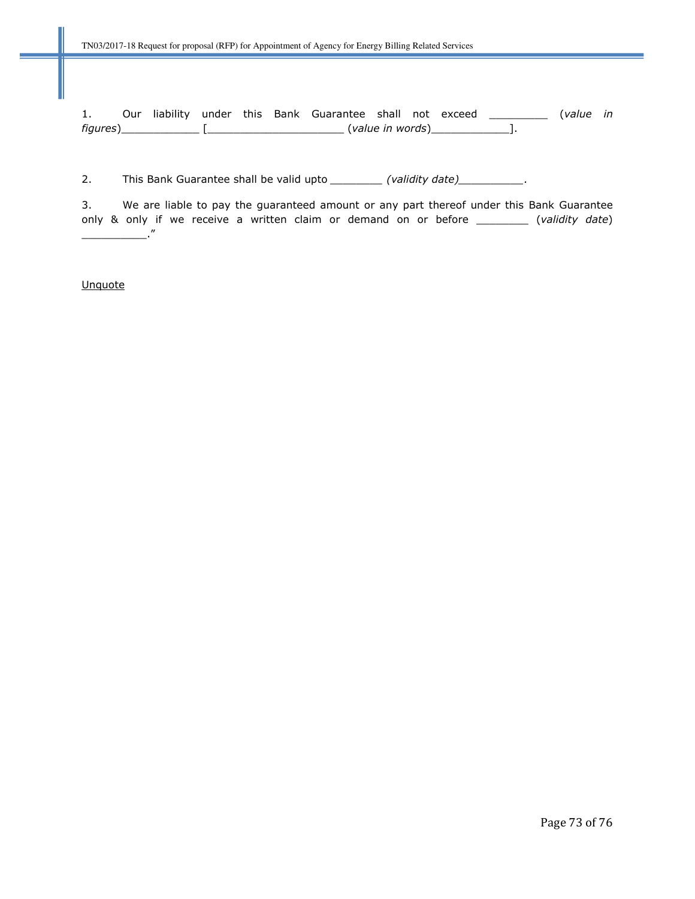1. Our liability under this Bank Guarantee shall not exceed _________ (*value in figures*)____________ [_____________________ (*value in words*)____________].

2. This Bank Guarantee shall be valid upto ________ *(validity date)*__________.

3. We are liable to pay the guaranteed amount or any part thereof under this Bank Guarantee only & only if we receive a written claim or demand on or before ________ (*validity date*) __________."

Unquote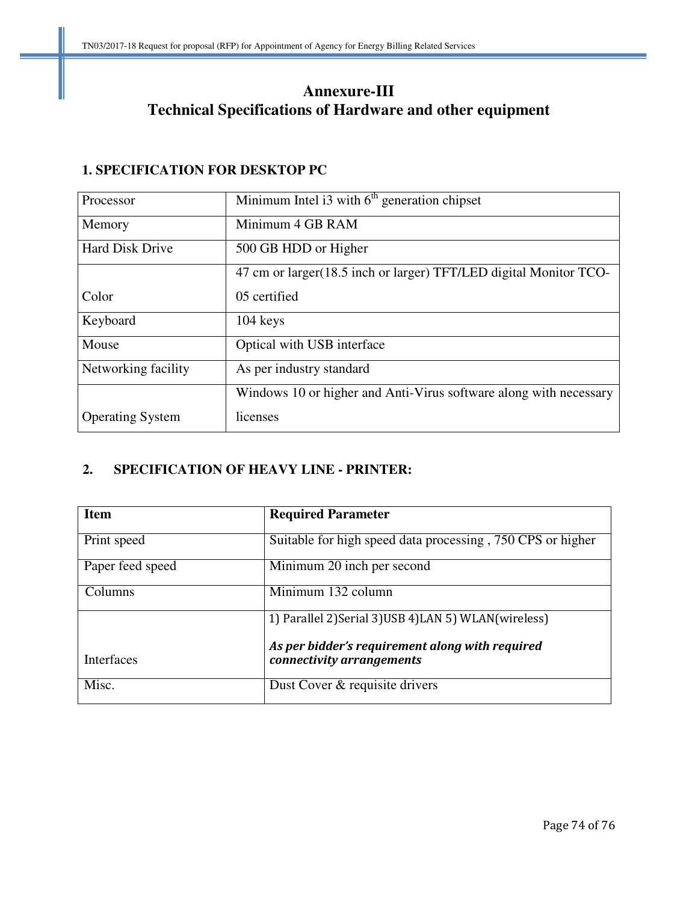# Annexure-III
# Technical Specifications of Hardware and other equipment

## 1. SPECIFICATION FOR DESKTOP PC

| | |
|---|---|
| Processor | Minimum Intel i3 with 6th generation chipset |
| Memory | Minimum 4 GB RAM |
| Hard Disk Drive | 500 GB HDD or Higher |
| Color | 47 cm or larger(18.5 inch or larger) TFT/LED digital Monitor TCO-05 certified |
| Keyboard | 104 keys |
| Mouse | Optical with USB interface |
| Networking facility | As per industry standard |
| Operating System | Windows 10 or higher and Anti-Virus software along with necessary licenses |

## 2. SPECIFICATION OF HEAVY LINE - PRINTER:

| Item | Required Parameter |
|---|---|
| Print speed | Suitable for high speed data processing , 750 CPS or higher |
| Paper feed speed | Minimum 20 inch per second |
| Columns | Minimum 132 column |
| Interfaces | 1) Parallel 2)Serial 3)USB 4)LAN 5) WLAN(wireless) ***As per bidder's requirement along with required connectivity arrangements*** |
| Misc. | Dust Cover & requisite drivers |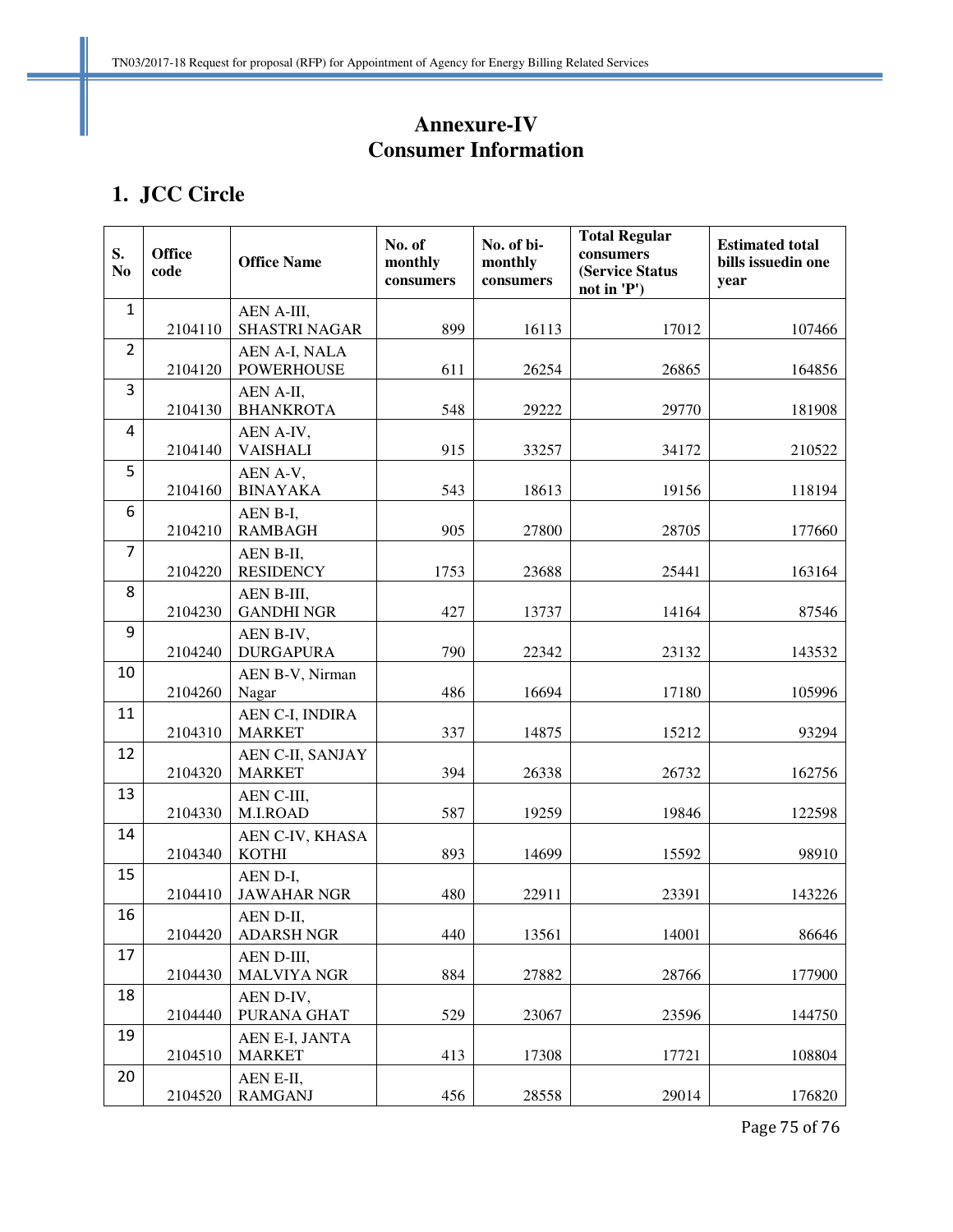# Annexure-IV
# Consumer Information

## 1. JCC Circle

| S. No | Office code | Office Name | No. of monthly consumers | No. of bi-monthly consumers | Total Regular consumers (Service Status not in 'P') | Estimated total bills issuedin one year |
|---|---|---|---|---|---|---|
| 1 | 2104110 | AEN A-III, SHASTRI NAGAR | 899 | 16113 | 17012 | 107466 |
| 2 | 2104120 | AEN A-I, NALA POWERHOUSE | 611 | 26254 | 26865 | 164856 |
| 3 | 2104130 | AEN A-II, BHANKROTA | 548 | 29222 | 29770 | 181908 |
| 4 | 2104140 | AEN A-IV, VAISHALI | 915 | 33257 | 34172 | 210522 |
| 5 | 2104160 | AEN A-V, BINAYAKA | 543 | 18613 | 19156 | 118194 |
| 6 | 2104210 | AEN B-I, RAMBAGH | 905 | 27800 | 28705 | 177660 |
| 7 | 2104220 | AEN B-II, RESIDENCY | 1753 | 23688 | 25441 | 163164 |
| 8 | 2104230 | AEN B-III, GANDHI NGR | 427 | 13737 | 14164 | 87546 |
| 9 | 2104240 | AEN B-IV, DURGAPURA | 790 | 22342 | 23132 | 143532 |
| 10 | 2104260 | AEN B-V, Nirman Nagar | 486 | 16694 | 17180 | 105996 |
| 11 | 2104310 | AEN C-I, INDIRA MARKET | 337 | 14875 | 15212 | 93294 |
| 12 | 2104320 | AEN C-II, SANJAY MARKET | 394 | 26338 | 26732 | 162756 |
| 13 | 2104330 | AEN C-III, M.I.ROAD | 587 | 19259 | 19846 | 122598 |
| 14 | 2104340 | AEN C-IV, KHASA KOTHI | 893 | 14699 | 15592 | 98910 |
| 15 | 2104410 | AEN D-I, JAWAHAR NGR | 480 | 22911 | 23391 | 143226 |
| 16 | 2104420 | AEN D-II, ADARSH NGR | 440 | 13561 | 14001 | 86646 |
| 17 | 2104430 | AEN D-III, MALVIYA NGR | 884 | 27882 | 28766 | 177900 |
| 18 | 2104440 | AEN D-IV, PURANA GHAT | 529 | 23067 | 23596 | 144750 |
| 19 | 2104510 | AEN E-I, JANTA MARKET | 413 | 17308 | 17721 | 108804 |
| 20 | 2104520 | AEN E-II, RAMGANJ | 456 | 28558 | 29014 | 176820 |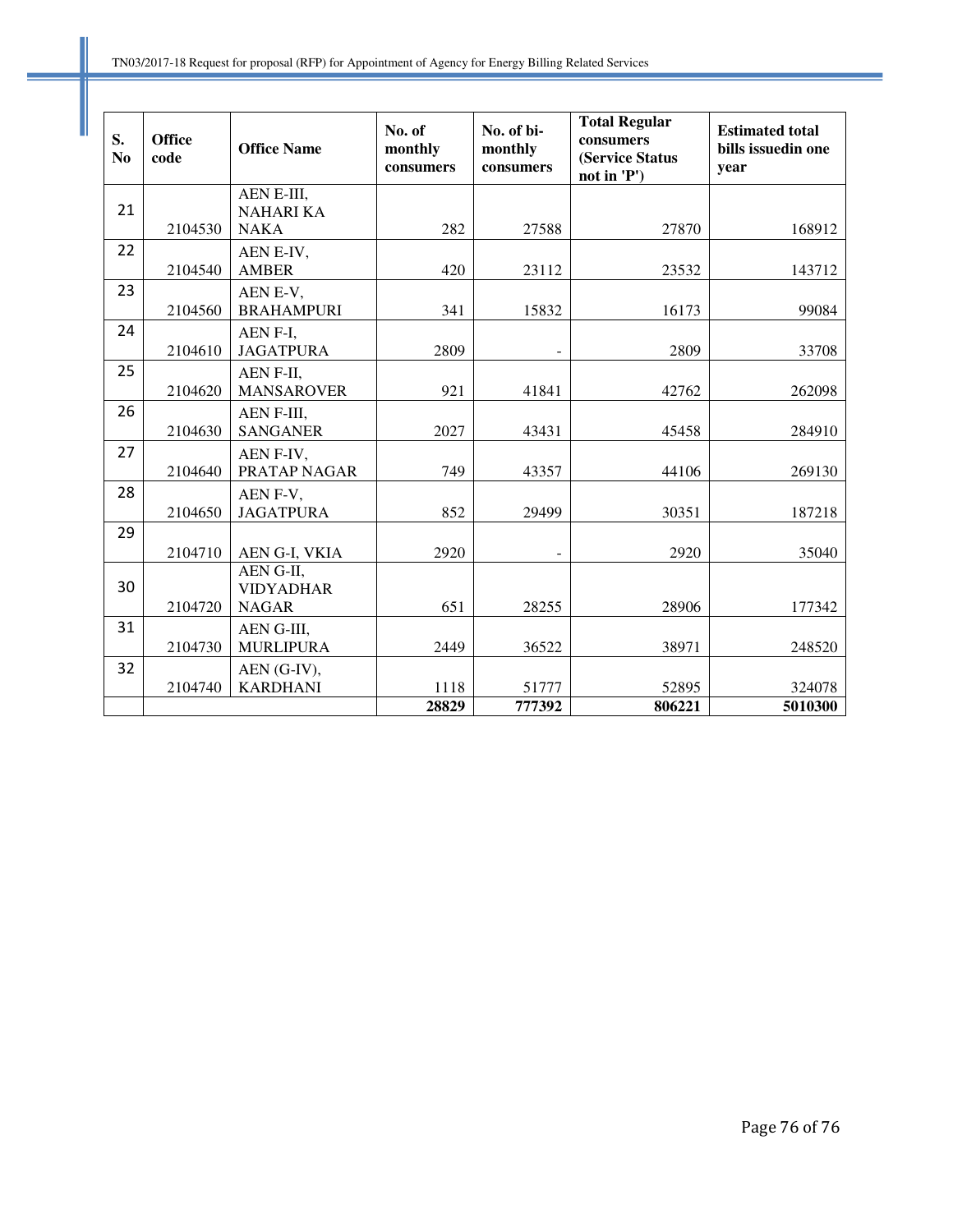| S. No | Office code | Office Name | No. of monthly consumers | No. of bi-monthly consumers | Total Regular consumers (Service Status not in 'P') | Estimated total bills issuedin one year |
|---|---|---|---|---|---|---|
| 21 | 2104530 | AEN E-III, NAHARI KA NAKA | 282 | 27588 | 27870 | 168912 |
| 22 | 2104540 | AEN E-IV, AMBER | 420 | 23112 | 23532 | 143712 |
| 23 | 2104560 | AEN E-V, BRAHAMPURI | 341 | 15832 | 16173 | 99084 |
| 24 | 2104610 | AEN F-I, JAGATPURA | 2809 | - | 2809 | 33708 |
| 25 | 2104620 | AEN F-II, MANSAROVER | 921 | 41841 | 42762 | 262098 |
| 26 | 2104630 | AEN F-III, SANGANER | 2027 | 43431 | 45458 | 284910 |
| 27 | 2104640 | AEN F-IV, PRATAP NAGAR | 749 | 43357 | 44106 | 269130 |
| 28 | 2104650 | AEN F-V, JAGATPURA | 852 | 29499 | 30351 | 187218 |
| 29 | 2104710 | AEN G-I, VKIA | 2920 | - | 2920 | 35040 |
| 30 | 2104720 | AEN G-II, VIDYADHAR NAGAR | 651 | 28255 | 28906 | 177342 |
| 31 | 2104730 | AEN G-III, MURLIPURA | 2449 | 36522 | 38971 | 248520 |
| 32 | 2104740 | AEN (G-IV), KARDHANI | 1118 | 51777 | 52895 | 324078 |
| | | | **28829** | **777392** | **806221** | **5010300** |